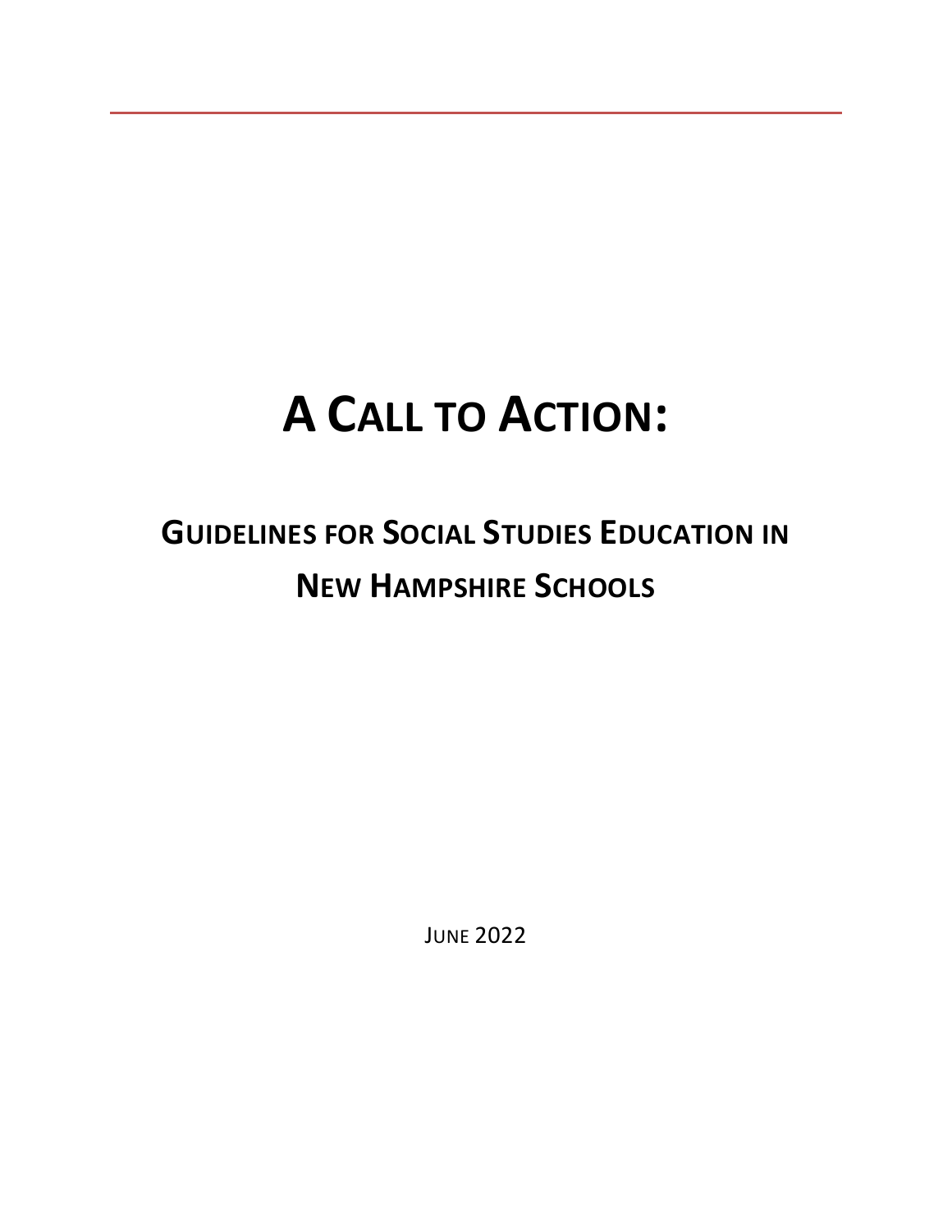# A Call to Action:

## Guidelines for Social Studies Education in New Hampshire Schools

June 2022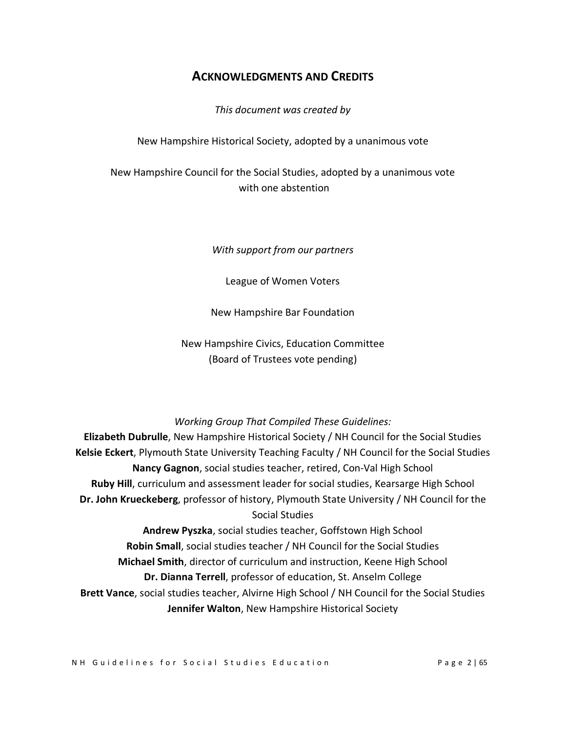## Acknowledgments and Credits

*This document was created by*

New Hampshire Historical Society, adopted by a unanimous vote

New Hampshire Council for the Social Studies, adopted by a unanimous vote with one abstention

*With support from our partners*

League of Women Voters

New Hampshire Bar Foundation

New Hampshire Civics, Education Committee
(Board of Trustees vote pending)

*Working Group That Compiled These Guidelines:*

**Elizabeth Dubrulle**, New Hampshire Historical Society / NH Council for the Social Studies
**Kelsie Eckert**, Plymouth State University Teaching Faculty / NH Council for the Social Studies
**Nancy Gagnon**, social studies teacher, retired, Con-Val High School
**Ruby Hill**, curriculum and assessment leader for social studies, Kearsarge High School
**Dr. John Krueckeberg**, professor of history, Plymouth State University / NH Council for the Social Studies
**Andrew Pyszka**, social studies teacher, Goffstown High School
**Robin Small**, social studies teacher / NH Council for the Social Studies
**Michael Smith**, director of curriculum and instruction, Keene High School
**Dr. Dianna Terrell**, professor of education, St. Anselm College
**Brett Vance**, social studies teacher, Alvirne High School / NH Council for the Social Studies
**Jennifer Walton**, New Hampshire Historical Society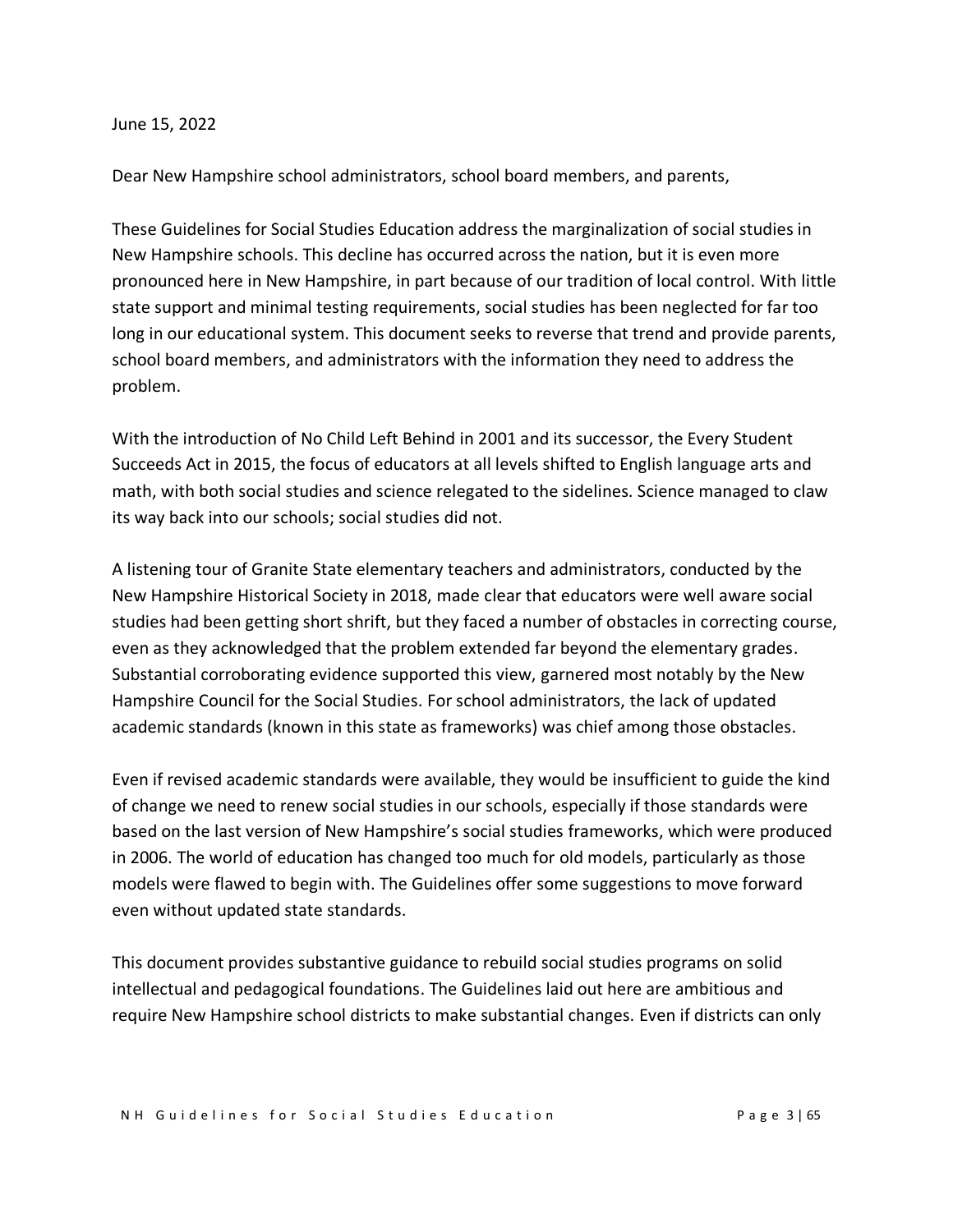June 15, 2022

Dear New Hampshire school administrators, school board members, and parents,

These Guidelines for Social Studies Education address the marginalization of social studies in New Hampshire schools. This decline has occurred across the nation, but it is even more pronounced here in New Hampshire, in part because of our tradition of local control. With little state support and minimal testing requirements, social studies has been neglected for far too long in our educational system. This document seeks to reverse that trend and provide parents, school board members, and administrators with the information they need to address the problem.

With the introduction of No Child Left Behind in 2001 and its successor, the Every Student Succeeds Act in 2015, the focus of educators at all levels shifted to English language arts and math, with both social studies and science relegated to the sidelines. Science managed to claw its way back into our schools; social studies did not.

A listening tour of Granite State elementary teachers and administrators, conducted by the New Hampshire Historical Society in 2018, made clear that educators were well aware social studies had been getting short shrift, but they faced a number of obstacles in correcting course, even as they acknowledged that the problem extended far beyond the elementary grades. Substantial corroborating evidence supported this view, garnered most notably by the New Hampshire Council for the Social Studies. For school administrators, the lack of updated academic standards (known in this state as frameworks) was chief among those obstacles.

Even if revised academic standards were available, they would be insufficient to guide the kind of change we need to renew social studies in our schools, especially if those standards were based on the last version of New Hampshire's social studies frameworks, which were produced in 2006. The world of education has changed too much for old models, particularly as those models were flawed to begin with. The Guidelines offer some suggestions to move forward even without updated state standards.

This document provides substantive guidance to rebuild social studies programs on solid intellectual and pedagogical foundations. The Guidelines laid out here are ambitious and require New Hampshire school districts to make substantial changes. Even if districts can only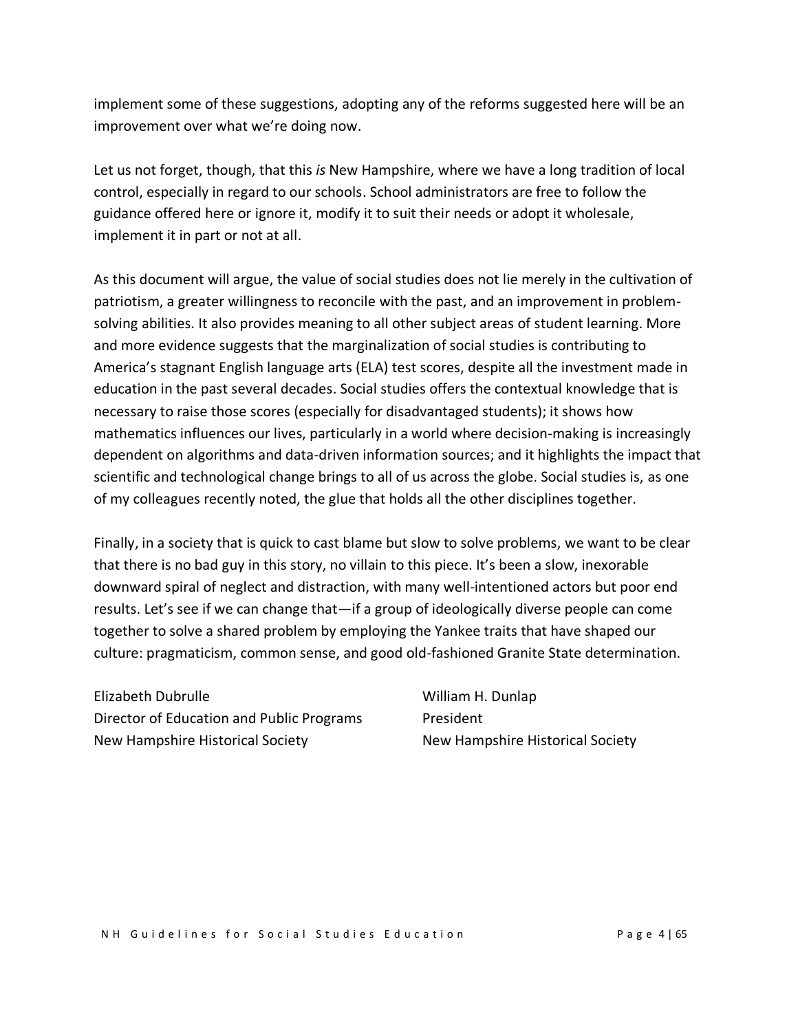implement some of these suggestions, adopting any of the reforms suggested here will be an improvement over what we're doing now.

Let us not forget, though, that this *is* New Hampshire, where we have a long tradition of local control, especially in regard to our schools. School administrators are free to follow the guidance offered here or ignore it, modify it to suit their needs or adopt it wholesale, implement it in part or not at all.

As this document will argue, the value of social studies does not lie merely in the cultivation of patriotism, a greater willingness to reconcile with the past, and an improvement in problem-solving abilities. It also provides meaning to all other subject areas of student learning. More and more evidence suggests that the marginalization of social studies is contributing to America's stagnant English language arts (ELA) test scores, despite all the investment made in education in the past several decades. Social studies offers the contextual knowledge that is necessary to raise those scores (especially for disadvantaged students); it shows how mathematics influences our lives, particularly in a world where decision-making is increasingly dependent on algorithms and data-driven information sources; and it highlights the impact that scientific and technological change brings to all of us across the globe. Social studies is, as one of my colleagues recently noted, the glue that holds all the other disciplines together.

Finally, in a society that is quick to cast blame but slow to solve problems, we want to be clear that there is no bad guy in this story, no villain to this piece. It's been a slow, inexorable downward spiral of neglect and distraction, with many well-intentioned actors but poor end results. Let's see if we can change that—if a group of ideologically diverse people can come together to solve a shared problem by employing the Yankee traits that have shaped our culture: pragmaticism, common sense, and good old-fashioned Granite State determination.

Elizabeth Dubrulle
Director of Education and Public Programs
New Hampshire Historical Society

William H. Dunlap
President
New Hampshire Historical Society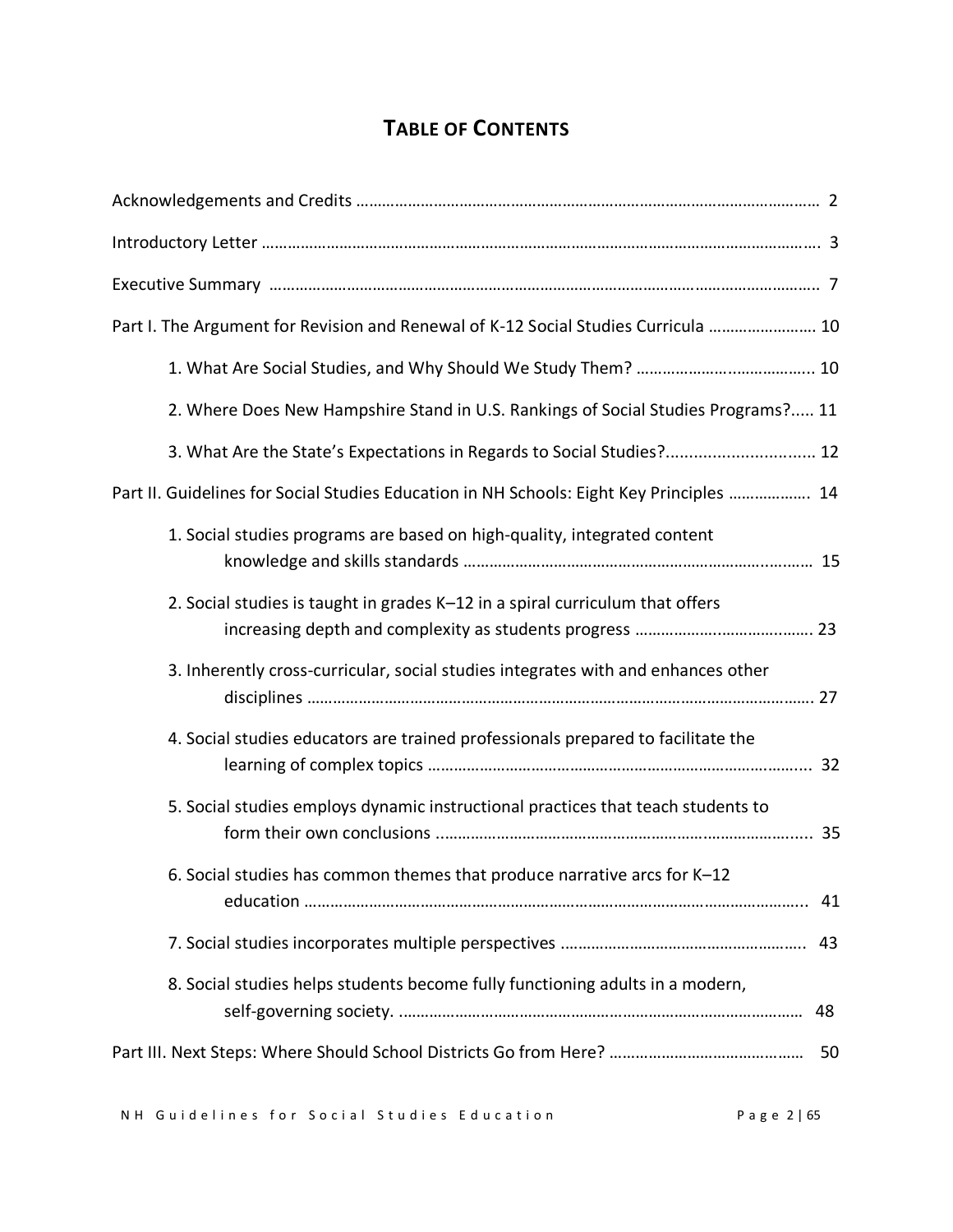# TABLE OF CONTENTS

Acknowledgements and Credits ………………………………………………………………………………………… 2

Introductory Letter ………………………………………………………………………………………………………… 3

Executive Summary ……………………………………………………………………………………………………….. 7

Part I. The Argument for Revision and Renewal of K-12 Social Studies Curricula …………………… 10

- 1. What Are Social Studies, and Why Should We Study Them? ………………….……………….. 10
- 2. Where Does New Hampshire Stand in U.S. Rankings of Social Studies Programs?..... 11
- 3. What Are the State's Expectations in Regards to Social Studies?................................ 12

Part II. Guidelines for Social Studies Education in NH Schools: Eight Key Principles ………………. 14

- 1. Social studies programs are based on high-quality, integrated content knowledge and skills standards ……………………………………………………………..……… 15
- 2. Social studies is taught in grades K–12 in a spiral curriculum that offers increasing depth and complexity as students progress ……………….………………... 23
- 3. Inherently cross-curricular, social studies integrates with and enhances other disciplines ……………………………………………………………………………………………….. 27
- 4. Social studies educators are trained professionals prepared to facilitate the learning of complex topics ………………………………………………………………………….... 32
- 5. Social studies employs dynamic instructional practices that teach students to form their own conclusions ..................................................................................... 35
- 6. Social studies has common themes that produce narrative arcs for K–12 education ……………………………………………………………………………………………... 41
- 7. Social studies incorporates multiple perspectives ……………………………………………….. 43
- 8. Social studies helps students become fully functioning adults in a modern, self-governing society. ………………………………………………………………………………… 48

Part III. Next Steps: Where Should School Districts Go from Here? ……………………………………… 50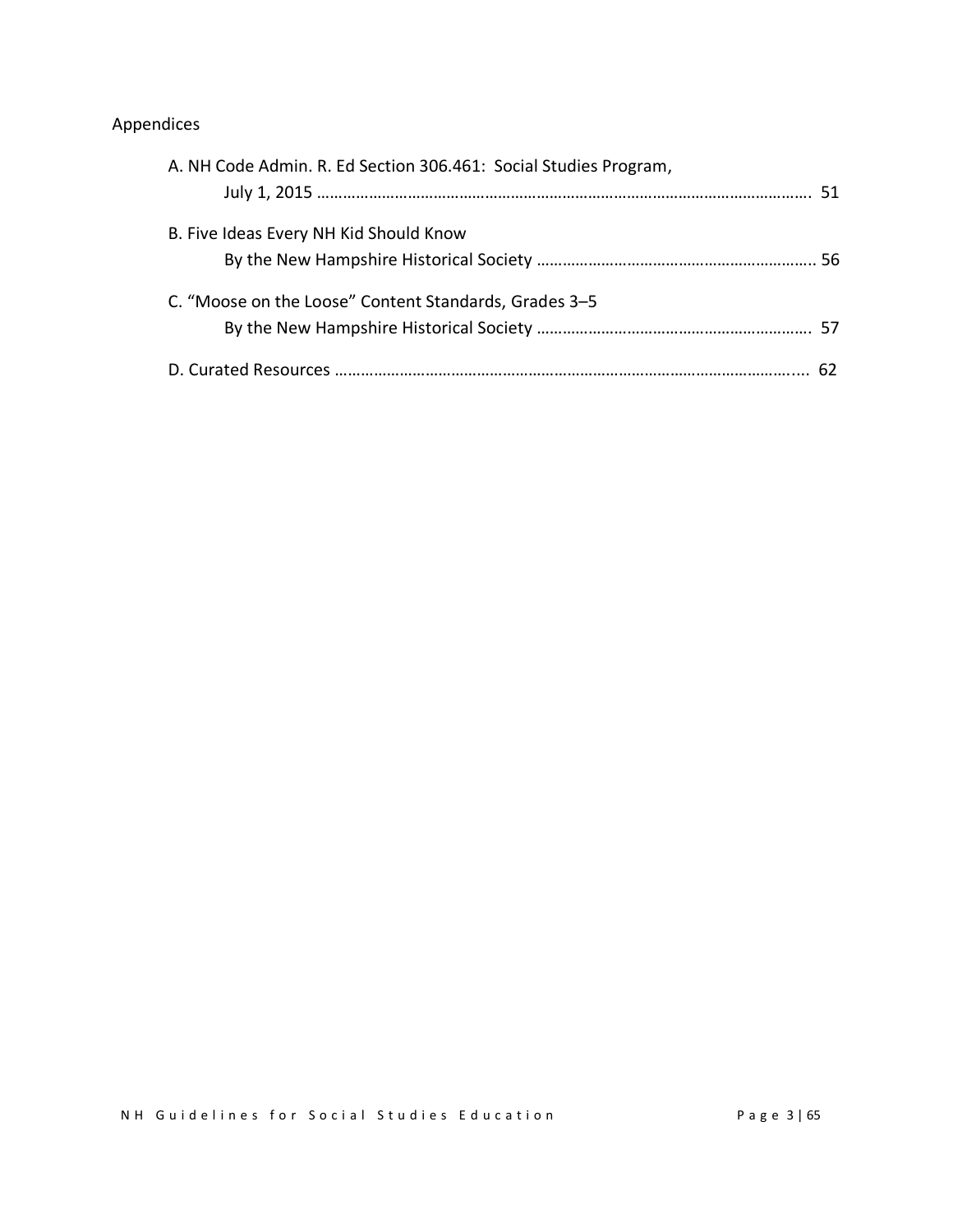Appendices

A. NH Code Admin. R. Ed Section 306.461: Social Studies Program, July 1, 2015 ……………………………………………………………………………………………………… 51

B. Five Ideas Every NH Kid Should Know By the New Hampshire Historical Society ………………………………………………………. 56

C. "Moose on the Loose" Content Standards, Grades 3–5 By the New Hampshire Historical Society ……………………………………………………… 57

D. Curated Resources ……………………………………………………………………………………………….... 62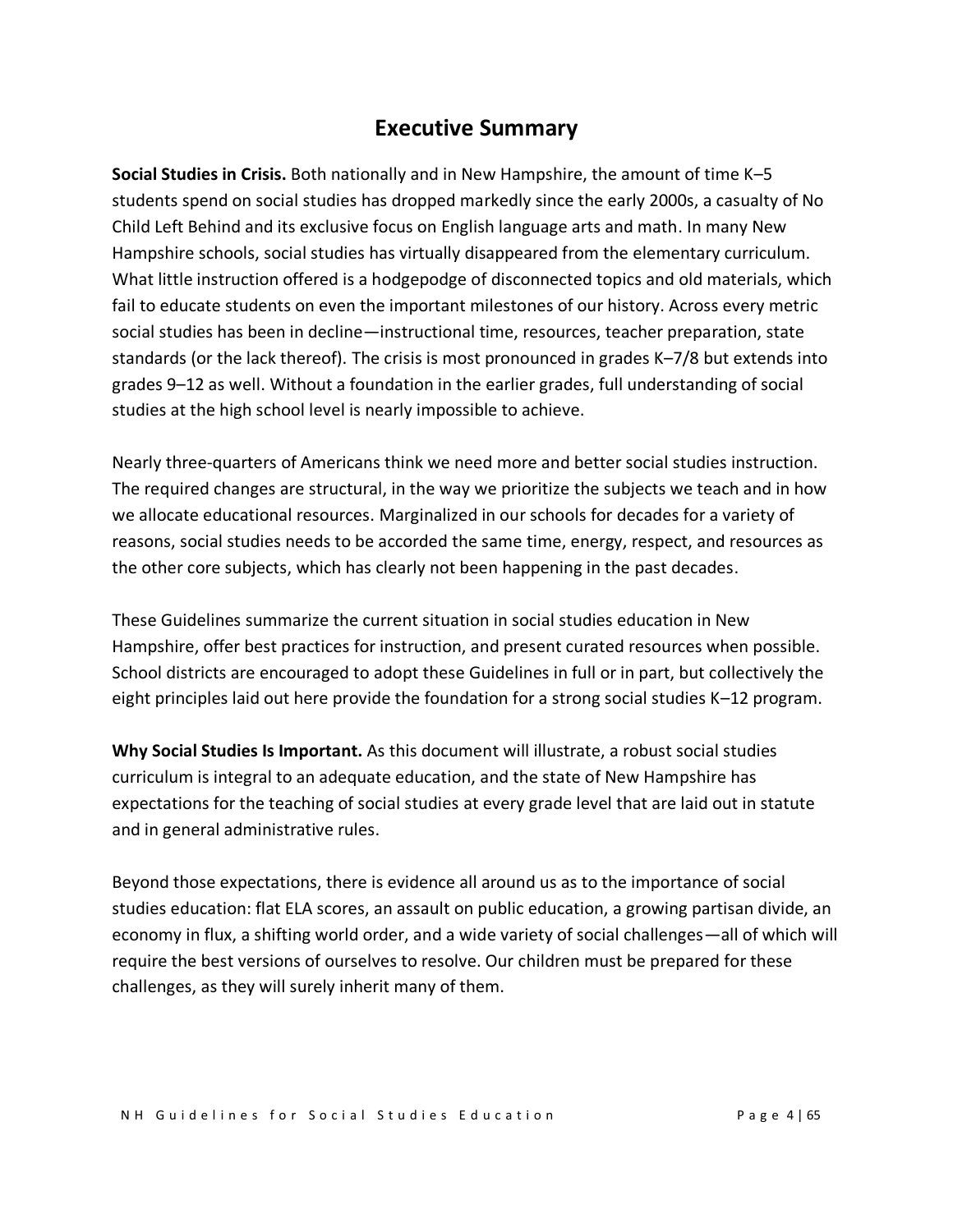# Executive Summary

**Social Studies in Crisis.** Both nationally and in New Hampshire, the amount of time K–5 students spend on social studies has dropped markedly since the early 2000s, a casualty of No Child Left Behind and its exclusive focus on English language arts and math. In many New Hampshire schools, social studies has virtually disappeared from the elementary curriculum. What little instruction offered is a hodgepodge of disconnected topics and old materials, which fail to educate students on even the important milestones of our history. Across every metric social studies has been in decline—instructional time, resources, teacher preparation, state standards (or the lack thereof). The crisis is most pronounced in grades K–7/8 but extends into grades 9–12 as well. Without a foundation in the earlier grades, full understanding of social studies at the high school level is nearly impossible to achieve.

Nearly three-quarters of Americans think we need more and better social studies instruction. The required changes are structural, in the way we prioritize the subjects we teach and in how we allocate educational resources. Marginalized in our schools for decades for a variety of reasons, social studies needs to be accorded the same time, energy, respect, and resources as the other core subjects, which has clearly not been happening in the past decades.

These Guidelines summarize the current situation in social studies education in New Hampshire, offer best practices for instruction, and present curated resources when possible. School districts are encouraged to adopt these Guidelines in full or in part, but collectively the eight principles laid out here provide the foundation for a strong social studies K–12 program.

**Why Social Studies Is Important.** As this document will illustrate, a robust social studies curriculum is integral to an adequate education, and the state of New Hampshire has expectations for the teaching of social studies at every grade level that are laid out in statute and in general administrative rules.

Beyond those expectations, there is evidence all around us as to the importance of social studies education: flat ELA scores, an assault on public education, a growing partisan divide, an economy in flux, a shifting world order, and a wide variety of social challenges—all of which will require the best versions of ourselves to resolve. Our children must be prepared for these challenges, as they will surely inherit many of them.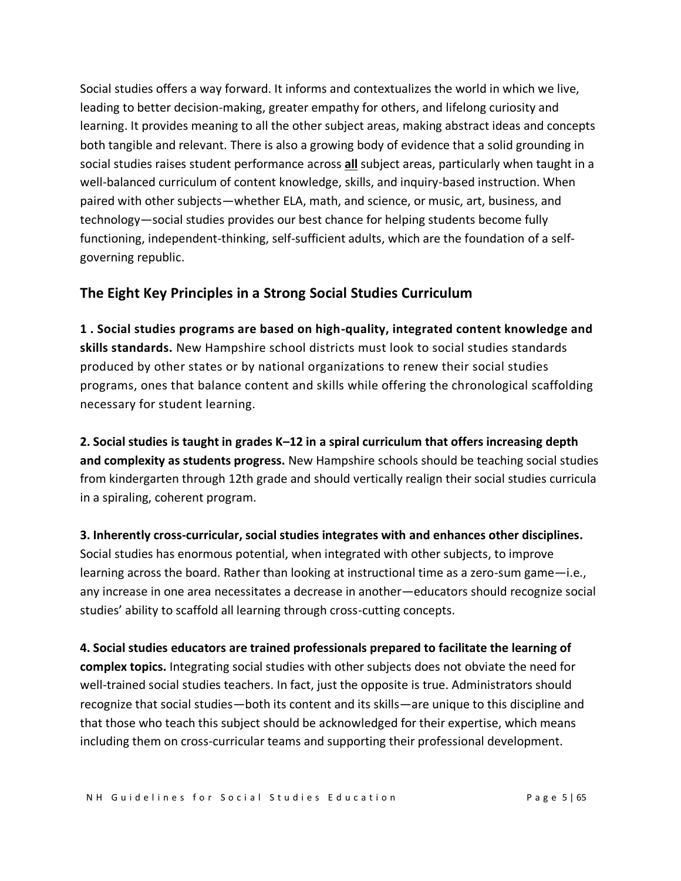Social studies offers a way forward. It informs and contextualizes the world in which we live, leading to better decision-making, greater empathy for others, and lifelong curiosity and learning. It provides meaning to all the other subject areas, making abstract ideas and concepts both tangible and relevant. There is also a growing body of evidence that a solid grounding in social studies raises student performance across **all** subject areas, particularly when taught in a well-balanced curriculum of content knowledge, skills, and inquiry-based instruction. When paired with other subjects—whether ELA, math, and science, or music, art, business, and technology—social studies provides our best chance for helping students become fully functioning, independent-thinking, self-sufficient adults, which are the foundation of a self-governing republic.

## The Eight Key Principles in a Strong Social Studies Curriculum

**1 . Social studies programs are based on high-quality, integrated content knowledge and skills standards.** New Hampshire school districts must look to social studies standards produced by other states or by national organizations to renew their social studies programs, ones that balance content and skills while offering the chronological scaffolding necessary for student learning.

**2. Social studies is taught in grades K–12 in a spiral curriculum that offers increasing depth and complexity as students progress.** New Hampshire schools should be teaching social studies from kindergarten through 12th grade and should vertically realign their social studies curricula in a spiraling, coherent program.

**3. Inherently cross-curricular, social studies integrates with and enhances other disciplines.** Social studies has enormous potential, when integrated with other subjects, to improve learning across the board. Rather than looking at instructional time as a zero-sum game—i.e., any increase in one area necessitates a decrease in another—educators should recognize social studies' ability to scaffold all learning through cross-cutting concepts.

**4. Social studies educators are trained professionals prepared to facilitate the learning of complex topics.** Integrating social studies with other subjects does not obviate the need for well-trained social studies teachers. In fact, just the opposite is true. Administrators should recognize that social studies—both its content and its skills—are unique to this discipline and that those who teach this subject should be acknowledged for their expertise, which means including them on cross-curricular teams and supporting their professional development.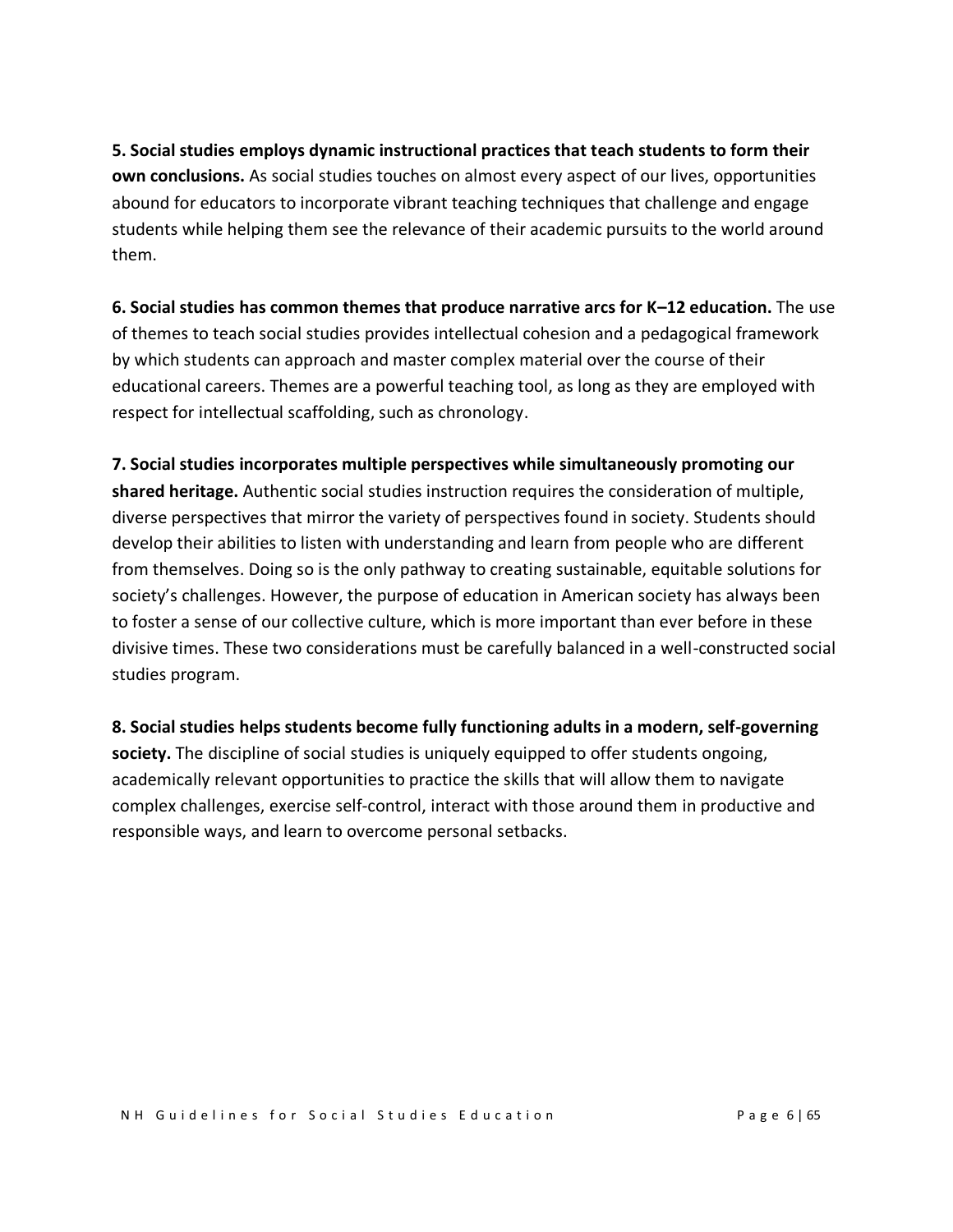**5. Social studies employs dynamic instructional practices that teach students to form their own conclusions.** As social studies touches on almost every aspect of our lives, opportunities abound for educators to incorporate vibrant teaching techniques that challenge and engage students while helping them see the relevance of their academic pursuits to the world around them.

**6. Social studies has common themes that produce narrative arcs for K–12 education.** The use of themes to teach social studies provides intellectual cohesion and a pedagogical framework by which students can approach and master complex material over the course of their educational careers. Themes are a powerful teaching tool, as long as they are employed with respect for intellectual scaffolding, such as chronology.

**7. Social studies incorporates multiple perspectives while simultaneously promoting our shared heritage.** Authentic social studies instruction requires the consideration of multiple, diverse perspectives that mirror the variety of perspectives found in society. Students should develop their abilities to listen with understanding and learn from people who are different from themselves. Doing so is the only pathway to creating sustainable, equitable solutions for society's challenges. However, the purpose of education in American society has always been to foster a sense of our collective culture, which is more important than ever before in these divisive times. These two considerations must be carefully balanced in a well-constructed social studies program.

**8. Social studies helps students become fully functioning adults in a modern, self-governing society.** The discipline of social studies is uniquely equipped to offer students ongoing, academically relevant opportunities to practice the skills that will allow them to navigate complex challenges, exercise self-control, interact with those around them in productive and responsible ways, and learn to overcome personal setbacks.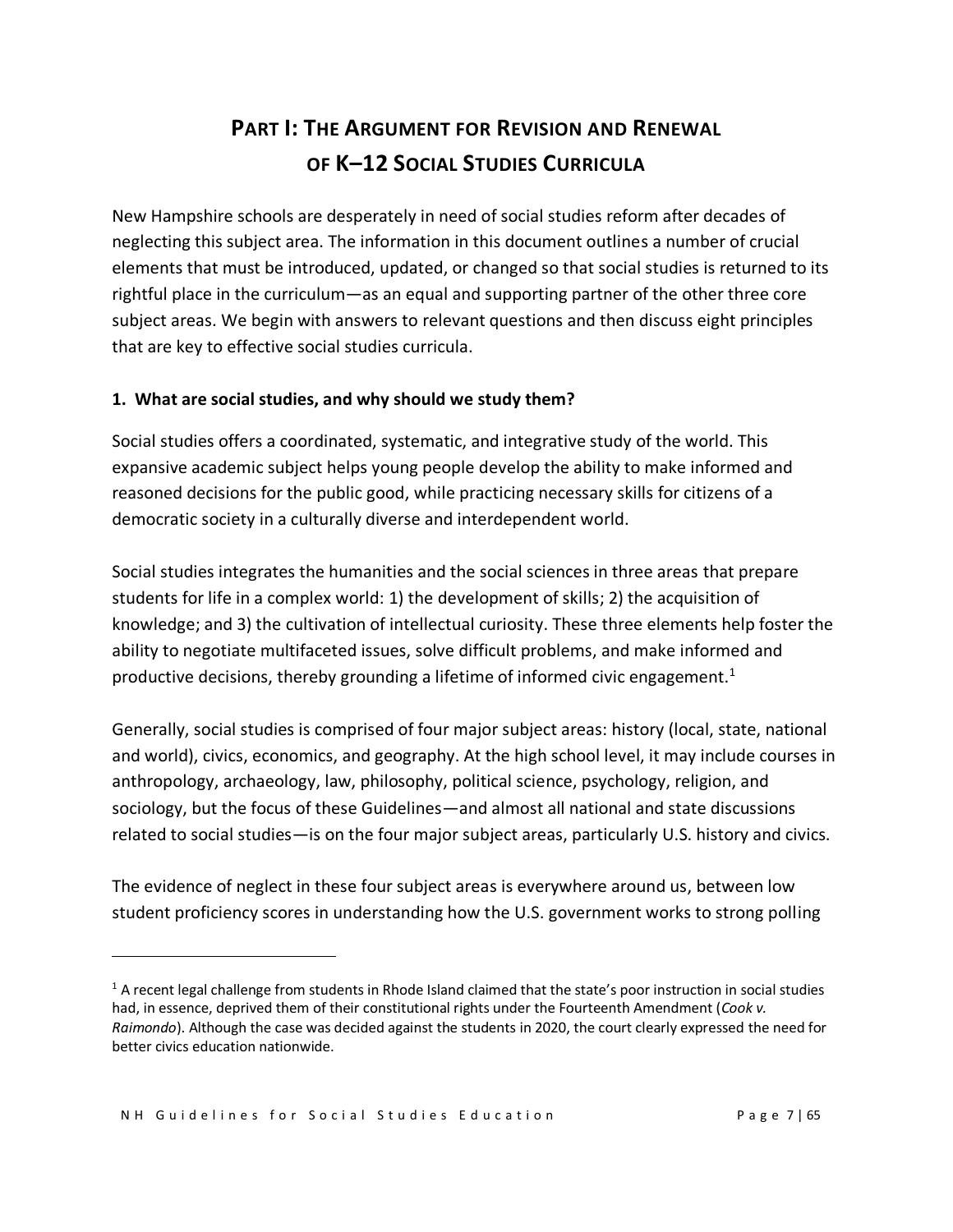# PART I: THE ARGUMENT FOR REVISION AND RENEWAL OF K–12 SOCIAL STUDIES CURRICULA

New Hampshire schools are desperately in need of social studies reform after decades of neglecting this subject area. The information in this document outlines a number of crucial elements that must be introduced, updated, or changed so that social studies is returned to its rightful place in the curriculum—as an equal and supporting partner of the other three core subject areas. We begin with answers to relevant questions and then discuss eight principles that are key to effective social studies curricula.

### 1. What are social studies, and why should we study them?

Social studies offers a coordinated, systematic, and integrative study of the world. This expansive academic subject helps young people develop the ability to make informed and reasoned decisions for the public good, while practicing necessary skills for citizens of a democratic society in a culturally diverse and interdependent world.

Social studies integrates the humanities and the social sciences in three areas that prepare students for life in a complex world: 1) the development of skills; 2) the acquisition of knowledge; and 3) the cultivation of intellectual curiosity. These three elements help foster the ability to negotiate multifaceted issues, solve difficult problems, and make informed and productive decisions, thereby grounding a lifetime of informed civic engagement.[1]

Generally, social studies is comprised of four major subject areas: history (local, state, national and world), civics, economics, and geography. At the high school level, it may include courses in anthropology, archaeology, law, philosophy, political science, psychology, religion, and sociology, but the focus of these Guidelines—and almost all national and state discussions related to social studies—is on the four major subject areas, particularly U.S. history and civics.

The evidence of neglect in these four subject areas is everywhere around us, between low student proficiency scores in understanding how the U.S. government works to strong polling

---

[1] A recent legal challenge from students in Rhode Island claimed that the state's poor instruction in social studies had, in essence, deprived them of their constitutional rights under the Fourteenth Amendment (*Cook v. Raimondo*). Although the case was decided against the students in 2020, the court clearly expressed the need for better civics education nationwide.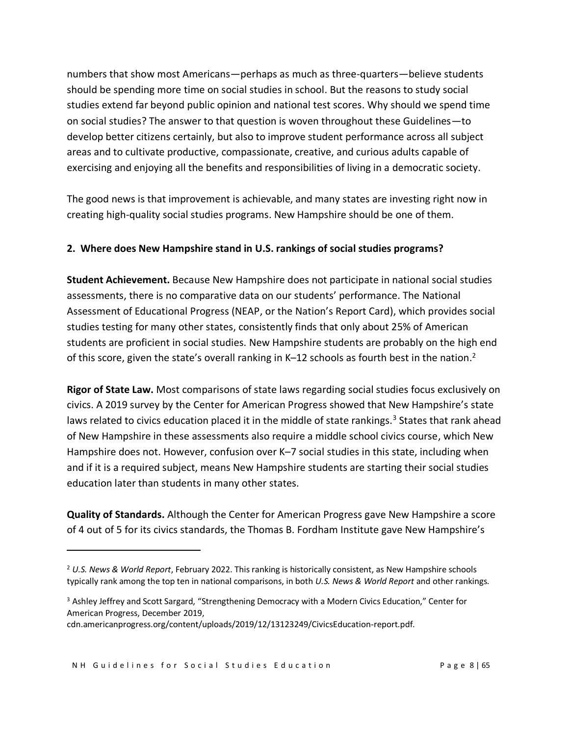numbers that show most Americans—perhaps as much as three-quarters—believe students should be spending more time on social studies in school. But the reasons to study social studies extend far beyond public opinion and national test scores. Why should we spend time on social studies? The answer to that question is woven throughout these Guidelines—to develop better citizens certainly, but also to improve student performance across all subject areas and to cultivate productive, compassionate, creative, and curious adults capable of exercising and enjoying all the benefits and responsibilities of living in a democratic society.

The good news is that improvement is achievable, and many states are investing right now in creating high-quality social studies programs. New Hampshire should be one of them.

**2. Where does New Hampshire stand in U.S. rankings of social studies programs?**

**Student Achievement.** Because New Hampshire does not participate in national social studies assessments, there is no comparative data on our students' performance. The National Assessment of Educational Progress (NEAP, or the Nation's Report Card), which provides social studies testing for many other states, consistently finds that only about 25% of American students are proficient in social studies. New Hampshire students are probably on the high end of this score, given the state's overall ranking in K–12 schools as fourth best in the nation.[2]

**Rigor of State Law.** Most comparisons of state laws regarding social studies focus exclusively on civics. A 2019 survey by the Center for American Progress showed that New Hampshire's state laws related to civics education placed it in the middle of state rankings.[3] States that rank ahead of New Hampshire in these assessments also require a middle school civics course, which New Hampshire does not. However, confusion over K–7 social studies in this state, including when and if it is a required subject, means New Hampshire students are starting their social studies education later than students in many other states.

**Quality of Standards.** Although the Center for American Progress gave New Hampshire a score of 4 out of 5 for its civics standards, the Thomas B. Fordham Institute gave New Hampshire's

---

[2] *U.S. News & World Report*, February 2022. This ranking is historically consistent, as New Hampshire schools typically rank among the top ten in national comparisons, in both *U.S. News & World Report* and other rankings.

[3] Ashley Jeffrey and Scott Sargard, "Strengthening Democracy with a Modern Civics Education," Center for American Progress, December 2019, cdn.americanprogress.org/content/uploads/2019/12/13123249/CivicsEducation-report.pdf.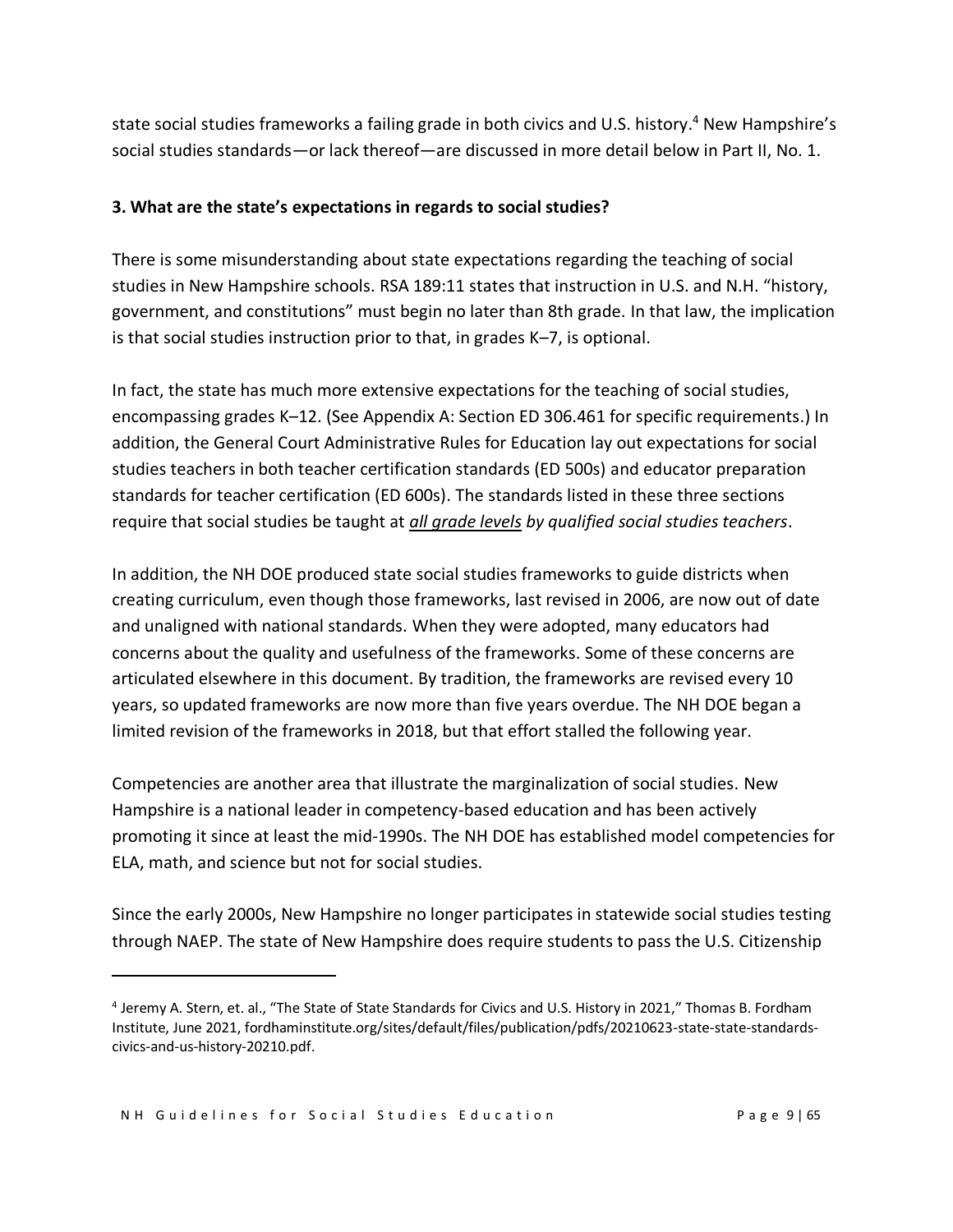state social studies frameworks a failing grade in both civics and U.S. history.[4] New Hampshire's social studies standards—or lack thereof—are discussed in more detail below in Part II, No. 1.

**3. What are the state's expectations in regards to social studies?**

There is some misunderstanding about state expectations regarding the teaching of social studies in New Hampshire schools. RSA 189:11 states that instruction in U.S. and N.H. "history, government, and constitutions" must begin no later than 8th grade. In that law, the implication is that social studies instruction prior to that, in grades K–7, is optional.

In fact, the state has much more extensive expectations for the teaching of social studies, encompassing grades K–12. (See Appendix A: Section ED 306.461 for specific requirements.) In addition, the General Court Administrative Rules for Education lay out expectations for social studies teachers in both teacher certification standards (ED 500s) and educator preparation standards for teacher certification (ED 600s). The standards listed in these three sections require that social studies be taught at ***all grade levels*** *by qualified social studies teachers*.

In addition, the NH DOE produced state social studies frameworks to guide districts when creating curriculum, even though those frameworks, last revised in 2006, are now out of date and unaligned with national standards. When they were adopted, many educators had concerns about the quality and usefulness of the frameworks. Some of these concerns are articulated elsewhere in this document. By tradition, the frameworks are revised every 10 years, so updated frameworks are now more than five years overdue. The NH DOE began a limited revision of the frameworks in 2018, but that effort stalled the following year.

Competencies are another area that illustrate the marginalization of social studies. New Hampshire is a national leader in competency-based education and has been actively promoting it since at least the mid-1990s. The NH DOE has established model competencies for ELA, math, and science but not for social studies.

Since the early 2000s, New Hampshire no longer participates in statewide social studies testing through NAEP. The state of New Hampshire does require students to pass the U.S. Citizenship

---

[4] Jeremy A. Stern, et. al., "The State of State Standards for Civics and U.S. History in 2021," Thomas B. Fordham Institute, June 2021, fordhaminstitute.org/sites/default/files/publication/pdfs/20210623-state-state-standards-civics-and-us-history-20210.pdf.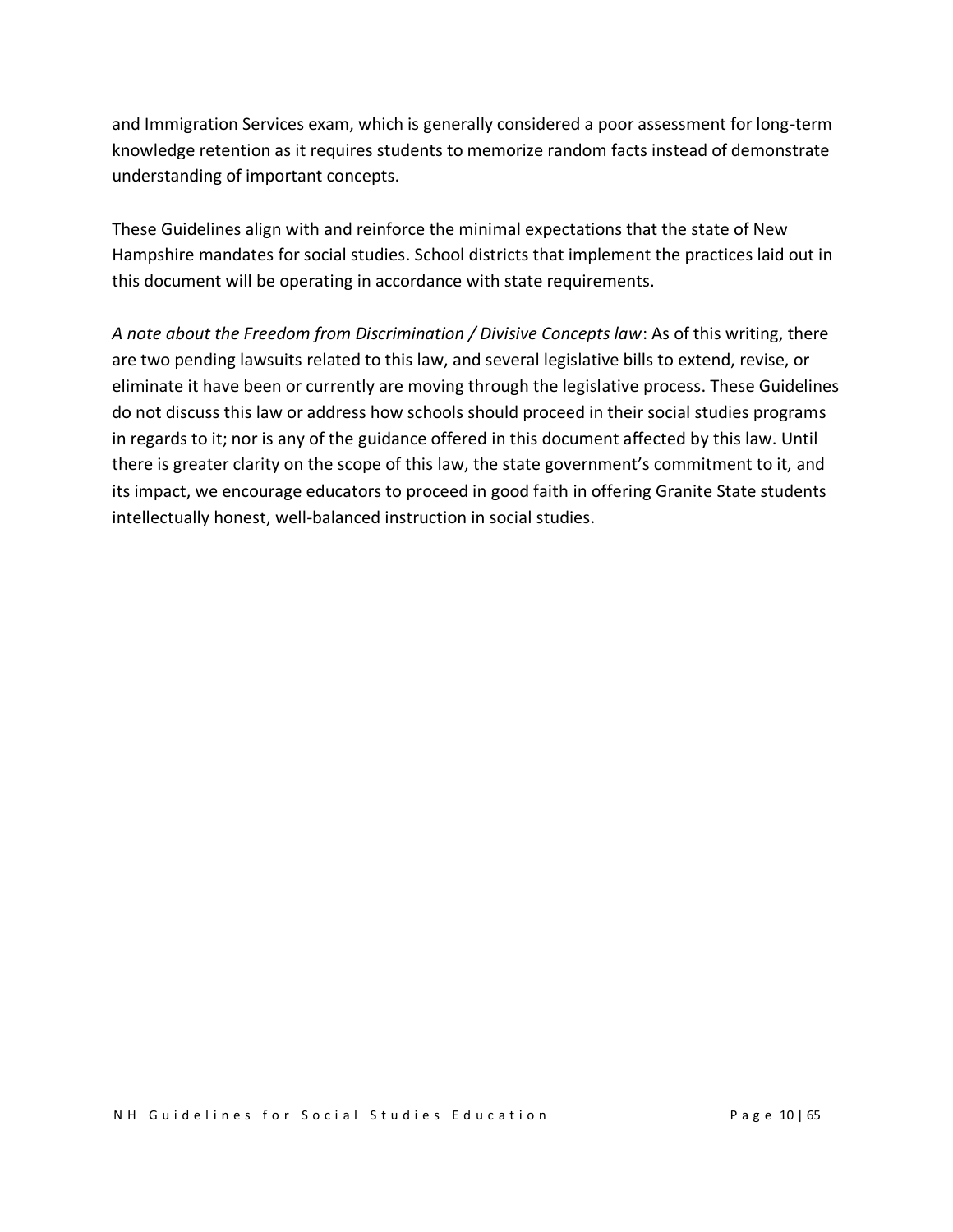and Immigration Services exam, which is generally considered a poor assessment for long-term knowledge retention as it requires students to memorize random facts instead of demonstrate understanding of important concepts.

These Guidelines align with and reinforce the minimal expectations that the state of New Hampshire mandates for social studies. School districts that implement the practices laid out in this document will be operating in accordance with state requirements.

*A note about the Freedom from Discrimination / Divisive Concepts law*: As of this writing, there are two pending lawsuits related to this law, and several legislative bills to extend, revise, or eliminate it have been or currently are moving through the legislative process. These Guidelines do not discuss this law or address how schools should proceed in their social studies programs in regards to it; nor is any of the guidance offered in this document affected by this law. Until there is greater clarity on the scope of this law, the state government's commitment to it, and its impact, we encourage educators to proceed in good faith in offering Granite State students intellectually honest, well-balanced instruction in social studies.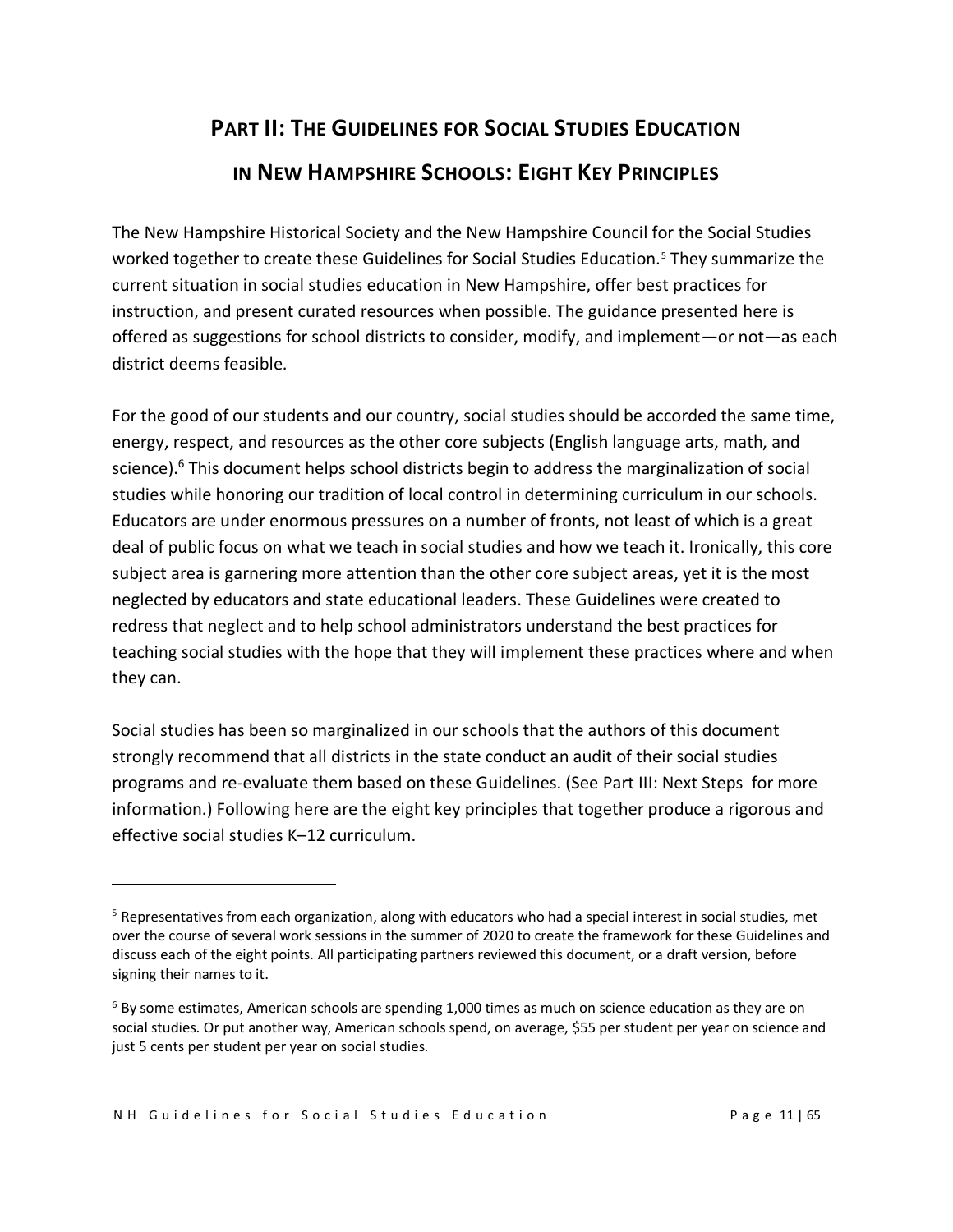# PART II: THE GUIDELINES FOR SOCIAL STUDIES EDUCATION IN NEW HAMPSHIRE SCHOOLS: EIGHT KEY PRINCIPLES

The New Hampshire Historical Society and the New Hampshire Council for the Social Studies worked together to create these Guidelines for Social Studies Education.[5] They summarize the current situation in social studies education in New Hampshire, offer best practices for instruction, and present curated resources when possible. The guidance presented here is offered as suggestions for school districts to consider, modify, and implement—or not—as each district deems feasible.

For the good of our students and our country, social studies should be accorded the same time, energy, respect, and resources as the other core subjects (English language arts, math, and science).[6] This document helps school districts begin to address the marginalization of social studies while honoring our tradition of local control in determining curriculum in our schools. Educators are under enormous pressures on a number of fronts, not least of which is a great deal of public focus on what we teach in social studies and how we teach it. Ironically, this core subject area is garnering more attention than the other core subject areas, yet it is the most neglected by educators and state educational leaders. These Guidelines were created to redress that neglect and to help school administrators understand the best practices for teaching social studies with the hope that they will implement these practices where and when they can.

Social studies has been so marginalized in our schools that the authors of this document strongly recommend that all districts in the state conduct an audit of their social studies programs and re-evaluate them based on these Guidelines. (See Part III: Next Steps for more information.) Following here are the eight key principles that together produce a rigorous and effective social studies K–12 curriculum.

---

[5] Representatives from each organization, along with educators who had a special interest in social studies, met over the course of several work sessions in the summer of 2020 to create the framework for these Guidelines and discuss each of the eight points. All participating partners reviewed this document, or a draft version, before signing their names to it.

[6] By some estimates, American schools are spending 1,000 times as much on science education as they are on social studies. Or put another way, American schools spend, on average, \$55 per student per year on science and just 5 cents per student per year on social studies.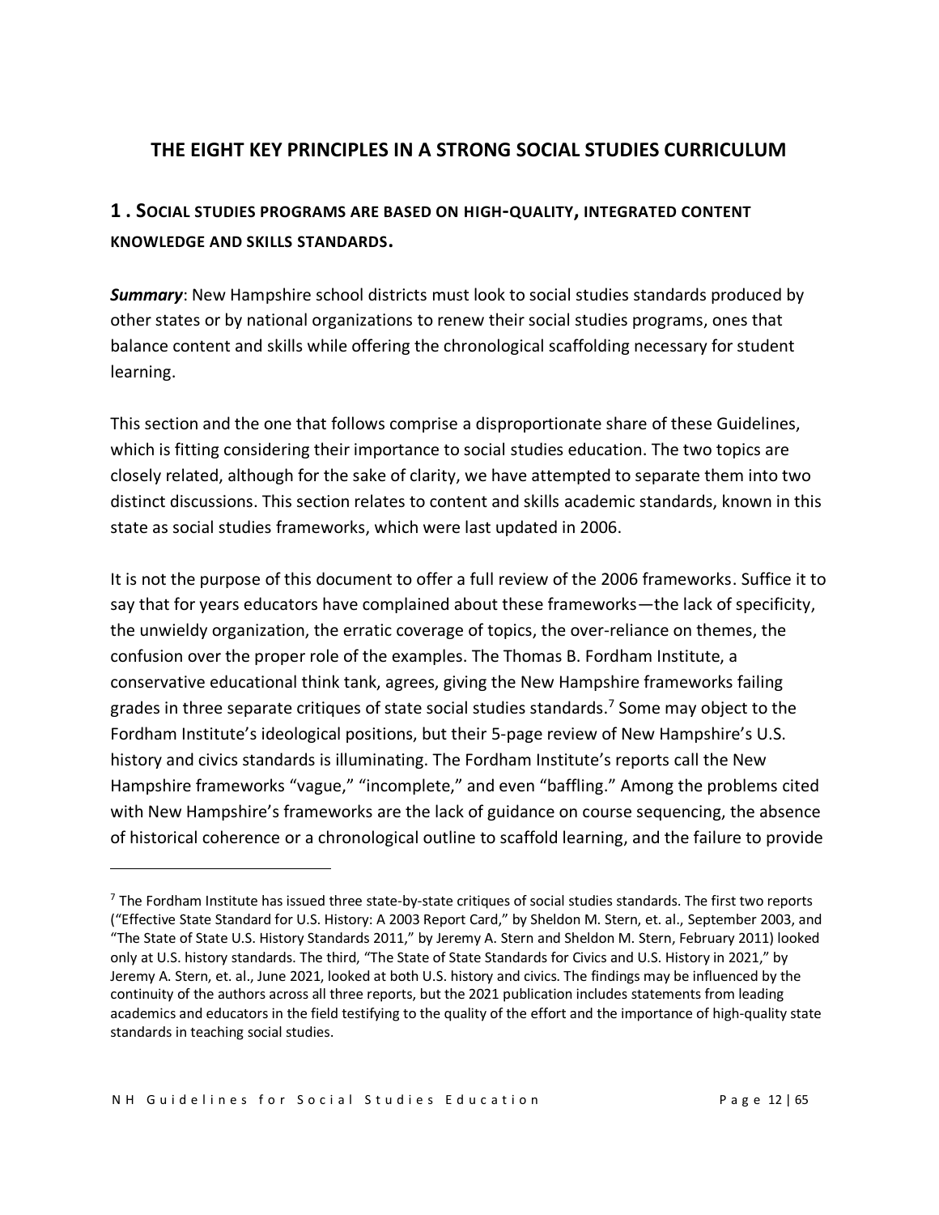# THE EIGHT KEY PRINCIPLES IN A STRONG SOCIAL STUDIES CURRICULUM

## 1 . SOCIAL STUDIES PROGRAMS ARE BASED ON HIGH-QUALITY, INTEGRATED CONTENT KNOWLEDGE AND SKILLS STANDARDS.

***Summary***: New Hampshire school districts must look to social studies standards produced by other states or by national organizations to renew their social studies programs, ones that balance content and skills while offering the chronological scaffolding necessary for student learning.

This section and the one that follows comprise a disproportionate share of these Guidelines, which is fitting considering their importance to social studies education. The two topics are closely related, although for the sake of clarity, we have attempted to separate them into two distinct discussions. This section relates to content and skills academic standards, known in this state as social studies frameworks, which were last updated in 2006.

It is not the purpose of this document to offer a full review of the 2006 frameworks. Suffice it to say that for years educators have complained about these frameworks—the lack of specificity, the unwieldy organization, the erratic coverage of topics, the over-reliance on themes, the confusion over the proper role of the examples. The Thomas B. Fordham Institute, a conservative educational think tank, agrees, giving the New Hampshire frameworks failing grades in three separate critiques of state social studies standards.[7] Some may object to the Fordham Institute's ideological positions, but their 5-page review of New Hampshire's U.S. history and civics standards is illuminating. The Fordham Institute's reports call the New Hampshire frameworks "vague," "incomplete," and even "baffling." Among the problems cited with New Hampshire's frameworks are the lack of guidance on course sequencing, the absence of historical coherence or a chronological outline to scaffold learning, and the failure to provide

---

[7] The Fordham Institute has issued three state-by-state critiques of social studies standards. The first two reports ("Effective State Standard for U.S. History: A 2003 Report Card," by Sheldon M. Stern, et. al., September 2003, and "The State of State U.S. History Standards 2011," by Jeremy A. Stern and Sheldon M. Stern, February 2011) looked only at U.S. history standards. The third, "The State of State Standards for Civics and U.S. History in 2021," by Jeremy A. Stern, et. al., June 2021, looked at both U.S. history and civics. The findings may be influenced by the continuity of the authors across all three reports, but the 2021 publication includes statements from leading academics and educators in the field testifying to the quality of the effort and the importance of high-quality state standards in teaching social studies.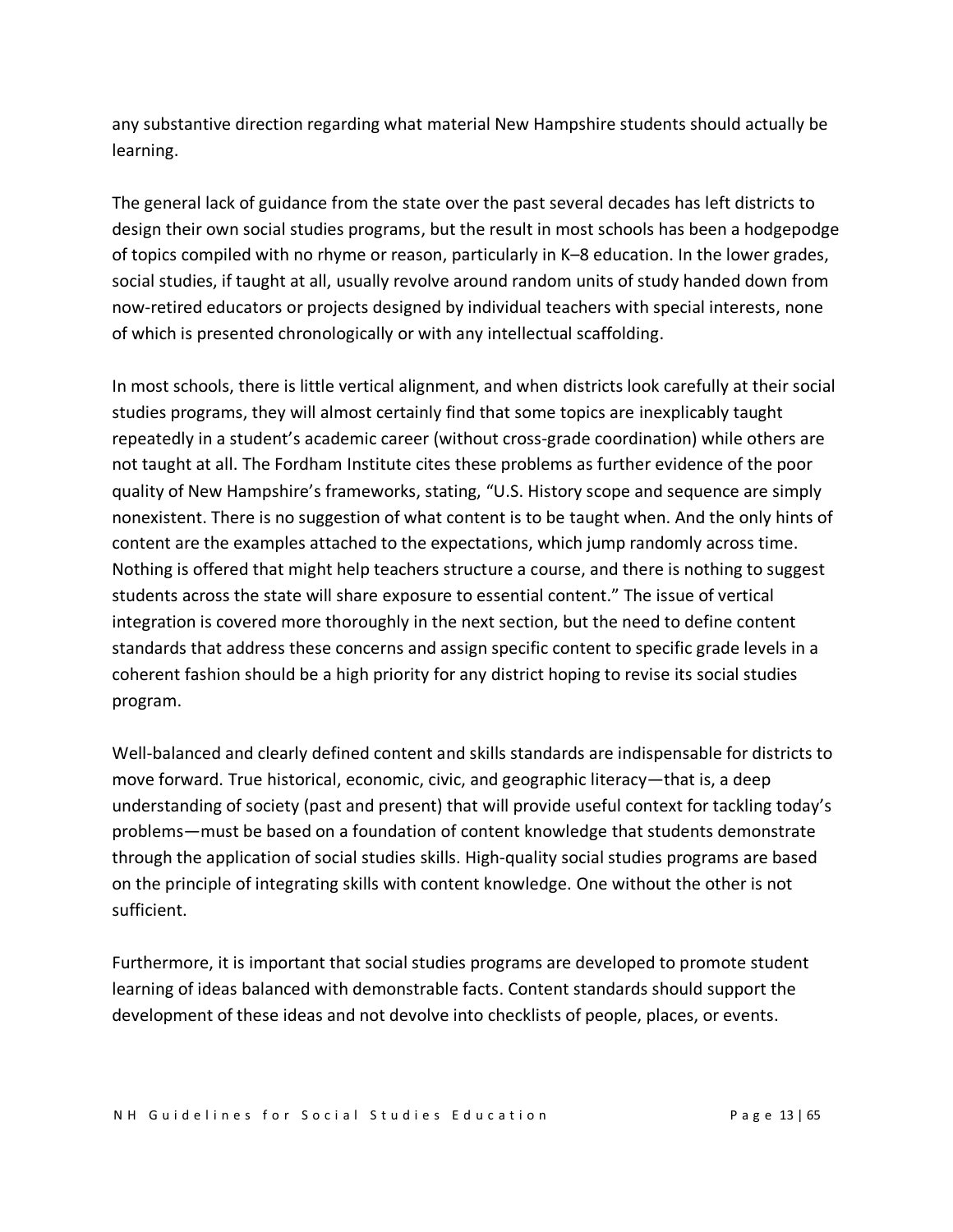any substantive direction regarding what material New Hampshire students should actually be learning.

The general lack of guidance from the state over the past several decades has left districts to design their own social studies programs, but the result in most schools has been a hodgepodge of topics compiled with no rhyme or reason, particularly in K–8 education. In the lower grades, social studies, if taught at all, usually revolve around random units of study handed down from now-retired educators or projects designed by individual teachers with special interests, none of which is presented chronologically or with any intellectual scaffolding.

In most schools, there is little vertical alignment, and when districts look carefully at their social studies programs, they will almost certainly find that some topics are inexplicably taught repeatedly in a student's academic career (without cross-grade coordination) while others are not taught at all. The Fordham Institute cites these problems as further evidence of the poor quality of New Hampshire's frameworks, stating, "U.S. History scope and sequence are simply nonexistent. There is no suggestion of what content is to be taught when. And the only hints of content are the examples attached to the expectations, which jump randomly across time. Nothing is offered that might help teachers structure a course, and there is nothing to suggest students across the state will share exposure to essential content." The issue of vertical integration is covered more thoroughly in the next section, but the need to define content standards that address these concerns and assign specific content to specific grade levels in a coherent fashion should be a high priority for any district hoping to revise its social studies program.

Well-balanced and clearly defined content and skills standards are indispensable for districts to move forward. True historical, economic, civic, and geographic literacy—that is, a deep understanding of society (past and present) that will provide useful context for tackling today's problems—must be based on a foundation of content knowledge that students demonstrate through the application of social studies skills. High-quality social studies programs are based on the principle of integrating skills with content knowledge. One without the other is not sufficient.

Furthermore, it is important that social studies programs are developed to promote student learning of ideas balanced with demonstrable facts. Content standards should support the development of these ideas and not devolve into checklists of people, places, or events.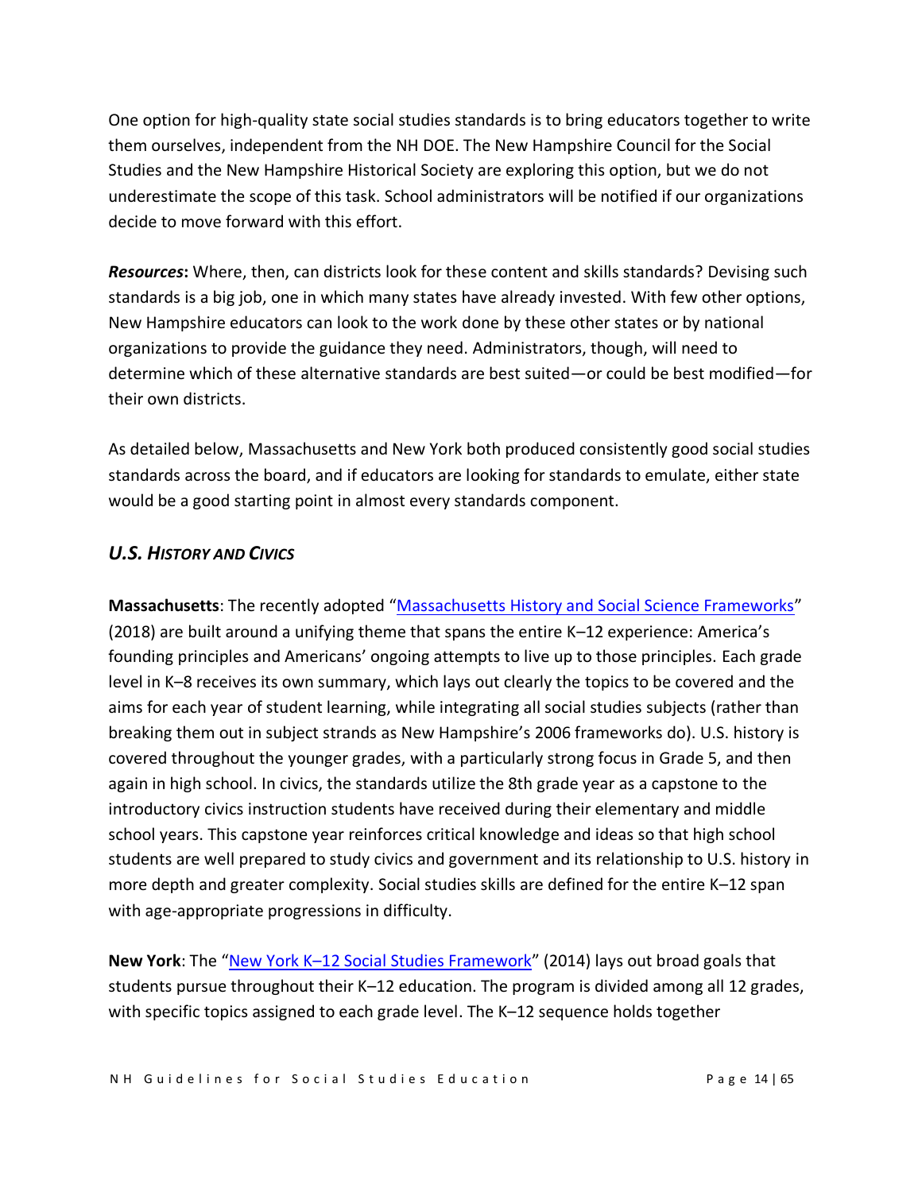One option for high-quality state social studies standards is to bring educators together to write them ourselves, independent from the NH DOE. The New Hampshire Council for the Social Studies and the New Hampshire Historical Society are exploring this option, but we do not underestimate the scope of this task. School administrators will be notified if our organizations decide to move forward with this effort.

***Resources*:** Where, then, can districts look for these content and skills standards? Devising such standards is a big job, one in which many states have already invested. With few other options, New Hampshire educators can look to the work done by these other states or by national organizations to provide the guidance they need. Administrators, though, will need to determine which of these alternative standards are best suited—or could be best modified—for their own districts.

As detailed below, Massachusetts and New York both produced consistently good social studies standards across the board, and if educators are looking for standards to emulate, either state would be a good starting point in almost every standards component.

### *U.S. History and Civics*

**Massachusetts**: The recently adopted "Massachusetts History and Social Science Frameworks" (2018) are built around a unifying theme that spans the entire K–12 experience: America's founding principles and Americans' ongoing attempts to live up to those principles. Each grade level in K–8 receives its own summary, which lays out clearly the topics to be covered and the aims for each year of student learning, while integrating all social studies subjects (rather than breaking them out in subject strands as New Hampshire's 2006 frameworks do). U.S. history is covered throughout the younger grades, with a particularly strong focus in Grade 5, and then again in high school. In civics, the standards utilize the 8th grade year as a capstone to the introductory civics instruction students have received during their elementary and middle school years. This capstone year reinforces critical knowledge and ideas so that high school students are well prepared to study civics and government and its relationship to U.S. history in more depth and greater complexity. Social studies skills are defined for the entire K–12 span with age-appropriate progressions in difficulty.

**New York**: The "New York K–12 Social Studies Framework" (2014) lays out broad goals that students pursue throughout their K–12 education. The program is divided among all 12 grades, with specific topics assigned to each grade level. The K–12 sequence holds together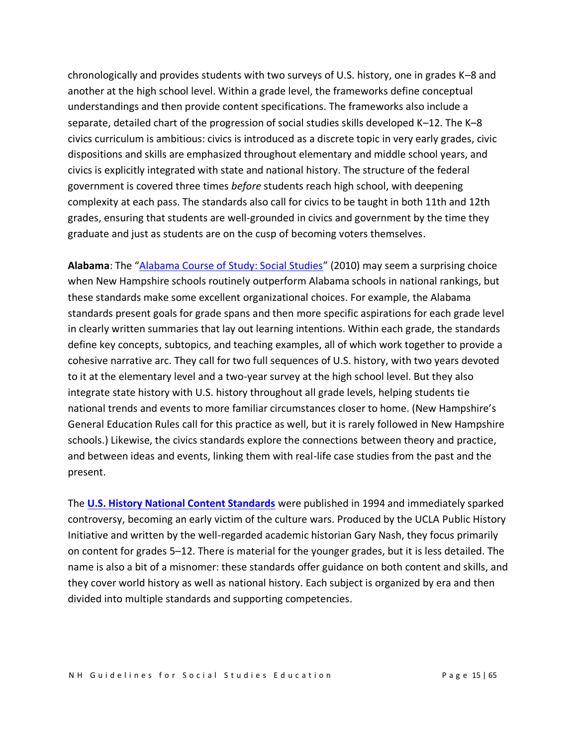chronologically and provides students with two surveys of U.S. history, one in grades K–8 and another at the high school level. Within a grade level, the frameworks define conceptual understandings and then provide content specifications. The frameworks also include a separate, detailed chart of the progression of social studies skills developed K–12. The K–8 civics curriculum is ambitious: civics is introduced as a discrete topic in very early grades, civic dispositions and skills are emphasized throughout elementary and middle school years, and civics is explicitly integrated with state and national history. The structure of the federal government is covered three times *before* students reach high school, with deepening complexity at each pass. The standards also call for civics to be taught in both 11th and 12th grades, ensuring that students are well-grounded in civics and government by the time they graduate and just as students are on the cusp of becoming voters themselves.

**Alabama**: The "Alabama Course of Study: Social Studies" (2010) may seem a surprising choice when New Hampshire schools routinely outperform Alabama schools in national rankings, but these standards make some excellent organizational choices. For example, the Alabama standards present goals for grade spans and then more specific aspirations for each grade level in clearly written summaries that lay out learning intentions. Within each grade, the standards define key concepts, subtopics, and teaching examples, all of which work together to provide a cohesive narrative arc. They call for two full sequences of U.S. history, with two years devoted to it at the elementary level and a two-year survey at the high school level. But they also integrate state history with U.S. history throughout all grade levels, helping students tie national trends and events to more familiar circumstances closer to home. (New Hampshire's General Education Rules call for this practice as well, but it is rarely followed in New Hampshire schools.) Likewise, the civics standards explore the connections between theory and practice, and between ideas and events, linking them with real-life case studies from the past and the present.

The **U.S. History National Content Standards** were published in 1994 and immediately sparked controversy, becoming an early victim of the culture wars. Produced by the UCLA Public History Initiative and written by the well-regarded academic historian Gary Nash, they focus primarily on content for grades 5–12. There is material for the younger grades, but it is less detailed. The name is also a bit of a misnomer: these standards offer guidance on both content and skills, and they cover world history as well as national history. Each subject is organized by era and then divided into multiple standards and supporting competencies.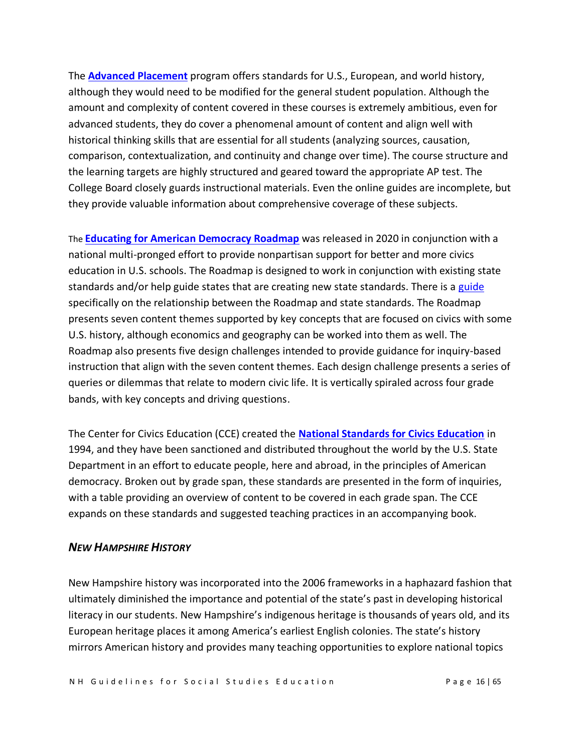The **Advanced Placement** program offers standards for U.S., European, and world history, although they would need to be modified for the general student population. Although the amount and complexity of content covered in these courses is extremely ambitious, even for advanced students, they do cover a phenomenal amount of content and align well with historical thinking skills that are essential for all students (analyzing sources, causation, comparison, contextualization, and continuity and change over time). The course structure and the learning targets are highly structured and geared toward the appropriate AP test. The College Board closely guards instructional materials. Even the online guides are incomplete, but they provide valuable information about comprehensive coverage of these subjects.

The **Educating for American Democracy Roadmap** was released in 2020 in conjunction with a national multi-pronged effort to provide nonpartisan support for better and more civics education in U.S. schools. The Roadmap is designed to work in conjunction with existing state standards and/or help guide states that are creating new state standards. There is a guide specifically on the relationship between the Roadmap and state standards. The Roadmap presents seven content themes supported by key concepts that are focused on civics with some U.S. history, although economics and geography can be worked into them as well. The Roadmap also presents five design challenges intended to provide guidance for inquiry-based instruction that align with the seven content themes. Each design challenge presents a series of queries or dilemmas that relate to modern civic life. It is vertically spiraled across four grade bands, with key concepts and driving questions.

The Center for Civics Education (CCE) created the **National Standards for Civics Education** in 1994, and they have been sanctioned and distributed throughout the world by the U.S. State Department in an effort to educate people, here and abroad, in the principles of American democracy. Broken out by grade span, these standards are presented in the form of inquiries, with a table providing an overview of content to be covered in each grade span. The CCE expands on these standards and suggested teaching practices in an accompanying book.

### *NEW HAMPSHIRE HISTORY*

New Hampshire history was incorporated into the 2006 frameworks in a haphazard fashion that ultimately diminished the importance and potential of the state's past in developing historical literacy in our students. New Hampshire's indigenous heritage is thousands of years old, and its European heritage places it among America's earliest English colonies. The state's history mirrors American history and provides many teaching opportunities to explore national topics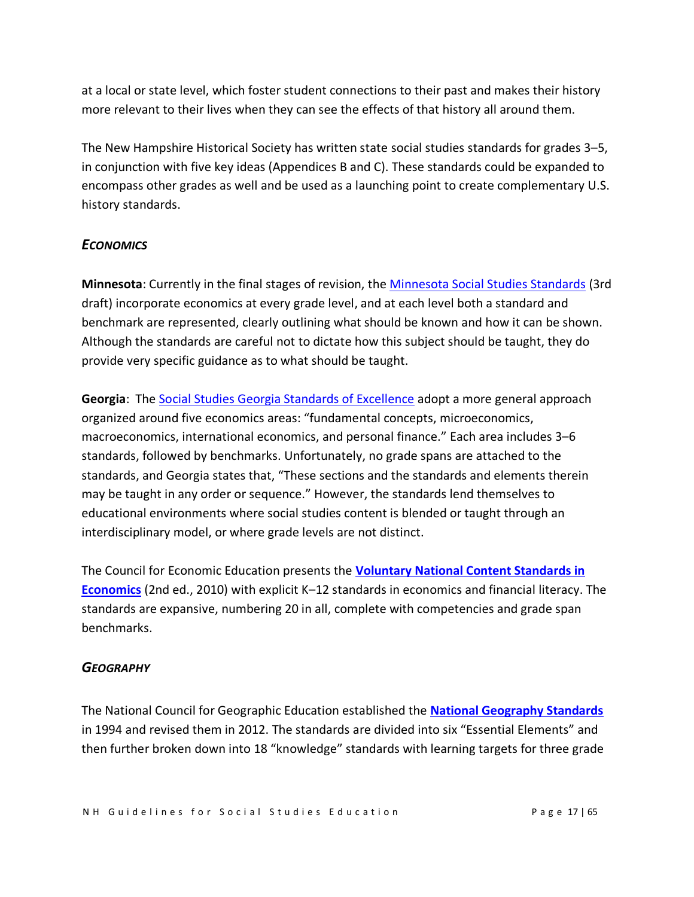at a local or state level, which foster student connections to their past and makes their history more relevant to their lives when they can see the effects of that history all around them.

The New Hampshire Historical Society has written state social studies standards for grades 3–5, in conjunction with five key ideas (Appendices B and C). These standards could be expanded to encompass other grades as well and be used as a launching point to create complementary U.S. history standards.

### *ECONOMICS*

**Minnesota**: Currently in the final stages of revision, the Minnesota Social Studies Standards (3rd draft) incorporate economics at every grade level, and at each level both a standard and benchmark are represented, clearly outlining what should be known and how it can be shown. Although the standards are careful not to dictate how this subject should be taught, they do provide very specific guidance as to what should be taught.

**Georgia**: The Social Studies Georgia Standards of Excellence adopt a more general approach organized around five economics areas: "fundamental concepts, microeconomics, macroeconomics, international economics, and personal finance." Each area includes 3–6 standards, followed by benchmarks. Unfortunately, no grade spans are attached to the standards, and Georgia states that, "These sections and the standards and elements therein may be taught in any order or sequence." However, the standards lend themselves to educational environments where social studies content is blended or taught through an interdisciplinary model, or where grade levels are not distinct.

The Council for Economic Education presents the **Voluntary National Content Standards in Economics** (2nd ed., 2010) with explicit K–12 standards in economics and financial literacy. The standards are expansive, numbering 20 in all, complete with competencies and grade span benchmarks.

### *GEOGRAPHY*

The National Council for Geographic Education established the **National Geography Standards** in 1994 and revised them in 2012. The standards are divided into six "Essential Elements" and then further broken down into 18 "knowledge" standards with learning targets for three grade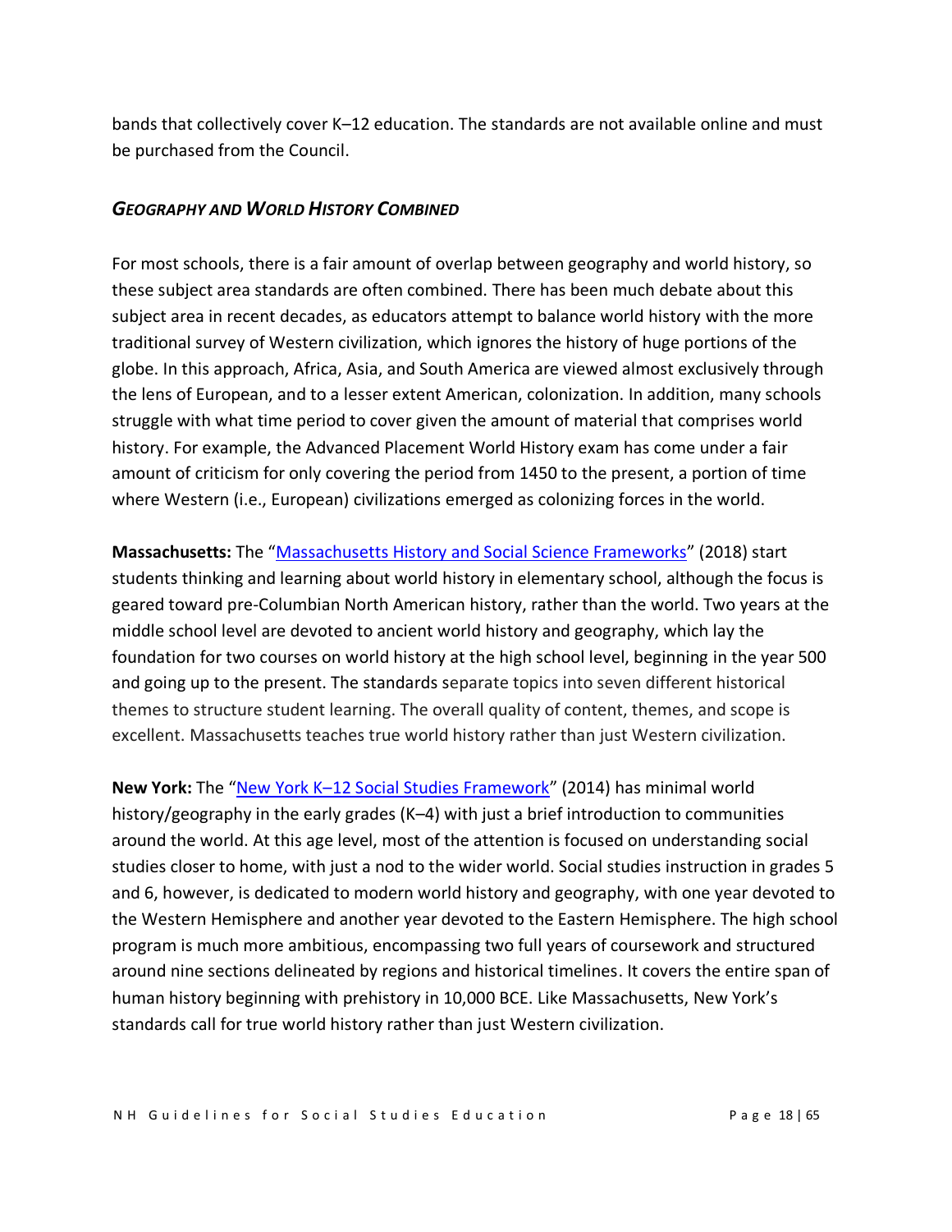bands that collectively cover K–12 education. The standards are not available online and must be purchased from the Council.

### *GEOGRAPHY AND WORLD HISTORY COMBINED*

For most schools, there is a fair amount of overlap between geography and world history, so these subject area standards are often combined. There has been much debate about this subject area in recent decades, as educators attempt to balance world history with the more traditional survey of Western civilization, which ignores the history of huge portions of the globe. In this approach, Africa, Asia, and South America are viewed almost exclusively through the lens of European, and to a lesser extent American, colonization. In addition, many schools struggle with what time period to cover given the amount of material that comprises world history. For example, the Advanced Placement World History exam has come under a fair amount of criticism for only covering the period from 1450 to the present, a portion of time where Western (i.e., European) civilizations emerged as colonizing forces in the world.

**Massachusetts:** The "Massachusetts History and Social Science Frameworks" (2018) start students thinking and learning about world history in elementary school, although the focus is geared toward pre-Columbian North American history, rather than the world. Two years at the middle school level are devoted to ancient world history and geography, which lay the foundation for two courses on world history at the high school level, beginning in the year 500 and going up to the present. The standards separate topics into seven different historical themes to structure student learning. The overall quality of content, themes, and scope is excellent. Massachusetts teaches true world history rather than just Western civilization.

**New York:** The "New York K–12 Social Studies Framework" (2014) has minimal world history/geography in the early grades (K–4) with just a brief introduction to communities around the world. At this age level, most of the attention is focused on understanding social studies closer to home, with just a nod to the wider world. Social studies instruction in grades 5 and 6, however, is dedicated to modern world history and geography, with one year devoted to the Western Hemisphere and another year devoted to the Eastern Hemisphere. The high school program is much more ambitious, encompassing two full years of coursework and structured around nine sections delineated by regions and historical timelines. It covers the entire span of human history beginning with prehistory in 10,000 BCE. Like Massachusetts, New York's standards call for true world history rather than just Western civilization.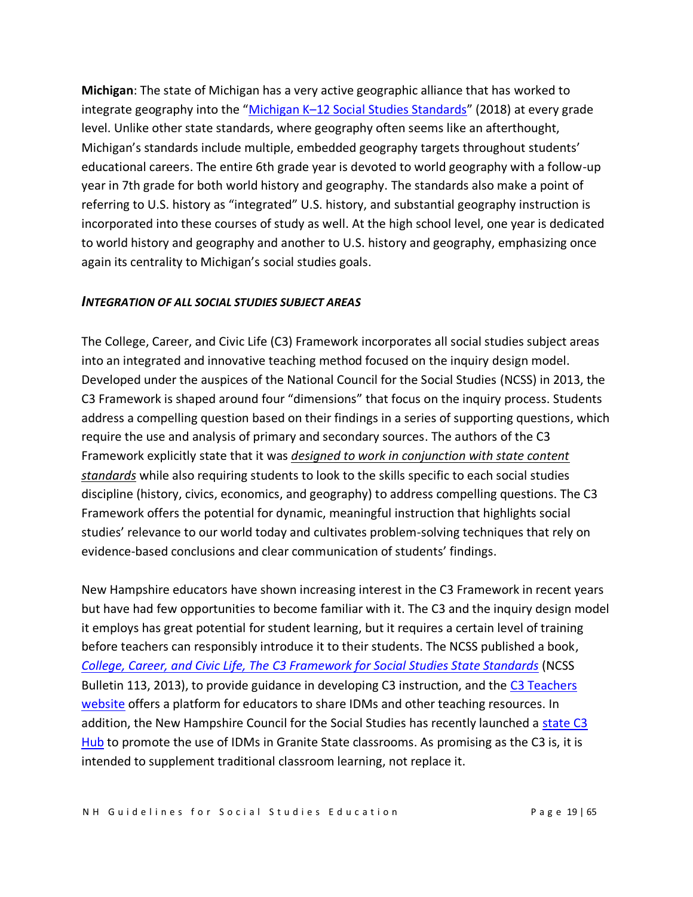**Michigan**: The state of Michigan has a very active geographic alliance that has worked to integrate geography into the "[Michigan K–12 Social Studies Standards]" (2018) at every grade level. Unlike other state standards, where geography often seems like an afterthought, Michigan's standards include multiple, embedded geography targets throughout students' educational careers. The entire 6th grade year is devoted to world geography with a follow-up year in 7th grade for both world history and geography. The standards also make a point of referring to U.S. history as "integrated" U.S. history, and substantial geography instruction is incorporated into these courses of study as well. At the high school level, one year is dedicated to world history and geography and another to U.S. history and geography, emphasizing once again its centrality to Michigan's social studies goals.

### *INTEGRATION OF ALL SOCIAL STUDIES SUBJECT AREAS*

The College, Career, and Civic Life (C3) Framework incorporates all social studies subject areas into an integrated and innovative teaching method focused on the inquiry design model. Developed under the auspices of the National Council for the Social Studies (NCSS) in 2013, the C3 Framework is shaped around four "dimensions" that focus on the inquiry process. Students address a compelling question based on their findings in a series of supporting questions, which require the use and analysis of primary and secondary sources. The authors of the C3 Framework explicitly state that it was ***designed to work in conjunction with state content standards*** while also requiring students to look to the skills specific to each social studies discipline (history, civics, economics, and geography) to address compelling questions. The C3 Framework offers the potential for dynamic, meaningful instruction that highlights social studies' relevance to our world today and cultivates problem-solving techniques that rely on evidence-based conclusions and clear communication of students' findings.

New Hampshire educators have shown increasing interest in the C3 Framework in recent years but have had few opportunities to become familiar with it. The C3 and the inquiry design model it employs has great potential for student learning, but it requires a certain level of training before teachers can responsibly introduce it to their students. The NCSS published a book, *College, Career, and Civic Life, The C3 Framework for Social Studies State Standards* (NCSS Bulletin 113, 2013), to provide guidance in developing C3 instruction, and the C3 Teachers website offers a platform for educators to share IDMs and other teaching resources. In addition, the New Hampshire Council for the Social Studies has recently launched a state C3 Hub to promote the use of IDMs in Granite State classrooms. As promising as the C3 is, it is intended to supplement traditional classroom learning, not replace it.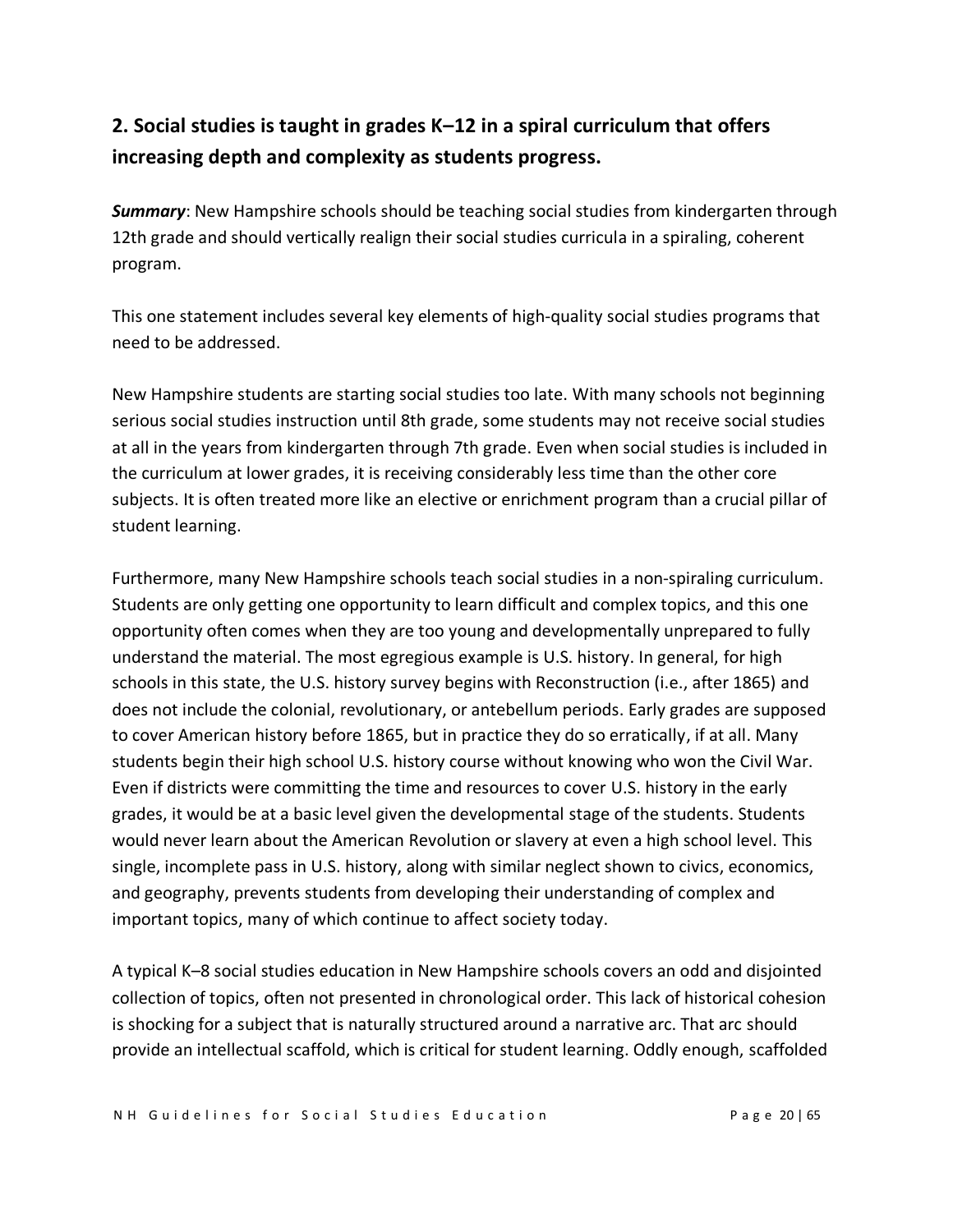## 2. Social studies is taught in grades K–12 in a spiral curriculum that offers increasing depth and complexity as students progress.

***Summary***: New Hampshire schools should be teaching social studies from kindergarten through 12th grade and should vertically realign their social studies curricula in a spiraling, coherent program.

This one statement includes several key elements of high-quality social studies programs that need to be addressed.

New Hampshire students are starting social studies too late. With many schools not beginning serious social studies instruction until 8th grade, some students may not receive social studies at all in the years from kindergarten through 7th grade. Even when social studies is included in the curriculum at lower grades, it is receiving considerably less time than the other core subjects. It is often treated more like an elective or enrichment program than a crucial pillar of student learning.

Furthermore, many New Hampshire schools teach social studies in a non-spiraling curriculum. Students are only getting one opportunity to learn difficult and complex topics, and this one opportunity often comes when they are too young and developmentally unprepared to fully understand the material. The most egregious example is U.S. history. In general, for high schools in this state, the U.S. history survey begins with Reconstruction (i.e., after 1865) and does not include the colonial, revolutionary, or antebellum periods. Early grades are supposed to cover American history before 1865, but in practice they do so erratically, if at all. Many students begin their high school U.S. history course without knowing who won the Civil War. Even if districts were committing the time and resources to cover U.S. history in the early grades, it would be at a basic level given the developmental stage of the students. Students would never learn about the American Revolution or slavery at even a high school level. This single, incomplete pass in U.S. history, along with similar neglect shown to civics, economics, and geography, prevents students from developing their understanding of complex and important topics, many of which continue to affect society today.

A typical K–8 social studies education in New Hampshire schools covers an odd and disjointed collection of topics, often not presented in chronological order. This lack of historical cohesion is shocking for a subject that is naturally structured around a narrative arc. That arc should provide an intellectual scaffold, which is critical for student learning. Oddly enough, scaffolded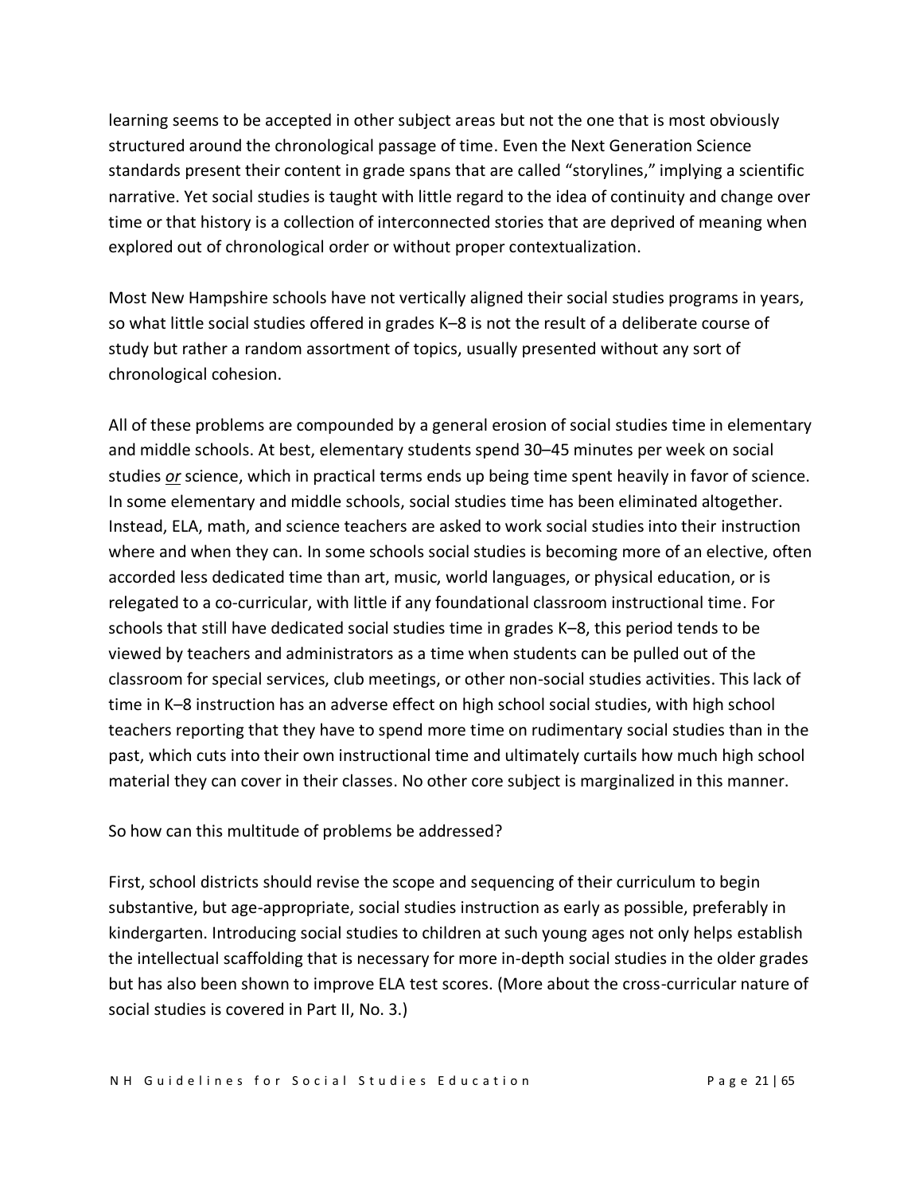learning seems to be accepted in other subject areas but not the one that is most obviously structured around the chronological passage of time. Even the Next Generation Science standards present their content in grade spans that are called "storylines," implying a scientific narrative. Yet social studies is taught with little regard to the idea of continuity and change over time or that history is a collection of interconnected stories that are deprived of meaning when explored out of chronological order or without proper contextualization.

Most New Hampshire schools have not vertically aligned their social studies programs in years, so what little social studies offered in grades K–8 is not the result of a deliberate course of study but rather a random assortment of topics, usually presented without any sort of chronological cohesion.

All of these problems are compounded by a general erosion of social studies time in elementary and middle schools. At best, elementary students spend 30–45 minutes per week on social studies *or* science, which in practical terms ends up being time spent heavily in favor of science. In some elementary and middle schools, social studies time has been eliminated altogether. Instead, ELA, math, and science teachers are asked to work social studies into their instruction where and when they can. In some schools social studies is becoming more of an elective, often accorded less dedicated time than art, music, world languages, or physical education, or is relegated to a co-curricular, with little if any foundational classroom instructional time. For schools that still have dedicated social studies time in grades K–8, this period tends to be viewed by teachers and administrators as a time when students can be pulled out of the classroom for special services, club meetings, or other non-social studies activities. This lack of time in K–8 instruction has an adverse effect on high school social studies, with high school teachers reporting that they have to spend more time on rudimentary social studies than in the past, which cuts into their own instructional time and ultimately curtails how much high school material they can cover in their classes. No other core subject is marginalized in this manner.

So how can this multitude of problems be addressed?

First, school districts should revise the scope and sequencing of their curriculum to begin substantive, but age-appropriate, social studies instruction as early as possible, preferably in kindergarten. Introducing social studies to children at such young ages not only helps establish the intellectual scaffolding that is necessary for more in-depth social studies in the older grades but has also been shown to improve ELA test scores. (More about the cross-curricular nature of social studies is covered in Part II, No. 3.)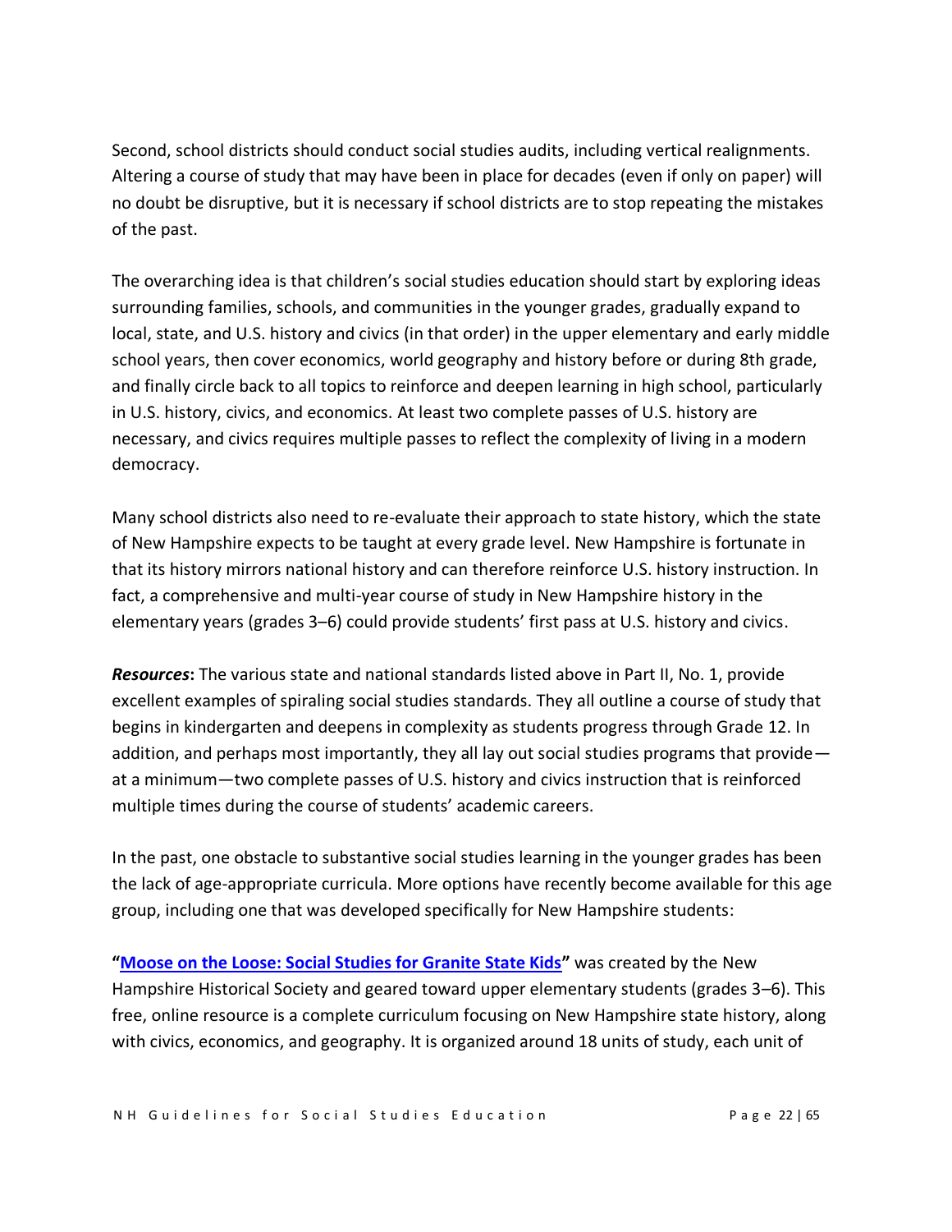Second, school districts should conduct social studies audits, including vertical realignments. Altering a course of study that may have been in place for decades (even if only on paper) will no doubt be disruptive, but it is necessary if school districts are to stop repeating the mistakes of the past.

The overarching idea is that children's social studies education should start by exploring ideas surrounding families, schools, and communities in the younger grades, gradually expand to local, state, and U.S. history and civics (in that order) in the upper elementary and early middle school years, then cover economics, world geography and history before or during 8th grade, and finally circle back to all topics to reinforce and deepen learning in high school, particularly in U.S. history, civics, and economics. At least two complete passes of U.S. history are necessary, and civics requires multiple passes to reflect the complexity of living in a modern democracy.

Many school districts also need to re-evaluate their approach to state history, which the state of New Hampshire expects to be taught at every grade level. New Hampshire is fortunate in that its history mirrors national history and can therefore reinforce U.S. history instruction. In fact, a comprehensive and multi-year course of study in New Hampshire history in the elementary years (grades 3–6) could provide students' first pass at U.S. history and civics.

***Resources*:** The various state and national standards listed above in Part II, No. 1, provide excellent examples of spiraling social studies standards. They all outline a course of study that begins in kindergarten and deepens in complexity as students progress through Grade 12. In addition, and perhaps most importantly, they all lay out social studies programs that provide—at a minimum—two complete passes of U.S. history and civics instruction that is reinforced multiple times during the course of students' academic careers.

In the past, one obstacle to substantive social studies learning in the younger grades has been the lack of age-appropriate curricula. More options have recently become available for this age group, including one that was developed specifically for New Hampshire students:

**"Moose on the Loose: Social Studies for Granite State Kids"** was created by the New Hampshire Historical Society and geared toward upper elementary students (grades 3–6). This free, online resource is a complete curriculum focusing on New Hampshire state history, along with civics, economics, and geography. It is organized around 18 units of study, each unit of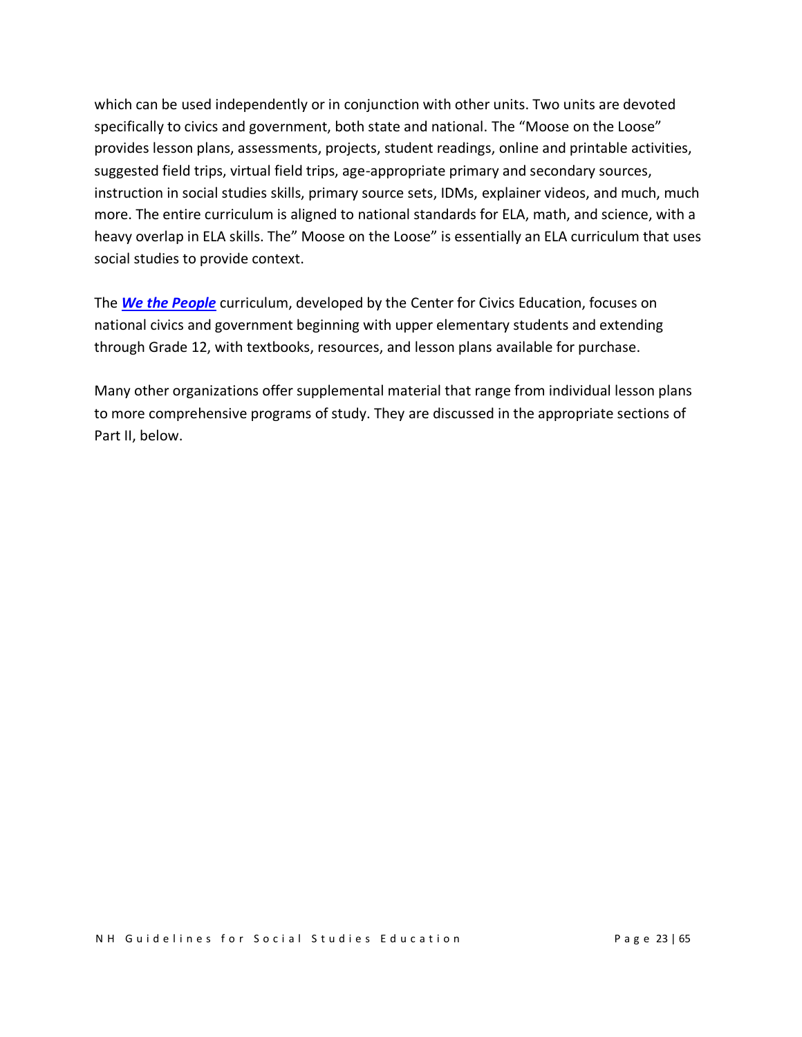which can be used independently or in conjunction with other units. Two units are devoted specifically to civics and government, both state and national. The "Moose on the Loose" provides lesson plans, assessments, projects, student readings, online and printable activities, suggested field trips, virtual field trips, age-appropriate primary and secondary sources, instruction in social studies skills, primary source sets, IDMs, explainer videos, and much, much more. The entire curriculum is aligned to national standards for ELA, math, and science, with a heavy overlap in ELA skills. The" Moose on the Loose" is essentially an ELA curriculum that uses social studies to provide context.

The ***We the People*** curriculum, developed by the Center for Civics Education, focuses on national civics and government beginning with upper elementary students and extending through Grade 12, with textbooks, resources, and lesson plans available for purchase.

Many other organizations offer supplemental material that range from individual lesson plans to more comprehensive programs of study. They are discussed in the appropriate sections of Part II, below.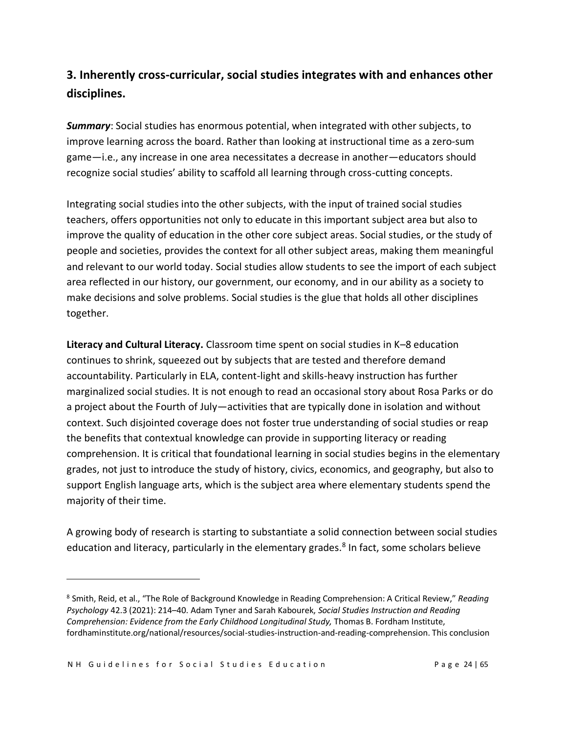## 3. Inherently cross-curricular, social studies integrates with and enhances other disciplines.

***Summary***: Social studies has enormous potential, when integrated with other subjects, to improve learning across the board. Rather than looking at instructional time as a zero-sum game—i.e., any increase in one area necessitates a decrease in another—educators should recognize social studies' ability to scaffold all learning through cross-cutting concepts.

Integrating social studies into the other subjects, with the input of trained social studies teachers, offers opportunities not only to educate in this important subject area but also to improve the quality of education in the other core subject areas. Social studies, or the study of people and societies, provides the context for all other subject areas, making them meaningful and relevant to our world today. Social studies allow students to see the import of each subject area reflected in our history, our government, our economy, and in our ability as a society to make decisions and solve problems. Social studies is the glue that holds all other disciplines together.

**Literacy and Cultural Literacy.** Classroom time spent on social studies in K–8 education continues to shrink, squeezed out by subjects that are tested and therefore demand accountability. Particularly in ELA, content-light and skills-heavy instruction has further marginalized social studies. It is not enough to read an occasional story about Rosa Parks or do a project about the Fourth of July—activities that are typically done in isolation and without context. Such disjointed coverage does not foster true understanding of social studies or reap the benefits that contextual knowledge can provide in supporting literacy or reading comprehension. It is critical that foundational learning in social studies begins in the elementary grades, not just to introduce the study of history, civics, economics, and geography, but also to support English language arts, which is the subject area where elementary students spend the majority of their time.

A growing body of research is starting to substantiate a solid connection between social studies education and literacy, particularly in the elementary grades.[8] In fact, some scholars believe

[8] Smith, Reid, et al., "The Role of Background Knowledge in Reading Comprehension: A Critical Review," *Reading Psychology* 42.3 (2021): 214–40. Adam Tyner and Sarah Kabourek, *Social Studies Instruction and Reading Comprehension: Evidence from the Early Childhood Longitudinal Study,* Thomas B. Fordham Institute, fordhaminstitute.org/national/resources/social-studies-instruction-and-reading-comprehension. This conclusion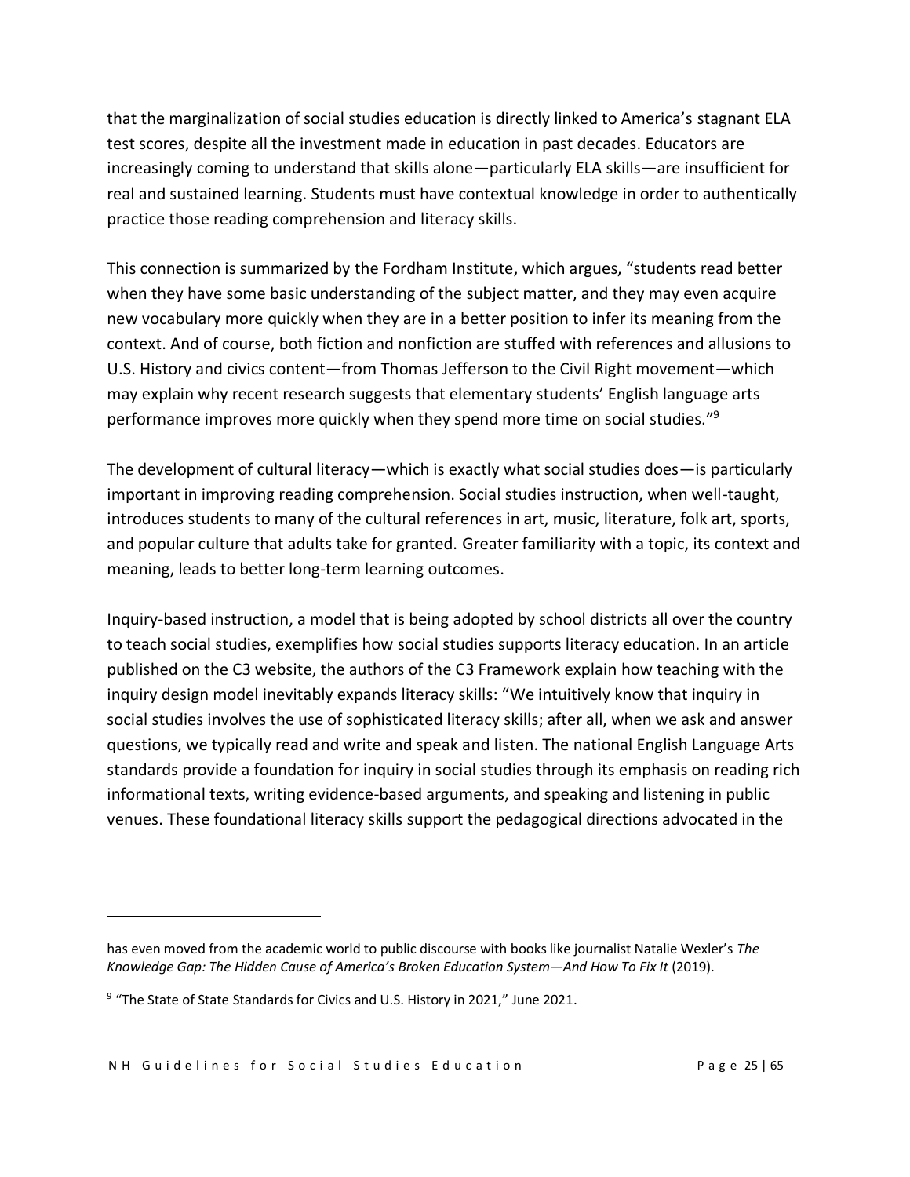that the marginalization of social studies education is directly linked to America's stagnant ELA test scores, despite all the investment made in education in past decades. Educators are increasingly coming to understand that skills alone—particularly ELA skills—are insufficient for real and sustained learning. Students must have contextual knowledge in order to authentically practice those reading comprehension and literacy skills.

This connection is summarized by the Fordham Institute, which argues, "students read better when they have some basic understanding of the subject matter, and they may even acquire new vocabulary more quickly when they are in a better position to infer its meaning from the context. And of course, both fiction and nonfiction are stuffed with references and allusions to U.S. History and civics content—from Thomas Jefferson to the Civil Right movement—which may explain why recent research suggests that elementary students' English language arts performance improves more quickly when they spend more time on social studies."[9]

The development of cultural literacy—which is exactly what social studies does—is particularly important in improving reading comprehension. Social studies instruction, when well-taught, introduces students to many of the cultural references in art, music, literature, folk art, sports, and popular culture that adults take for granted. Greater familiarity with a topic, its context and meaning, leads to better long-term learning outcomes.

Inquiry-based instruction, a model that is being adopted by school districts all over the country to teach social studies, exemplifies how social studies supports literacy education. In an article published on the C3 website, the authors of the C3 Framework explain how teaching with the inquiry design model inevitably expands literacy skills: "We intuitively know that inquiry in social studies involves the use of sophisticated literacy skills; after all, when we ask and answer questions, we typically read and write and speak and listen. The national English Language Arts standards provide a foundation for inquiry in social studies through its emphasis on reading rich informational texts, writing evidence-based arguments, and speaking and listening in public venues. These foundational literacy skills support the pedagogical directions advocated in the

---

has even moved from the academic world to public discourse with books like journalist Natalie Wexler's *The Knowledge Gap: The Hidden Cause of America's Broken Education System—And How To Fix It* (2019).

[9] "The State of State Standards for Civics and U.S. History in 2021," June 2021.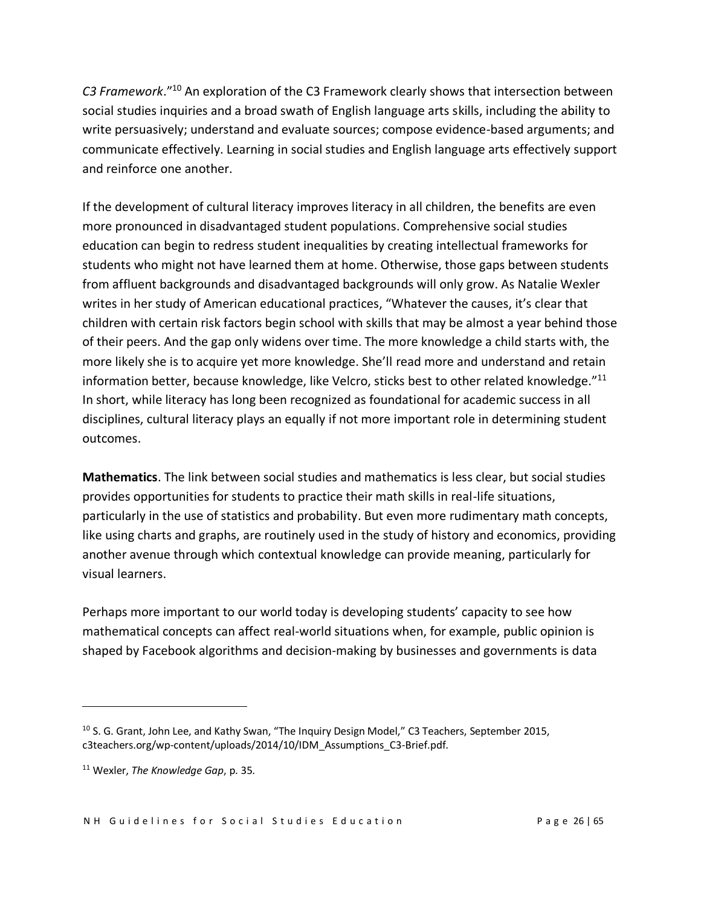*C3 Framework*."[10] An exploration of the C3 Framework clearly shows that intersection between social studies inquiries and a broad swath of English language arts skills, including the ability to write persuasively; understand and evaluate sources; compose evidence-based arguments; and communicate effectively. Learning in social studies and English language arts effectively support and reinforce one another.

If the development of cultural literacy improves literacy in all children, the benefits are even more pronounced in disadvantaged student populations. Comprehensive social studies education can begin to redress student inequalities by creating intellectual frameworks for students who might not have learned them at home. Otherwise, those gaps between students from affluent backgrounds and disadvantaged backgrounds will only grow. As Natalie Wexler writes in her study of American educational practices, "Whatever the causes, it's clear that children with certain risk factors begin school with skills that may be almost a year behind those of their peers. And the gap only widens over time. The more knowledge a child starts with, the more likely she is to acquire yet more knowledge. She'll read more and understand and retain information better, because knowledge, like Velcro, sticks best to other related knowledge."[11] In short, while literacy has long been recognized as foundational for academic success in all disciplines, cultural literacy plays an equally if not more important role in determining student outcomes.

**Mathematics**. The link between social studies and mathematics is less clear, but social studies provides opportunities for students to practice their math skills in real-life situations, particularly in the use of statistics and probability. But even more rudimentary math concepts, like using charts and graphs, are routinely used in the study of history and economics, providing another avenue through which contextual knowledge can provide meaning, particularly for visual learners.

Perhaps more important to our world today is developing students' capacity to see how mathematical concepts can affect real-world situations when, for example, public opinion is shaped by Facebook algorithms and decision-making by businesses and governments is data

---

[10] S. G. Grant, John Lee, and Kathy Swan, "The Inquiry Design Model," C3 Teachers, September 2015, c3teachers.org/wp-content/uploads/2014/10/IDM_Assumptions_C3-Brief.pdf.

[11] Wexler, *The Knowledge Gap*, p. 35.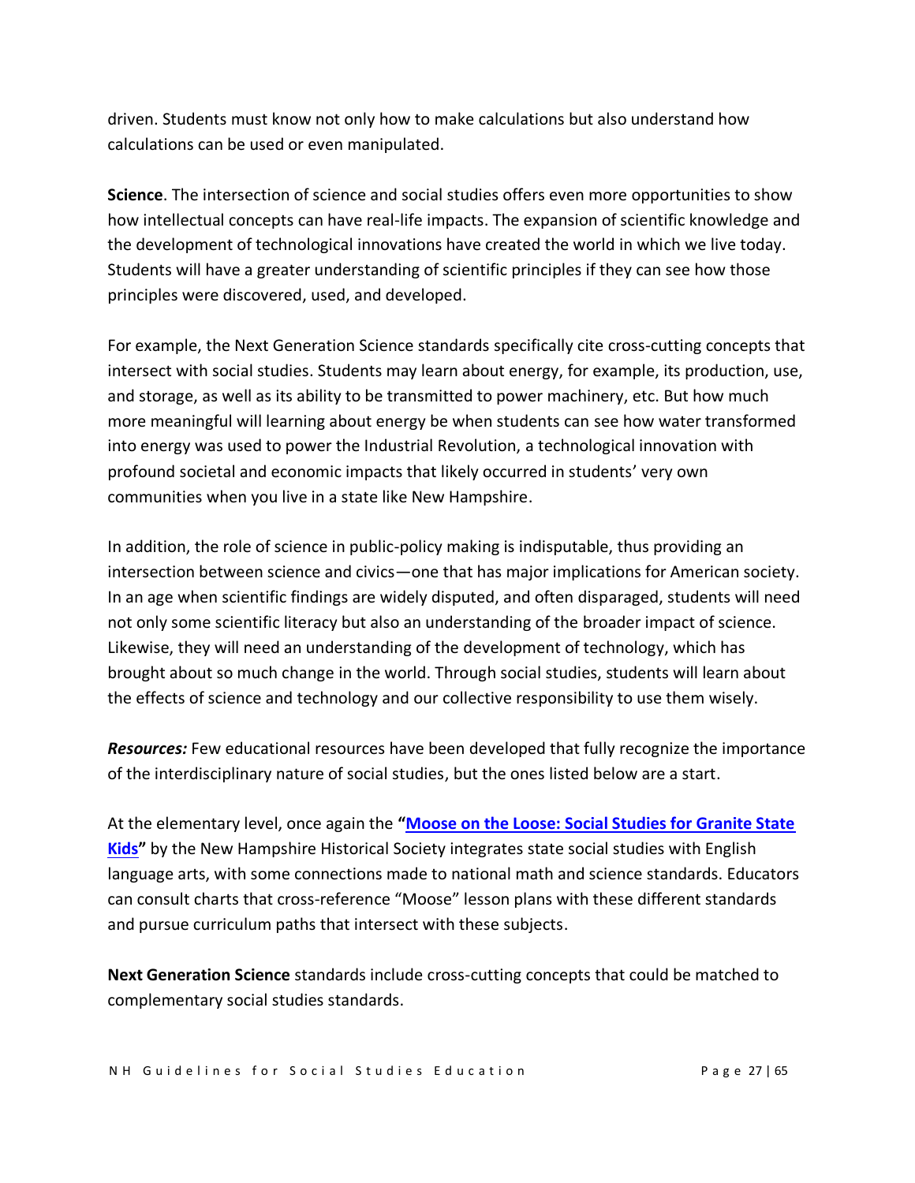driven. Students must know not only how to make calculations but also understand how calculations can be used or even manipulated.

**Science**. The intersection of science and social studies offers even more opportunities to show how intellectual concepts can have real-life impacts. The expansion of scientific knowledge and the development of technological innovations have created the world in which we live today. Students will have a greater understanding of scientific principles if they can see how those principles were discovered, used, and developed.

For example, the Next Generation Science standards specifically cite cross-cutting concepts that intersect with social studies. Students may learn about energy, for example, its production, use, and storage, as well as its ability to be transmitted to power machinery, etc. But how much more meaningful will learning about energy be when students can see how water transformed into energy was used to power the Industrial Revolution, a technological innovation with profound societal and economic impacts that likely occurred in students' very own communities when you live in a state like New Hampshire.

In addition, the role of science in public-policy making is indisputable, thus providing an intersection between science and civics—one that has major implications for American society. In an age when scientific findings are widely disputed, and often disparaged, students will need not only some scientific literacy but also an understanding of the broader impact of science. Likewise, they will need an understanding of the development of technology, which has brought about so much change in the world. Through social studies, students will learn about the effects of science and technology and our collective responsibility to use them wisely.

***Resources:*** Few educational resources have been developed that fully recognize the importance of the interdisciplinary nature of social studies, but the ones listed below are a start.

At the elementary level, once again the **"Moose on the Loose: Social Studies for Granite State Kids"** by the New Hampshire Historical Society integrates state social studies with English language arts, with some connections made to national math and science standards. Educators can consult charts that cross-reference "Moose" lesson plans with these different standards and pursue curriculum paths that intersect with these subjects.

**Next Generation Science** standards include cross-cutting concepts that could be matched to complementary social studies standards.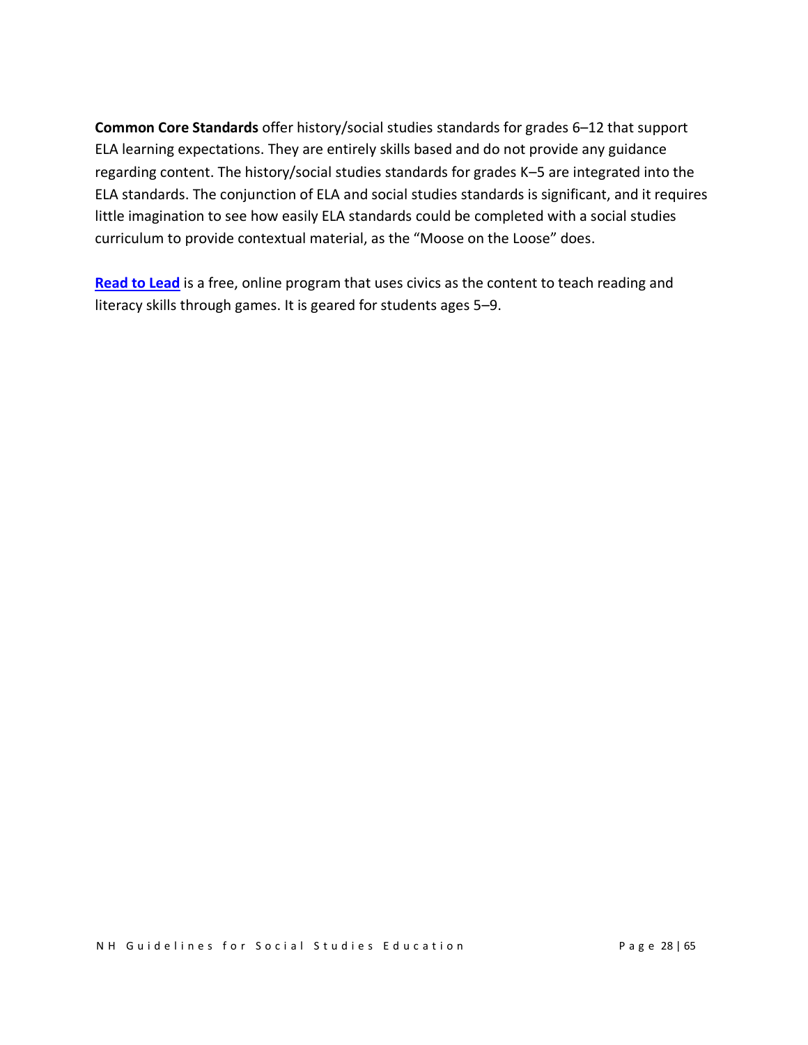**Common Core Standards** offer history/social studies standards for grades 6–12 that support ELA learning expectations. They are entirely skills based and do not provide any guidance regarding content. The history/social studies standards for grades K–5 are integrated into the ELA standards. The conjunction of ELA and social studies standards is significant, and it requires little imagination to see how easily ELA standards could be completed with a social studies curriculum to provide contextual material, as the "Moose on the Loose" does.

**Read to Lead** is a free, online program that uses civics as the content to teach reading and literacy skills through games. It is geared for students ages 5–9.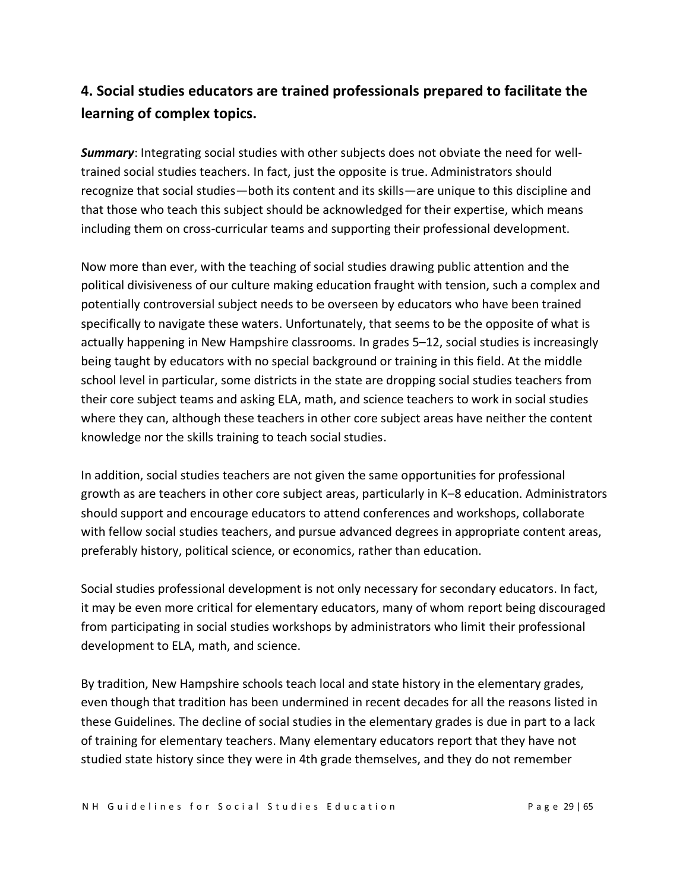## 4. Social studies educators are trained professionals prepared to facilitate the learning of complex topics.

***Summary***: Integrating social studies with other subjects does not obviate the need for well-trained social studies teachers. In fact, just the opposite is true. Administrators should recognize that social studies—both its content and its skills—are unique to this discipline and that those who teach this subject should be acknowledged for their expertise, which means including them on cross-curricular teams and supporting their professional development.

Now more than ever, with the teaching of social studies drawing public attention and the political divisiveness of our culture making education fraught with tension, such a complex and potentially controversial subject needs to be overseen by educators who have been trained specifically to navigate these waters. Unfortunately, that seems to be the opposite of what is actually happening in New Hampshire classrooms. In grades 5–12, social studies is increasingly being taught by educators with no special background or training in this field. At the middle school level in particular, some districts in the state are dropping social studies teachers from their core subject teams and asking ELA, math, and science teachers to work in social studies where they can, although these teachers in other core subject areas have neither the content knowledge nor the skills training to teach social studies.

In addition, social studies teachers are not given the same opportunities for professional growth as are teachers in other core subject areas, particularly in K–8 education. Administrators should support and encourage educators to attend conferences and workshops, collaborate with fellow social studies teachers, and pursue advanced degrees in appropriate content areas, preferably history, political science, or economics, rather than education.

Social studies professional development is not only necessary for secondary educators. In fact, it may be even more critical for elementary educators, many of whom report being discouraged from participating in social studies workshops by administrators who limit their professional development to ELA, math, and science.

By tradition, New Hampshire schools teach local and state history in the elementary grades, even though that tradition has been undermined in recent decades for all the reasons listed in these Guidelines. The decline of social studies in the elementary grades is due in part to a lack of training for elementary teachers. Many elementary educators report that they have not studied state history since they were in 4th grade themselves, and they do not remember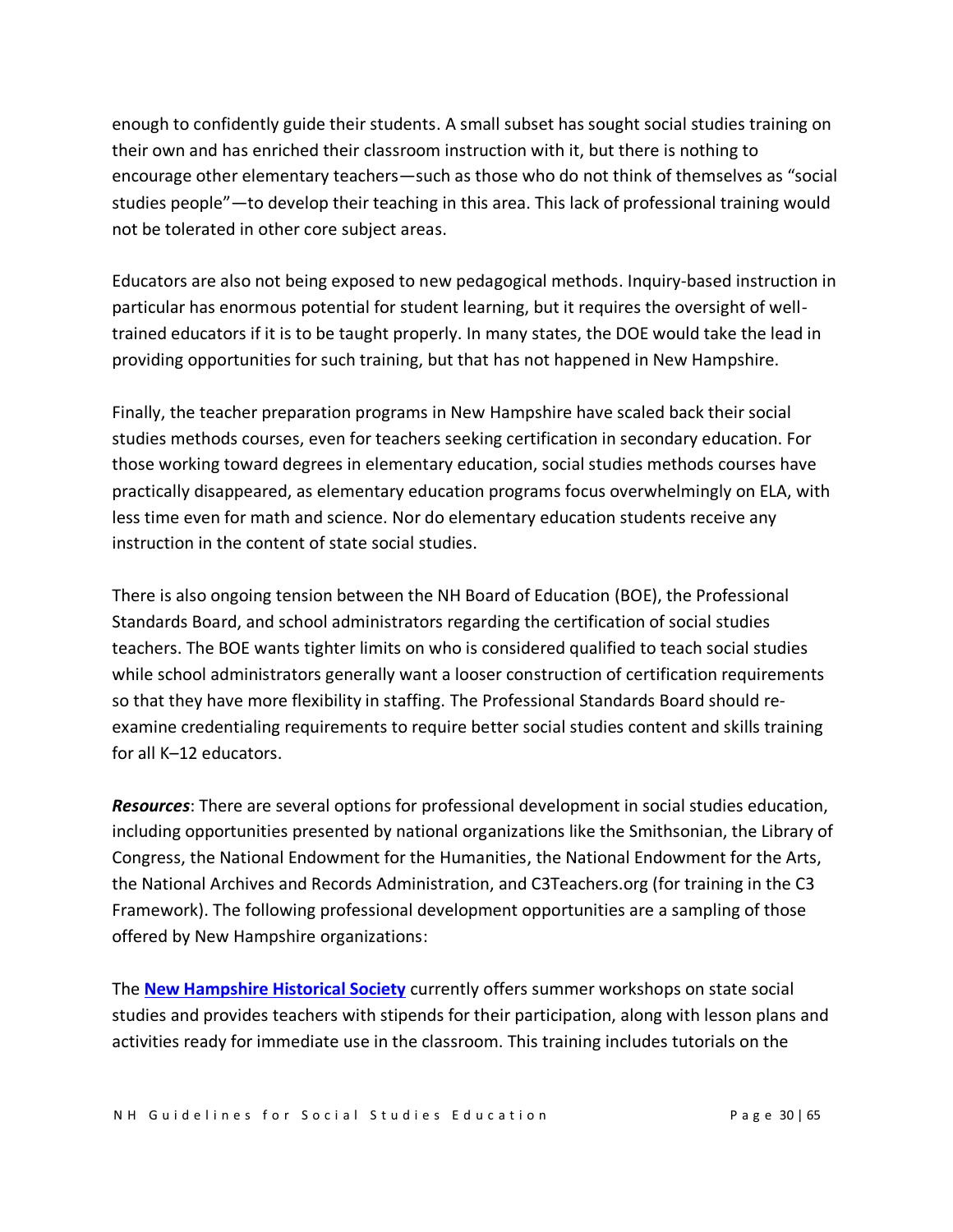enough to confidently guide their students. A small subset has sought social studies training on their own and has enriched their classroom instruction with it, but there is nothing to encourage other elementary teachers—such as those who do not think of themselves as "social studies people"—to develop their teaching in this area. This lack of professional training would not be tolerated in other core subject areas.

Educators are also not being exposed to new pedagogical methods. Inquiry-based instruction in particular has enormous potential for student learning, but it requires the oversight of well-trained educators if it is to be taught properly. In many states, the DOE would take the lead in providing opportunities for such training, but that has not happened in New Hampshire.

Finally, the teacher preparation programs in New Hampshire have scaled back their social studies methods courses, even for teachers seeking certification in secondary education. For those working toward degrees in elementary education, social studies methods courses have practically disappeared, as elementary education programs focus overwhelmingly on ELA, with less time even for math and science. Nor do elementary education students receive any instruction in the content of state social studies.

There is also ongoing tension between the NH Board of Education (BOE), the Professional Standards Board, and school administrators regarding the certification of social studies teachers. The BOE wants tighter limits on who is considered qualified to teach social studies while school administrators generally want a looser construction of certification requirements so that they have more flexibility in staffing. The Professional Standards Board should re-examine credentialing requirements to require better social studies content and skills training for all K–12 educators.

***Resources***: There are several options for professional development in social studies education, including opportunities presented by national organizations like the Smithsonian, the Library of Congress, the National Endowment for the Humanities, the National Endowment for the Arts, the National Archives and Records Administration, and C3Teachers.org (for training in the C3 Framework). The following professional development opportunities are a sampling of those offered by New Hampshire organizations:

The **New Hampshire Historical Society** currently offers summer workshops on state social studies and provides teachers with stipends for their participation, along with lesson plans and activities ready for immediate use in the classroom. This training includes tutorials on the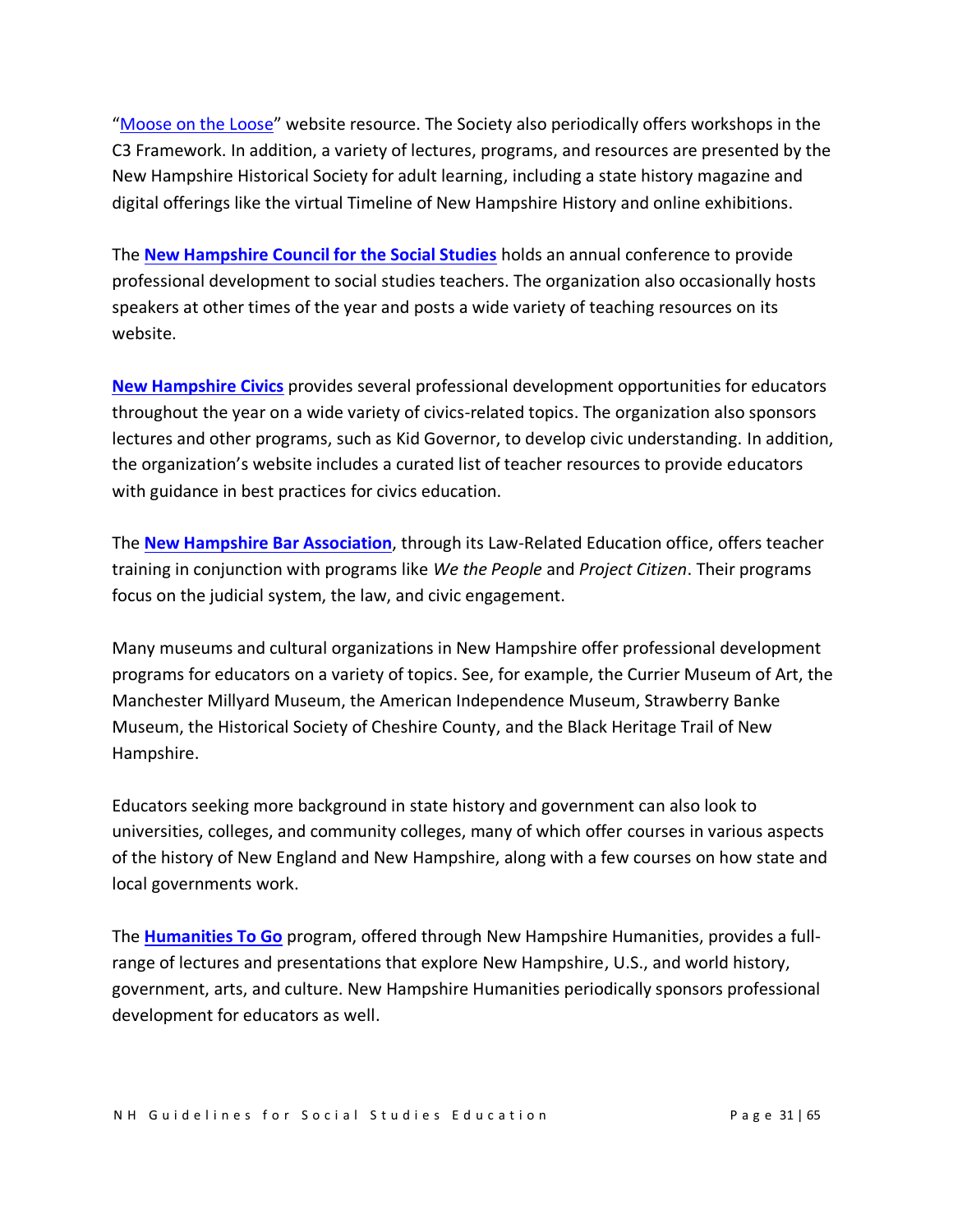"Moose on the Loose" website resource. The Society also periodically offers workshops in the C3 Framework. In addition, a variety of lectures, programs, and resources are presented by the New Hampshire Historical Society for adult learning, including a state history magazine and digital offerings like the virtual Timeline of New Hampshire History and online exhibitions.

The **New Hampshire Council for the Social Studies** holds an annual conference to provide professional development to social studies teachers. The organization also occasionally hosts speakers at other times of the year and posts a wide variety of teaching resources on its website.

**New Hampshire Civics** provides several professional development opportunities for educators throughout the year on a wide variety of civics-related topics. The organization also sponsors lectures and other programs, such as Kid Governor, to develop civic understanding. In addition, the organization's website includes a curated list of teacher resources to provide educators with guidance in best practices for civics education.

The **New Hampshire Bar Association**, through its Law-Related Education office, offers teacher training in conjunction with programs like *We the People* and *Project Citizen*. Their programs focus on the judicial system, the law, and civic engagement.

Many museums and cultural organizations in New Hampshire offer professional development programs for educators on a variety of topics. See, for example, the Currier Museum of Art, the Manchester Millyard Museum, the American Independence Museum, Strawberry Banke Museum, the Historical Society of Cheshire County, and the Black Heritage Trail of New Hampshire.

Educators seeking more background in state history and government can also look to universities, colleges, and community colleges, many of which offer courses in various aspects of the history of New England and New Hampshire, along with a few courses on how state and local governments work.

The **Humanities To Go** program, offered through New Hampshire Humanities, provides a full-range of lectures and presentations that explore New Hampshire, U.S., and world history, government, arts, and culture. New Hampshire Humanities periodically sponsors professional development for educators as well.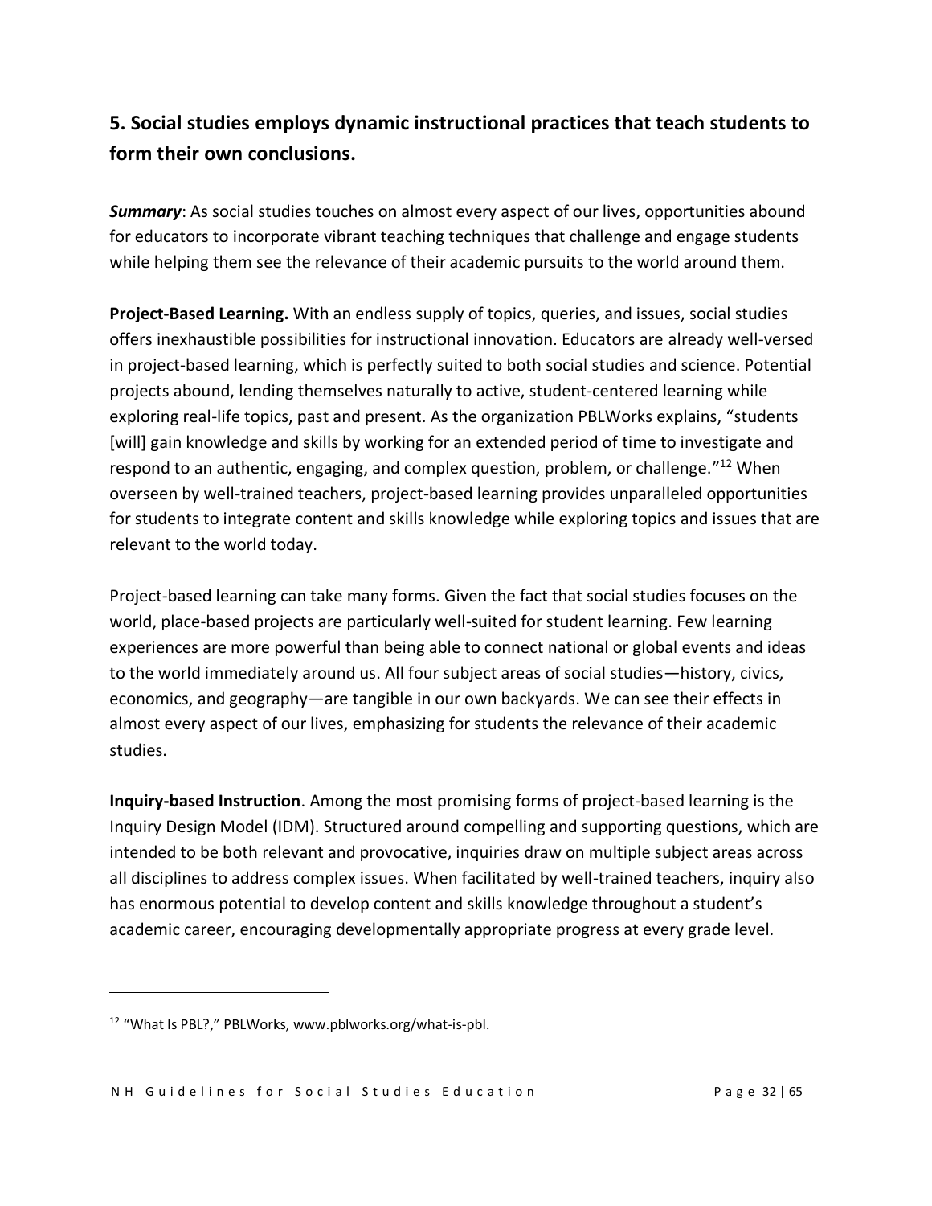## 5. Social studies employs dynamic instructional practices that teach students to form their own conclusions.

***Summary***: As social studies touches on almost every aspect of our lives, opportunities abound for educators to incorporate vibrant teaching techniques that challenge and engage students while helping them see the relevance of their academic pursuits to the world around them.

**Project-Based Learning.** With an endless supply of topics, queries, and issues, social studies offers inexhaustible possibilities for instructional innovation. Educators are already well-versed in project-based learning, which is perfectly suited to both social studies and science. Potential projects abound, lending themselves naturally to active, student-centered learning while exploring real-life topics, past and present. As the organization PBLWorks explains, "students [will] gain knowledge and skills by working for an extended period of time to investigate and respond to an authentic, engaging, and complex question, problem, or challenge."[12] When overseen by well-trained teachers, project-based learning provides unparalleled opportunities for students to integrate content and skills knowledge while exploring topics and issues that are relevant to the world today.

Project-based learning can take many forms. Given the fact that social studies focuses on the world, place-based projects are particularly well-suited for student learning. Few learning experiences are more powerful than being able to connect national or global events and ideas to the world immediately around us. All four subject areas of social studies—history, civics, economics, and geography—are tangible in our own backyards. We can see their effects in almost every aspect of our lives, emphasizing for students the relevance of their academic studies.

**Inquiry-based Instruction**. Among the most promising forms of project-based learning is the Inquiry Design Model (IDM). Structured around compelling and supporting questions, which are intended to be both relevant and provocative, inquiries draw on multiple subject areas across all disciplines to address complex issues. When facilitated by well-trained teachers, inquiry also has enormous potential to develop content and skills knowledge throughout a student's academic career, encouraging developmentally appropriate progress at every grade level.

---

[12] "What Is PBL?," PBLWorks, www.pblworks.org/what-is-pbl.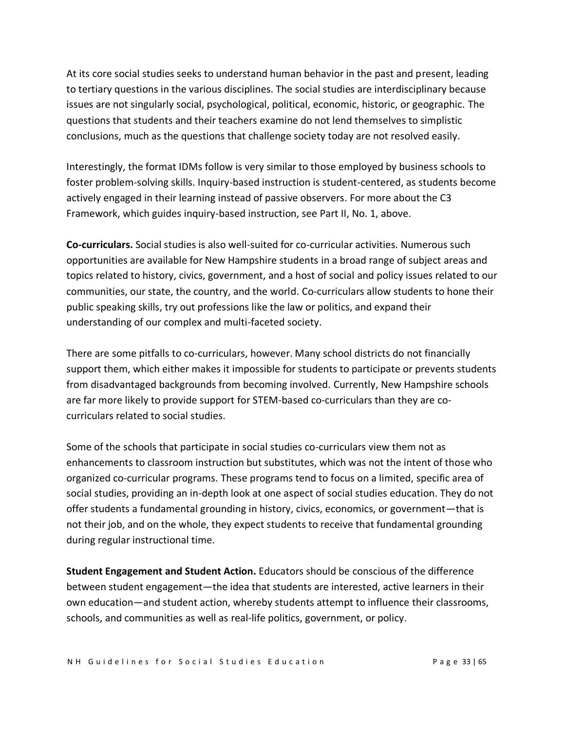At its core social studies seeks to understand human behavior in the past and present, leading to tertiary questions in the various disciplines. The social studies are interdisciplinary because issues are not singularly social, psychological, political, economic, historic, or geographic. The questions that students and their teachers examine do not lend themselves to simplistic conclusions, much as the questions that challenge society today are not resolved easily.

Interestingly, the format IDMs follow is very similar to those employed by business schools to foster problem-solving skills. Inquiry-based instruction is student-centered, as students become actively engaged in their learning instead of passive observers. For more about the C3 Framework, which guides inquiry-based instruction, see Part II, No. 1, above.

**Co-curriculars.** Social studies is also well-suited for co-curricular activities. Numerous such opportunities are available for New Hampshire students in a broad range of subject areas and topics related to history, civics, government, and a host of social and policy issues related to our communities, our state, the country, and the world. Co-curriculars allow students to hone their public speaking skills, try out professions like the law or politics, and expand their understanding of our complex and multi-faceted society.

There are some pitfalls to co-curriculars, however. Many school districts do not financially support them, which either makes it impossible for students to participate or prevents students from disadvantaged backgrounds from becoming involved. Currently, New Hampshire schools are far more likely to provide support for STEM-based co-curriculars than they are co-curriculars related to social studies.

Some of the schools that participate in social studies co-curriculars view them not as enhancements to classroom instruction but substitutes, which was not the intent of those who organized co-curricular programs. These programs tend to focus on a limited, specific area of social studies, providing an in-depth look at one aspect of social studies education. They do not offer students a fundamental grounding in history, civics, economics, or government—that is not their job, and on the whole, they expect students to receive that fundamental grounding during regular instructional time.

**Student Engagement and Student Action.** Educators should be conscious of the difference between student engagement—the idea that students are interested, active learners in their own education—and student action, whereby students attempt to influence their classrooms, schools, and communities as well as real-life politics, government, or policy.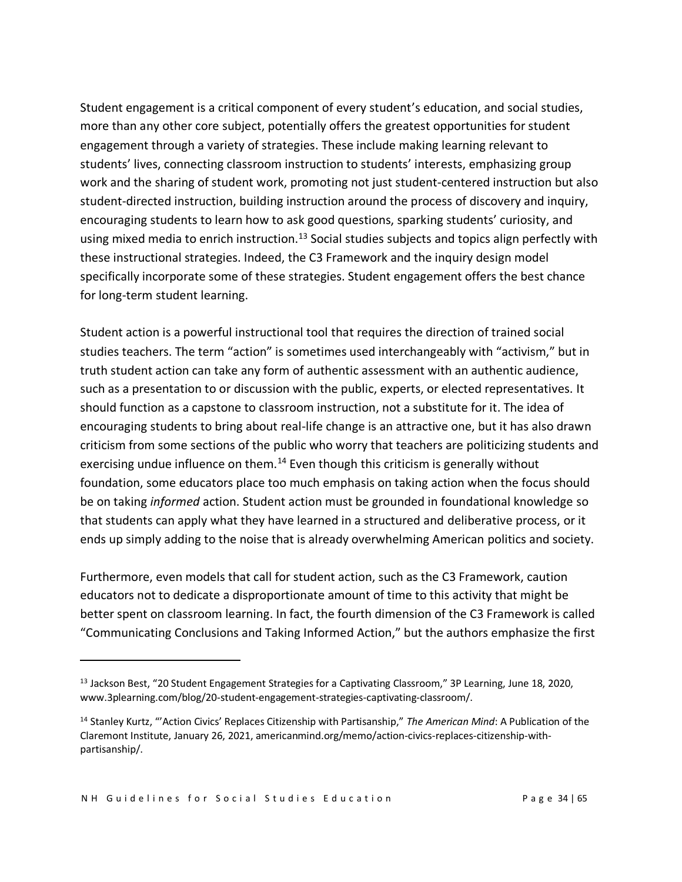Student engagement is a critical component of every student's education, and social studies, more than any other core subject, potentially offers the greatest opportunities for student engagement through a variety of strategies. These include making learning relevant to students' lives, connecting classroom instruction to students' interests, emphasizing group work and the sharing of student work, promoting not just student-centered instruction but also student-directed instruction, building instruction around the process of discovery and inquiry, encouraging students to learn how to ask good questions, sparking students' curiosity, and using mixed media to enrich instruction.[13] Social studies subjects and topics align perfectly with these instructional strategies. Indeed, the C3 Framework and the inquiry design model specifically incorporate some of these strategies. Student engagement offers the best chance for long-term student learning.

Student action is a powerful instructional tool that requires the direction of trained social studies teachers. The term "action" is sometimes used interchangeably with "activism," but in truth student action can take any form of authentic assessment with an authentic audience, such as a presentation to or discussion with the public, experts, or elected representatives. It should function as a capstone to classroom instruction, not a substitute for it. The idea of encouraging students to bring about real-life change is an attractive one, but it has also drawn criticism from some sections of the public who worry that teachers are politicizing students and exercising undue influence on them.[14] Even though this criticism is generally without foundation, some educators place too much emphasis on taking action when the focus should be on taking *informed* action. Student action must be grounded in foundational knowledge so that students can apply what they have learned in a structured and deliberative process, or it ends up simply adding to the noise that is already overwhelming American politics and society.

Furthermore, even models that call for student action, such as the C3 Framework, caution educators not to dedicate a disproportionate amount of time to this activity that might be better spent on classroom learning. In fact, the fourth dimension of the C3 Framework is called "Communicating Conclusions and Taking Informed Action," but the authors emphasize the first

---

[13] Jackson Best, "20 Student Engagement Strategies for a Captivating Classroom," 3P Learning, June 18, 2020, www.3plearning.com/blog/20-student-engagement-strategies-captivating-classroom/.

[14] Stanley Kurtz, "'Action Civics' Replaces Citizenship with Partisanship," *The American Mind*: A Publication of the Claremont Institute, January 26, 2021, americanmind.org/memo/action-civics-replaces-citizenship-with-partisanship/.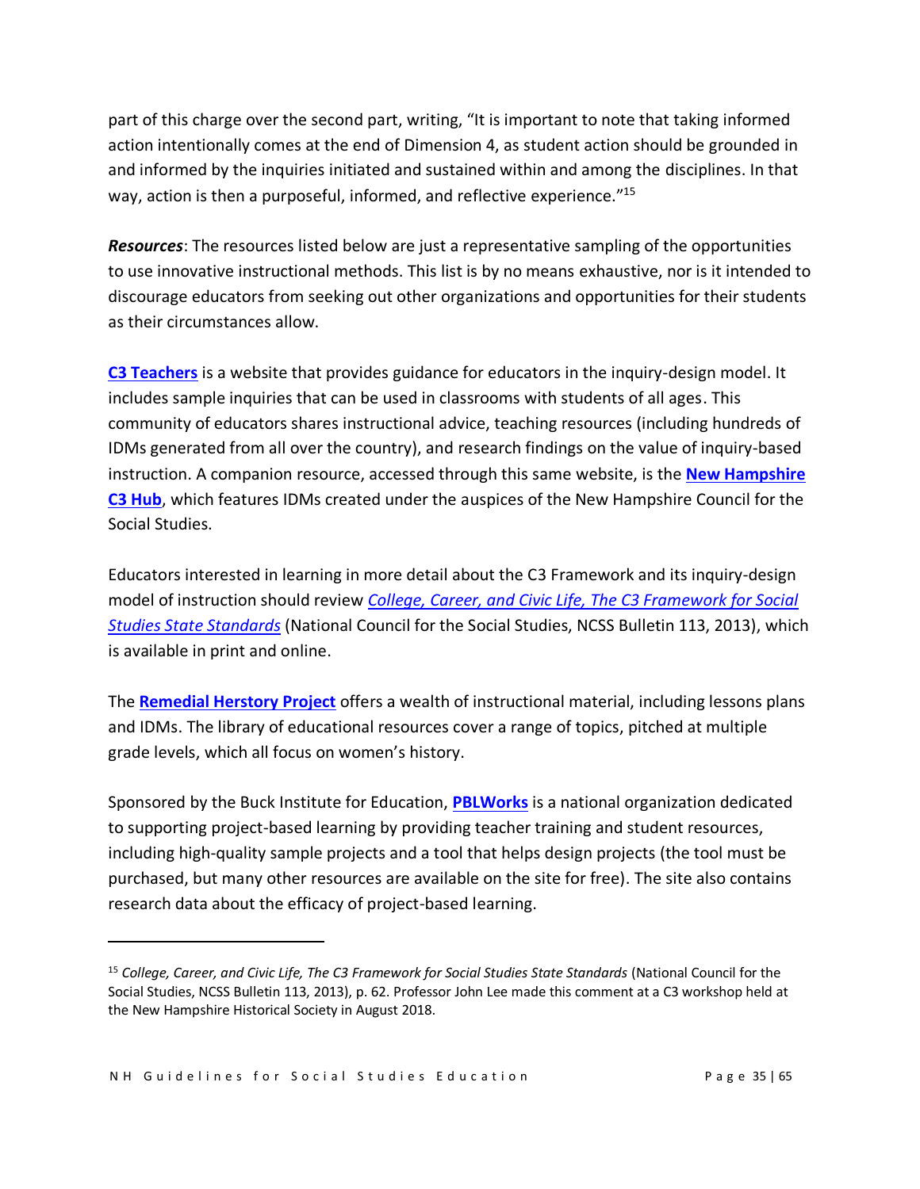part of this charge over the second part, writing, "It is important to note that taking informed action intentionally comes at the end of Dimension 4, as student action should be grounded in and informed by the inquiries initiated and sustained within and among the disciplines. In that way, action is then a purposeful, informed, and reflective experience."[15]

***Resources***: The resources listed below are just a representative sampling of the opportunities to use innovative instructional methods. This list is by no means exhaustive, nor is it intended to discourage educators from seeking out other organizations and opportunities for their students as their circumstances allow.

**C3 Teachers** is a website that provides guidance for educators in the inquiry-design model. It includes sample inquiries that can be used in classrooms with students of all ages. This community of educators shares instructional advice, teaching resources (including hundreds of IDMs generated from all over the country), and research findings on the value of inquiry-based instruction. A companion resource, accessed through this same website, is the **New Hampshire C3 Hub**, which features IDMs created under the auspices of the New Hampshire Council for the Social Studies.

Educators interested in learning in more detail about the C3 Framework and its inquiry-design model of instruction should review *College, Career, and Civic Life, The C3 Framework for Social Studies State Standards* (National Council for the Social Studies, NCSS Bulletin 113, 2013), which is available in print and online.

The **Remedial Herstory Project** offers a wealth of instructional material, including lessons plans and IDMs. The library of educational resources cover a range of topics, pitched at multiple grade levels, which all focus on women's history.

Sponsored by the Buck Institute for Education, **PBLWorks** is a national organization dedicated to supporting project-based learning by providing teacher training and student resources, including high-quality sample projects and a tool that helps design projects (the tool must be purchased, but many other resources are available on the site for free). The site also contains research data about the efficacy of project-based learning.

---

[15] *College, Career, and Civic Life, The C3 Framework for Social Studies State Standards* (National Council for the Social Studies, NCSS Bulletin 113, 2013), p. 62. Professor John Lee made this comment at a C3 workshop held at the New Hampshire Historical Society in August 2018.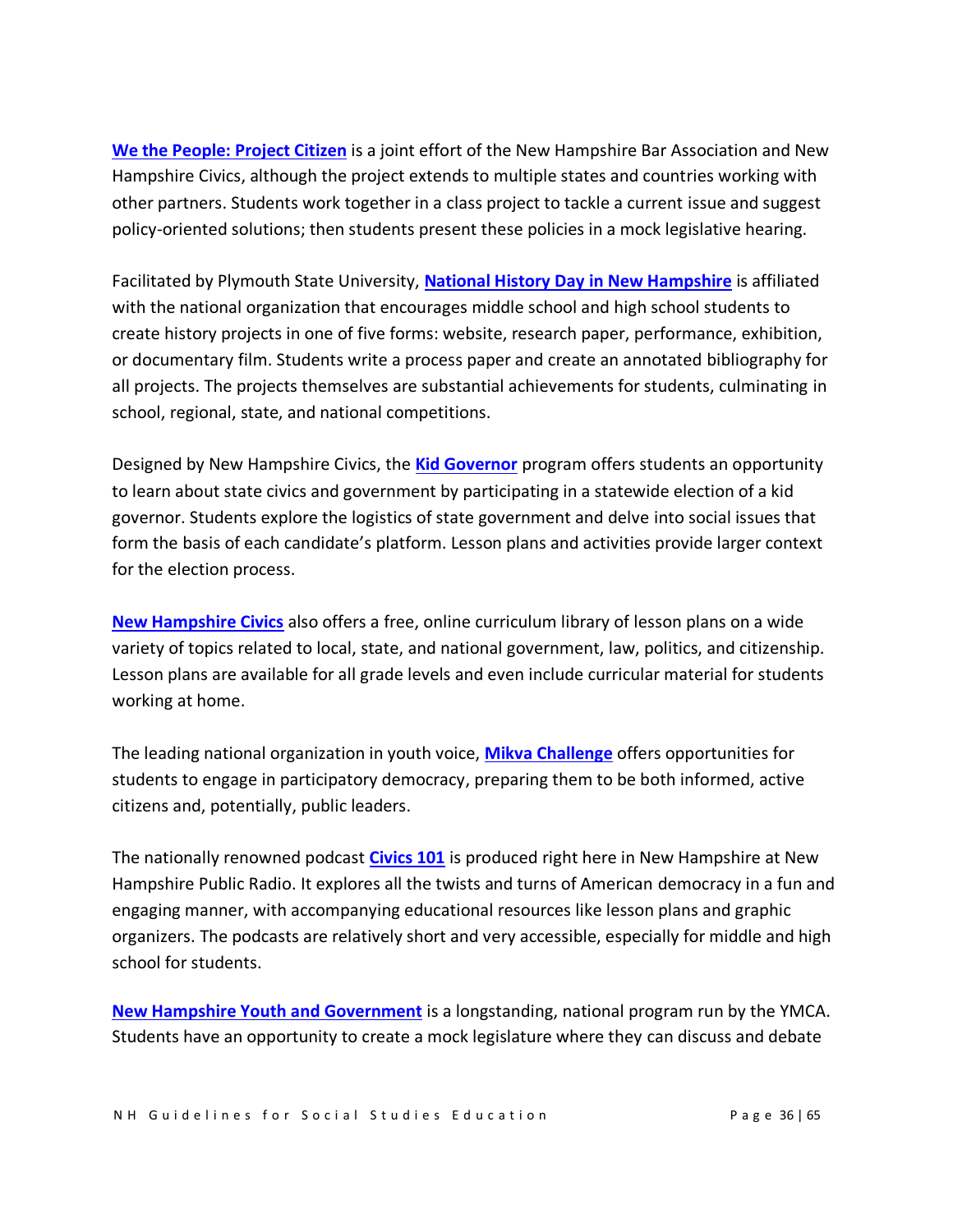**We the People: Project Citizen** is a joint effort of the New Hampshire Bar Association and New Hampshire Civics, although the project extends to multiple states and countries working with other partners. Students work together in a class project to tackle a current issue and suggest policy-oriented solutions; then students present these policies in a mock legislative hearing.

Facilitated by Plymouth State University, **National History Day in New Hampshire** is affiliated with the national organization that encourages middle school and high school students to create history projects in one of five forms: website, research paper, performance, exhibition, or documentary film. Students write a process paper and create an annotated bibliography for all projects. The projects themselves are substantial achievements for students, culminating in school, regional, state, and national competitions.

Designed by New Hampshire Civics, the **Kid Governor** program offers students an opportunity to learn about state civics and government by participating in a statewide election of a kid governor. Students explore the logistics of state government and delve into social issues that form the basis of each candidate's platform. Lesson plans and activities provide larger context for the election process.

**New Hampshire Civics** also offers a free, online curriculum library of lesson plans on a wide variety of topics related to local, state, and national government, law, politics, and citizenship. Lesson plans are available for all grade levels and even include curricular material for students working at home.

The leading national organization in youth voice, **Mikva Challenge** offers opportunities for students to engage in participatory democracy, preparing them to be both informed, active citizens and, potentially, public leaders.

The nationally renowned podcast **Civics 101** is produced right here in New Hampshire at New Hampshire Public Radio. It explores all the twists and turns of American democracy in a fun and engaging manner, with accompanying educational resources like lesson plans and graphic organizers. The podcasts are relatively short and very accessible, especially for middle and high school for students.

**New Hampshire Youth and Government** is a longstanding, national program run by the YMCA. Students have an opportunity to create a mock legislature where they can discuss and debate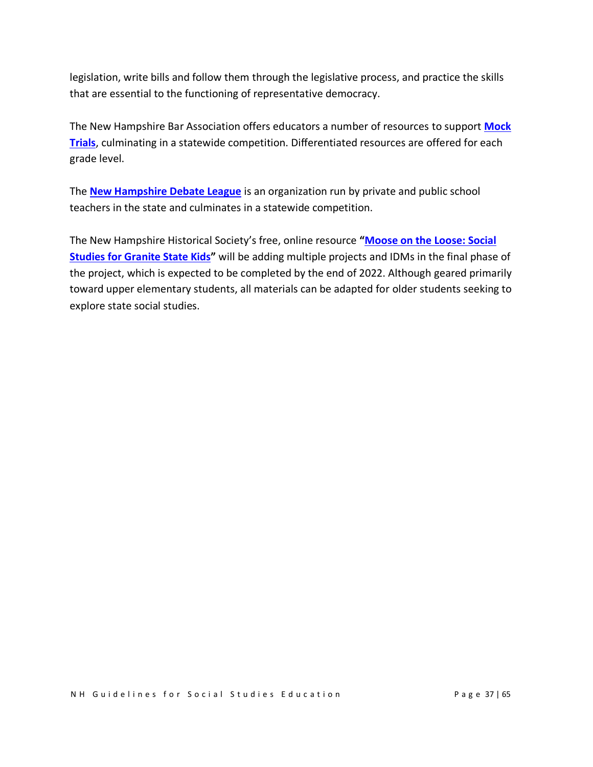legislation, write bills and follow them through the legislative process, and practice the skills that are essential to the functioning of representative democracy.

The New Hampshire Bar Association offers educators a number of resources to support **Mock Trials**, culminating in a statewide competition. Differentiated resources are offered for each grade level.

The **New Hampshire Debate League** is an organization run by private and public school teachers in the state and culminates in a statewide competition.

The New Hampshire Historical Society's free, online resource **"Moose on the Loose: Social Studies for Granite State Kids"** will be adding multiple projects and IDMs in the final phase of the project, which is expected to be completed by the end of 2022. Although geared primarily toward upper elementary students, all materials can be adapted for older students seeking to explore state social studies.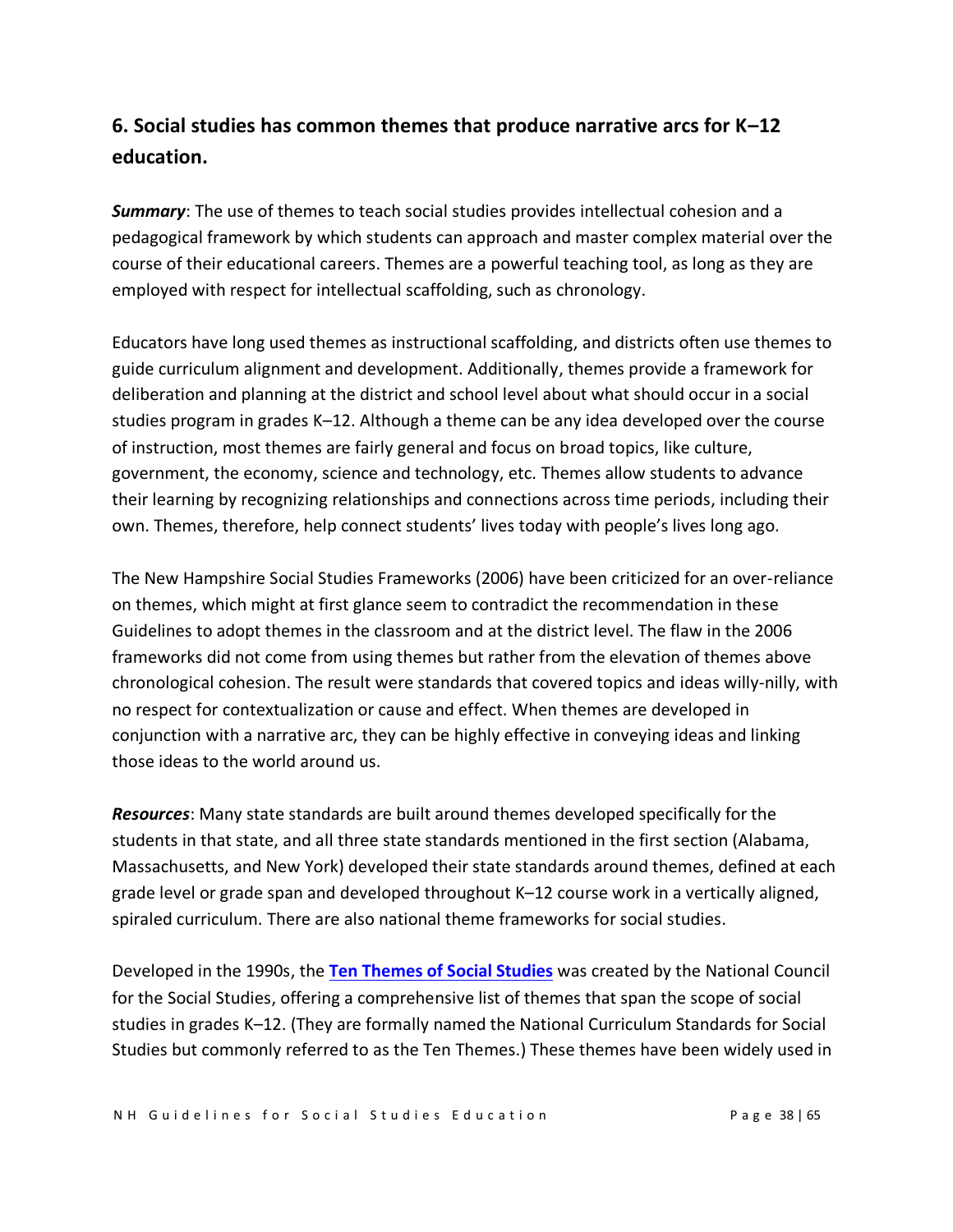## 6. Social studies has common themes that produce narrative arcs for K–12 education.

***Summary***: The use of themes to teach social studies provides intellectual cohesion and a pedagogical framework by which students can approach and master complex material over the course of their educational careers. Themes are a powerful teaching tool, as long as they are employed with respect for intellectual scaffolding, such as chronology.

Educators have long used themes as instructional scaffolding, and districts often use themes to guide curriculum alignment and development. Additionally, themes provide a framework for deliberation and planning at the district and school level about what should occur in a social studies program in grades K–12. Although a theme can be any idea developed over the course of instruction, most themes are fairly general and focus on broad topics, like culture, government, the economy, science and technology, etc. Themes allow students to advance their learning by recognizing relationships and connections across time periods, including their own. Themes, therefore, help connect students' lives today with people's lives long ago.

The New Hampshire Social Studies Frameworks (2006) have been criticized for an over-reliance on themes, which might at first glance seem to contradict the recommendation in these Guidelines to adopt themes in the classroom and at the district level. The flaw in the 2006 frameworks did not come from using themes but rather from the elevation of themes above chronological cohesion. The result were standards that covered topics and ideas willy-nilly, with no respect for contextualization or cause and effect. When themes are developed in conjunction with a narrative arc, they can be highly effective in conveying ideas and linking those ideas to the world around us.

***Resources***: Many state standards are built around themes developed specifically for the students in that state, and all three state standards mentioned in the first section (Alabama, Massachusetts, and New York) developed their state standards around themes, defined at each grade level or grade span and developed throughout K–12 course work in a vertically aligned, spiraled curriculum. There are also national theme frameworks for social studies.

Developed in the 1990s, the **Ten Themes of Social Studies** was created by the National Council for the Social Studies, offering a comprehensive list of themes that span the scope of social studies in grades K–12. (They are formally named the National Curriculum Standards for Social Studies but commonly referred to as the Ten Themes.) These themes have been widely used in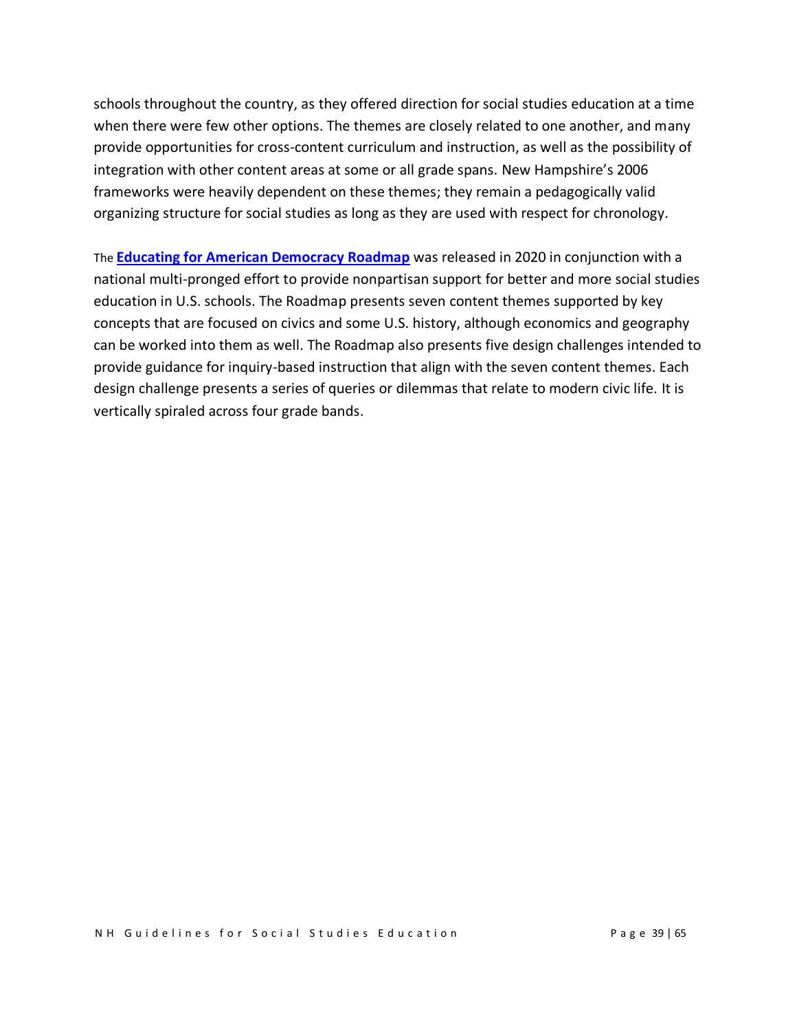schools throughout the country, as they offered direction for social studies education at a time when there were few other options. The themes are closely related to one another, and many provide opportunities for cross-content curriculum and instruction, as well as the possibility of integration with other content areas at some or all grade spans. New Hampshire's 2006 frameworks were heavily dependent on these themes; they remain a pedagogically valid organizing structure for social studies as long as they are used with respect for chronology.

The **Educating for American Democracy Roadmap** was released in 2020 in conjunction with a national multi-pronged effort to provide nonpartisan support for better and more social studies education in U.S. schools. The Roadmap presents seven content themes supported by key concepts that are focused on civics and some U.S. history, although economics and geography can be worked into them as well. The Roadmap also presents five design challenges intended to provide guidance for inquiry-based instruction that align with the seven content themes. Each design challenge presents a series of queries or dilemmas that relate to modern civic life. It is vertically spiraled across four grade bands.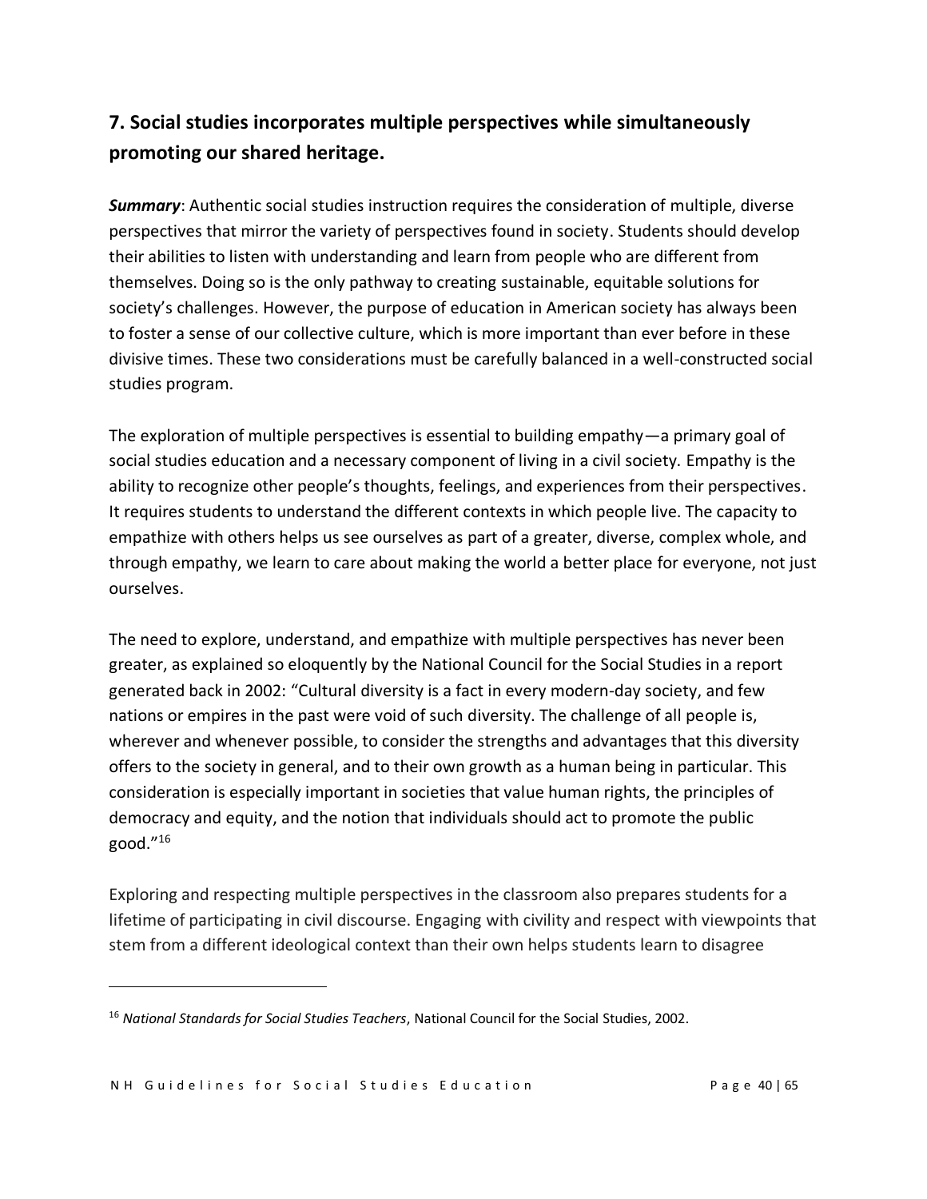## 7. Social studies incorporates multiple perspectives while simultaneously promoting our shared heritage.

***Summary***: Authentic social studies instruction requires the consideration of multiple, diverse perspectives that mirror the variety of perspectives found in society. Students should develop their abilities to listen with understanding and learn from people who are different from themselves. Doing so is the only pathway to creating sustainable, equitable solutions for society's challenges. However, the purpose of education in American society has always been to foster a sense of our collective culture, which is more important than ever before in these divisive times. These two considerations must be carefully balanced in a well-constructed social studies program.

The exploration of multiple perspectives is essential to building empathy—a primary goal of social studies education and a necessary component of living in a civil society. Empathy is the ability to recognize other people's thoughts, feelings, and experiences from their perspectives. It requires students to understand the different contexts in which people live. The capacity to empathize with others helps us see ourselves as part of a greater, diverse, complex whole, and through empathy, we learn to care about making the world a better place for everyone, not just ourselves.

The need to explore, understand, and empathize with multiple perspectives has never been greater, as explained so eloquently by the National Council for the Social Studies in a report generated back in 2002: "Cultural diversity is a fact in every modern-day society, and few nations or empires in the past were void of such diversity. The challenge of all people is, wherever and whenever possible, to consider the strengths and advantages that this diversity offers to the society in general, and to their own growth as a human being in particular. This consideration is especially important in societies that value human rights, the principles of democracy and equity, and the notion that individuals should act to promote the public good."[16]

Exploring and respecting multiple perspectives in the classroom also prepares students for a lifetime of participating in civil discourse. Engaging with civility and respect with viewpoints that stem from a different ideological context than their own helps students learn to disagree

---

[16] *National Standards for Social Studies Teachers*, National Council for the Social Studies, 2002.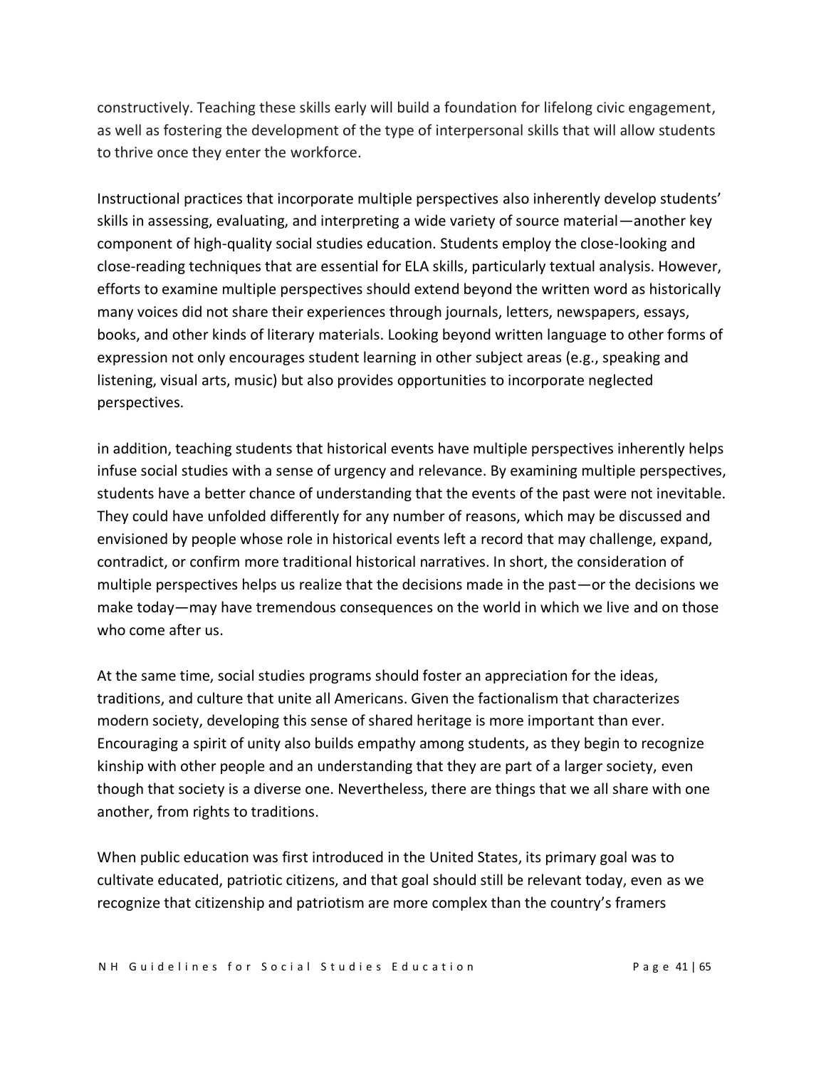constructively. Teaching these skills early will build a foundation for lifelong civic engagement, as well as fostering the development of the type of interpersonal skills that will allow students to thrive once they enter the workforce.

Instructional practices that incorporate multiple perspectives also inherently develop students' skills in assessing, evaluating, and interpreting a wide variety of source material—another key component of high-quality social studies education. Students employ the close-looking and close-reading techniques that are essential for ELA skills, particularly textual analysis. However, efforts to examine multiple perspectives should extend beyond the written word as historically many voices did not share their experiences through journals, letters, newspapers, essays, books, and other kinds of literary materials. Looking beyond written language to other forms of expression not only encourages student learning in other subject areas (e.g., speaking and listening, visual arts, music) but also provides opportunities to incorporate neglected perspectives.

in addition, teaching students that historical events have multiple perspectives inherently helps infuse social studies with a sense of urgency and relevance. By examining multiple perspectives, students have a better chance of understanding that the events of the past were not inevitable. They could have unfolded differently for any number of reasons, which may be discussed and envisioned by people whose role in historical events left a record that may challenge, expand, contradict, or confirm more traditional historical narratives. In short, the consideration of multiple perspectives helps us realize that the decisions made in the past—or the decisions we make today—may have tremendous consequences on the world in which we live and on those who come after us.

At the same time, social studies programs should foster an appreciation for the ideas, traditions, and culture that unite all Americans. Given the factionalism that characterizes modern society, developing this sense of shared heritage is more important than ever. Encouraging a spirit of unity also builds empathy among students, as they begin to recognize kinship with other people and an understanding that they are part of a larger society, even though that society is a diverse one. Nevertheless, there are things that we all share with one another, from rights to traditions.

When public education was first introduced in the United States, its primary goal was to cultivate educated, patriotic citizens, and that goal should still be relevant today, even as we recognize that citizenship and patriotism are more complex than the country's framers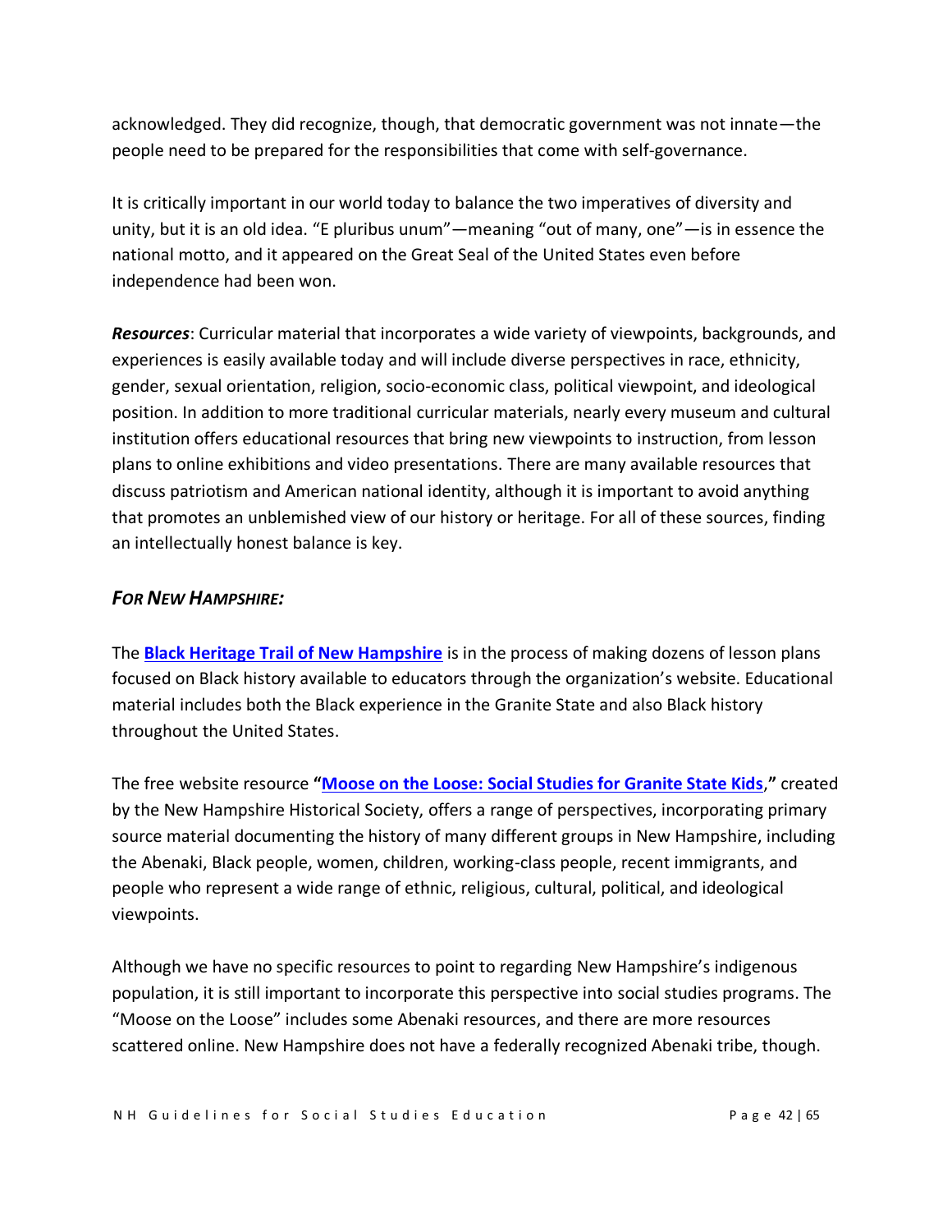acknowledged. They did recognize, though, that democratic government was not innate—the people need to be prepared for the responsibilities that come with self-governance.

It is critically important in our world today to balance the two imperatives of diversity and unity, but it is an old idea. "E pluribus unum"—meaning "out of many, one"—is in essence the national motto, and it appeared on the Great Seal of the United States even before independence had been won.

***Resources***: Curricular material that incorporates a wide variety of viewpoints, backgrounds, and experiences is easily available today and will include diverse perspectives in race, ethnicity, gender, sexual orientation, religion, socio-economic class, political viewpoint, and ideological position. In addition to more traditional curricular materials, nearly every museum and cultural institution offers educational resources that bring new viewpoints to instruction, from lesson plans to online exhibitions and video presentations. There are many available resources that discuss patriotism and American national identity, although it is important to avoid anything that promotes an unblemished view of our history or heritage. For all of these sources, finding an intellectually honest balance is key.

### *FOR NEW HAMPSHIRE:*

The **Black Heritage Trail of New Hampshire** is in the process of making dozens of lesson plans focused on Black history available to educators through the organization's website. Educational material includes both the Black experience in the Granite State and also Black history throughout the United States.

The free website resource **"Moose on the Loose: Social Studies for Granite State Kids,"** created by the New Hampshire Historical Society, offers a range of perspectives, incorporating primary source material documenting the history of many different groups in New Hampshire, including the Abenaki, Black people, women, children, working-class people, recent immigrants, and people who represent a wide range of ethnic, religious, cultural, political, and ideological viewpoints.

Although we have no specific resources to point to regarding New Hampshire's indigenous population, it is still important to incorporate this perspective into social studies programs. The "Moose on the Loose" includes some Abenaki resources, and there are more resources scattered online. New Hampshire does not have a federally recognized Abenaki tribe, though.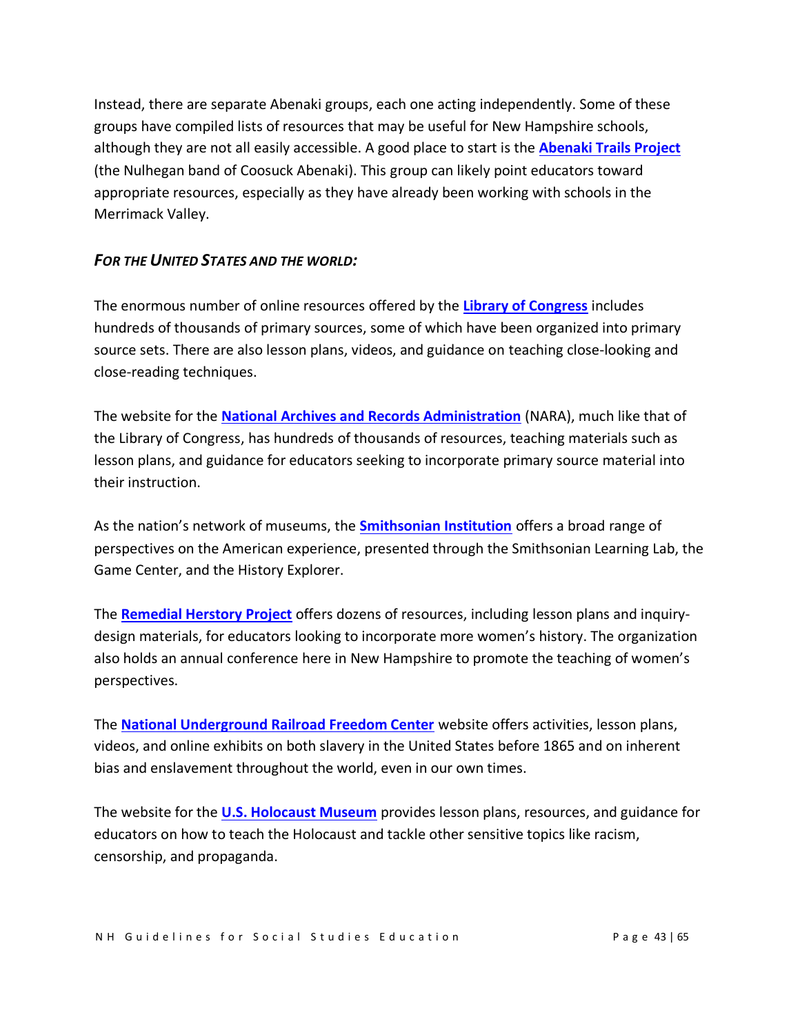Instead, there are separate Abenaki groups, each one acting independently. Some of these groups have compiled lists of resources that may be useful for New Hampshire schools, although they are not all easily accessible. A good place to start is the **Abenaki Trails Project** (the Nulhegan band of Coosuck Abenaki). This group can likely point educators toward appropriate resources, especially as they have already been working with schools in the Merrimack Valley.

### *For the United States and the world:*

The enormous number of online resources offered by the **Library of Congress** includes hundreds of thousands of primary sources, some of which have been organized into primary source sets. There are also lesson plans, videos, and guidance on teaching close-looking and close-reading techniques.

The website for the **National Archives and Records Administration** (NARA), much like that of the Library of Congress, has hundreds of thousands of resources, teaching materials such as lesson plans, and guidance for educators seeking to incorporate primary source material into their instruction.

As the nation's network of museums, the **Smithsonian Institution** offers a broad range of perspectives on the American experience, presented through the Smithsonian Learning Lab, the Game Center, and the History Explorer.

The **Remedial Herstory Project** offers dozens of resources, including lesson plans and inquiry-design materials, for educators looking to incorporate more women's history. The organization also holds an annual conference here in New Hampshire to promote the teaching of women's perspectives.

The **National Underground Railroad Freedom Center** website offers activities, lesson plans, videos, and online exhibits on both slavery in the United States before 1865 and on inherent bias and enslavement throughout the world, even in our own times.

The website for the **U.S. Holocaust Museum** provides lesson plans, resources, and guidance for educators on how to teach the Holocaust and tackle other sensitive topics like racism, censorship, and propaganda.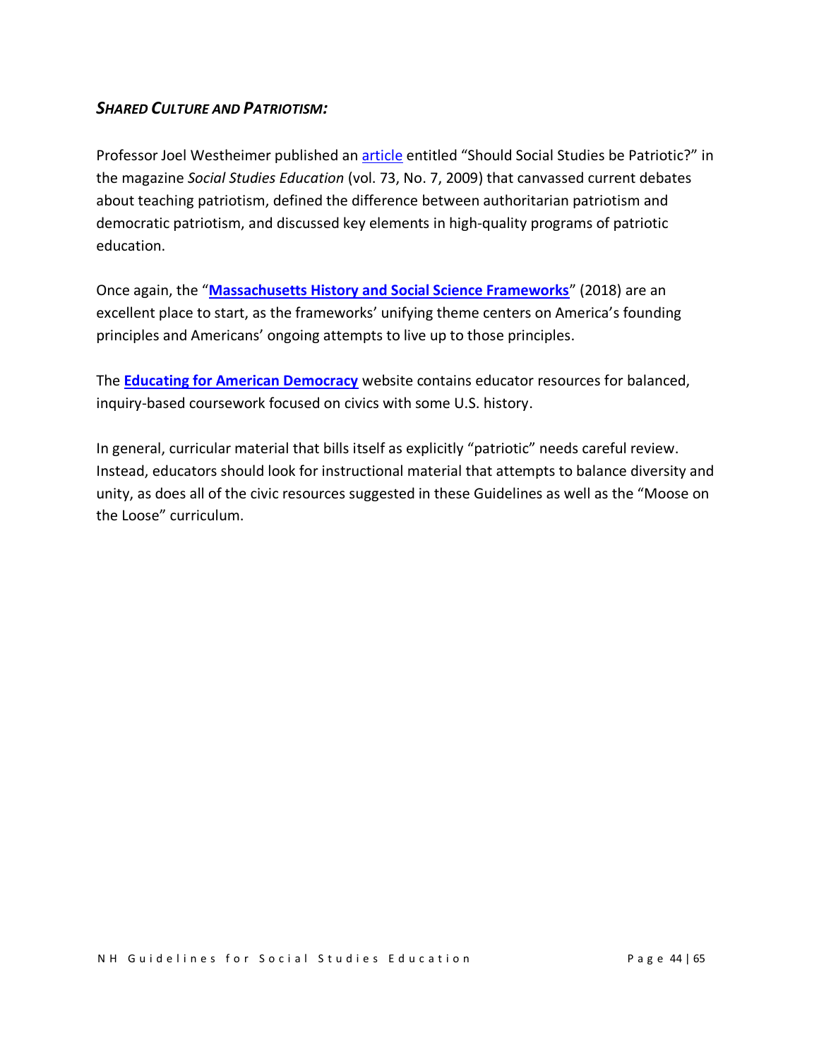### *SHARED CULTURE AND PATRIOTISM:*

Professor Joel Westheimer published an article entitled "Should Social Studies be Patriotic?" in the magazine *Social Studies Education* (vol. 73, No. 7, 2009) that canvassed current debates about teaching patriotism, defined the difference between authoritarian patriotism and democratic patriotism, and discussed key elements in high-quality programs of patriotic education.

Once again, the "**Massachusetts History and Social Science Frameworks**" (2018) are an excellent place to start, as the frameworks' unifying theme centers on America's founding principles and Americans' ongoing attempts to live up to those principles.

The **Educating for American Democracy** website contains educator resources for balanced, inquiry-based coursework focused on civics with some U.S. history.

In general, curricular material that bills itself as explicitly "patriotic" needs careful review. Instead, educators should look for instructional material that attempts to balance diversity and unity, as does all of the civic resources suggested in these Guidelines as well as the "Moose on the Loose" curriculum.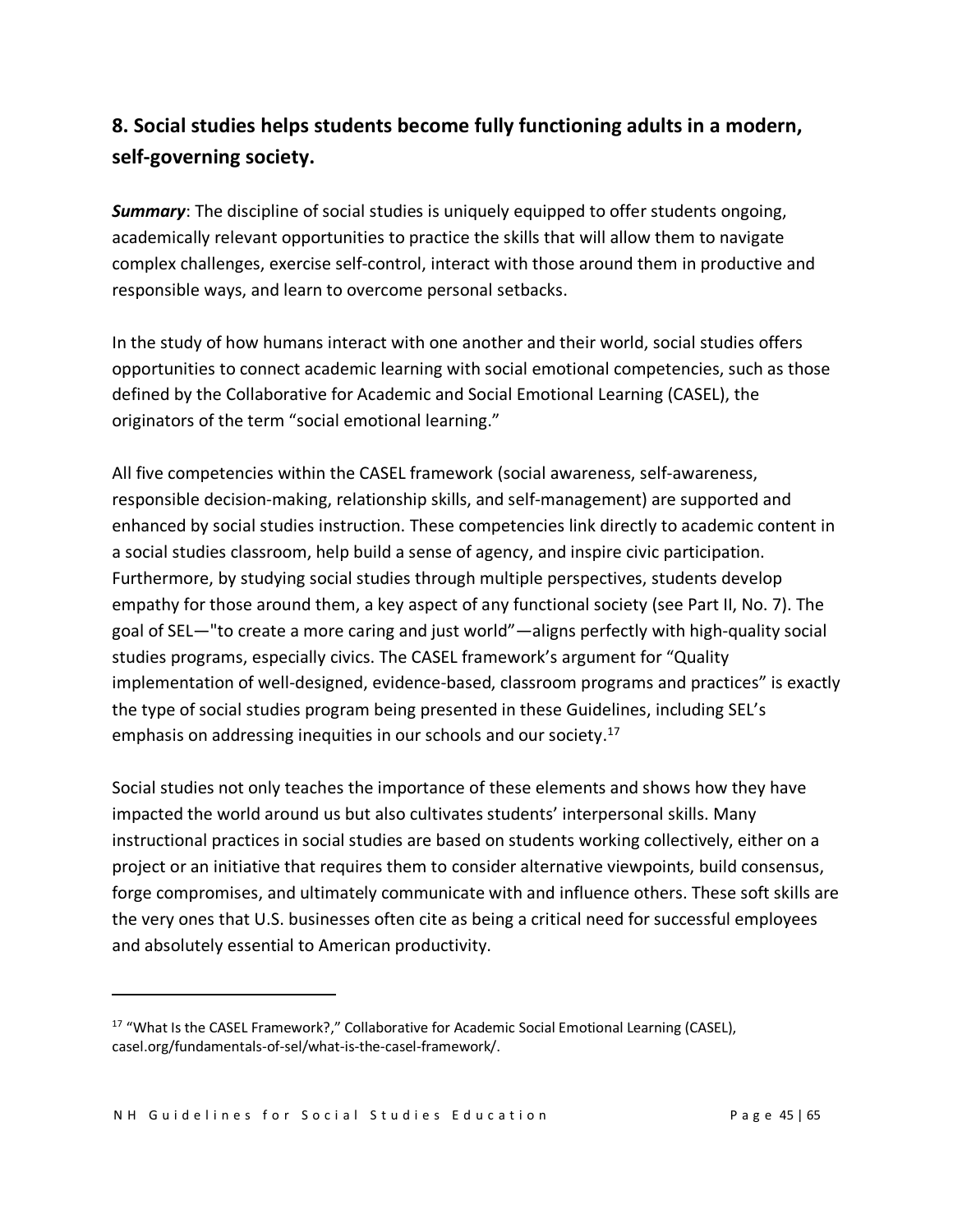## 8. Social studies helps students become fully functioning adults in a modern, self-governing society.

***Summary***: The discipline of social studies is uniquely equipped to offer students ongoing, academically relevant opportunities to practice the skills that will allow them to navigate complex challenges, exercise self-control, interact with those around them in productive and responsible ways, and learn to overcome personal setbacks.

In the study of how humans interact with one another and their world, social studies offers opportunities to connect academic learning with social emotional competencies, such as those defined by the Collaborative for Academic and Social Emotional Learning (CASEL), the originators of the term "social emotional learning."

All five competencies within the CASEL framework (social awareness, self-awareness, responsible decision-making, relationship skills, and self-management) are supported and enhanced by social studies instruction. These competencies link directly to academic content in a social studies classroom, help build a sense of agency, and inspire civic participation. Furthermore, by studying social studies through multiple perspectives, students develop empathy for those around them, a key aspect of any functional society (see Part II, No. 7). The goal of SEL—"to create a more caring and just world"—aligns perfectly with high-quality social studies programs, especially civics. The CASEL framework's argument for "Quality implementation of well-designed, evidence-based, classroom programs and practices" is exactly the type of social studies program being presented in these Guidelines, including SEL's emphasis on addressing inequities in our schools and our society.[17]

Social studies not only teaches the importance of these elements and shows how they have impacted the world around us but also cultivates students' interpersonal skills. Many instructional practices in social studies are based on students working collectively, either on a project or an initiative that requires them to consider alternative viewpoints, build consensus, forge compromises, and ultimately communicate with and influence others. These soft skills are the very ones that U.S. businesses often cite as being a critical need for successful employees and absolutely essential to American productivity.

---

[17] "What Is the CASEL Framework?," Collaborative for Academic Social Emotional Learning (CASEL), casel.org/fundamentals-of-sel/what-is-the-casel-framework/.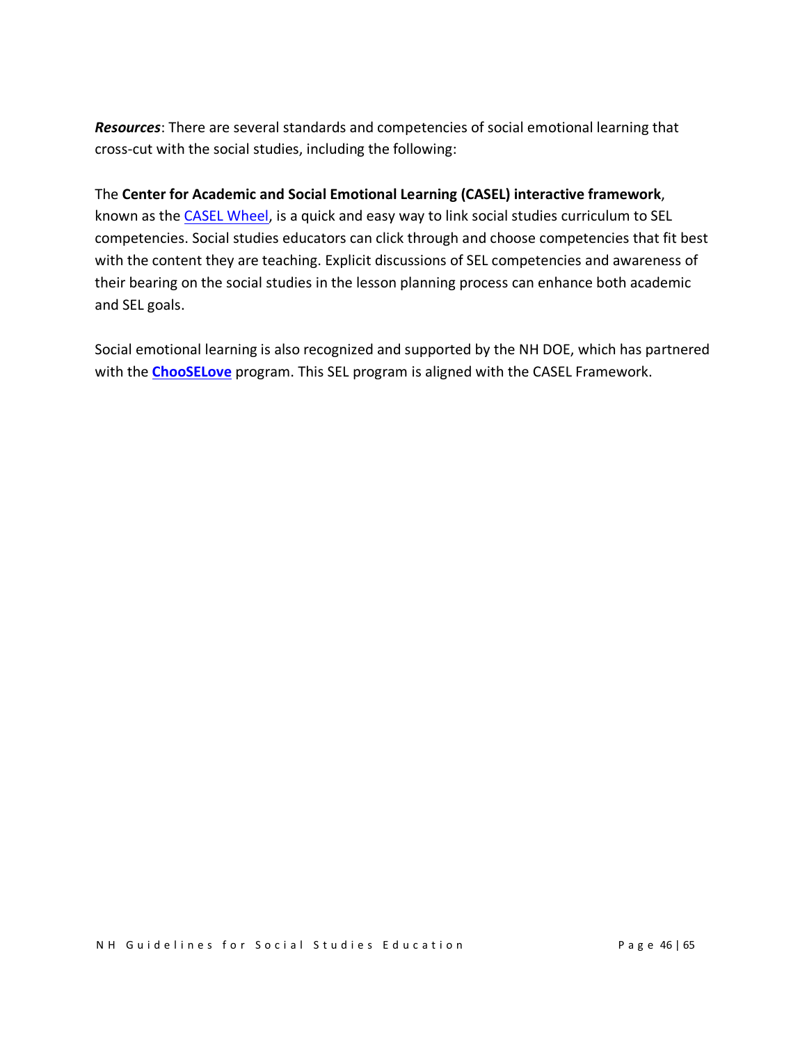***Resources***: There are several standards and competencies of social emotional learning that cross-cut with the social studies, including the following:

The **Center for Academic and Social Emotional Learning (CASEL) interactive framework**, known as the CASEL Wheel, is a quick and easy way to link social studies curriculum to SEL competencies. Social studies educators can click through and choose competencies that fit best with the content they are teaching. Explicit discussions of SEL competencies and awareness of their bearing on the social studies in the lesson planning process can enhance both academic and SEL goals.

Social emotional learning is also recognized and supported by the NH DOE, which has partnered with the **ChooSELove** program. This SEL program is aligned with the CASEL Framework.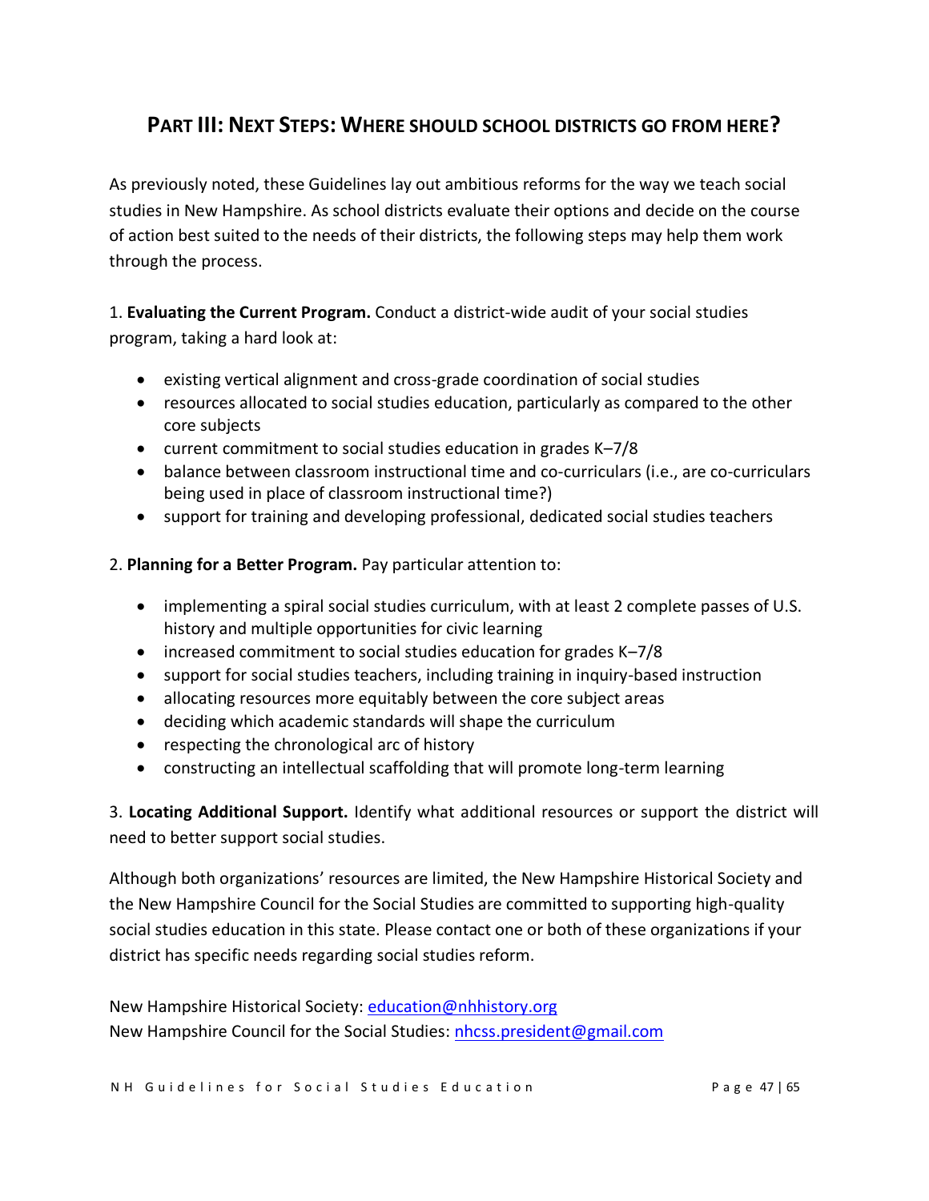## PART III: NEXT STEPS: WHERE SHOULD SCHOOL DISTRICTS GO FROM HERE?

As previously noted, these Guidelines lay out ambitious reforms for the way we teach social studies in New Hampshire. As school districts evaluate their options and decide on the course of action best suited to the needs of their districts, the following steps may help them work through the process.

1. **Evaluating the Current Program.** Conduct a district-wide audit of your social studies program, taking a hard look at:

- existing vertical alignment and cross-grade coordination of social studies
- resources allocated to social studies education, particularly as compared to the other core subjects
- current commitment to social studies education in grades K–7/8
- balance between classroom instructional time and co-curriculars (i.e., are co-curriculars being used in place of classroom instructional time?)
- support for training and developing professional, dedicated social studies teachers

2. **Planning for a Better Program.** Pay particular attention to:

- implementing a spiral social studies curriculum, with at least 2 complete passes of U.S. history and multiple opportunities for civic learning
- increased commitment to social studies education for grades K–7/8
- support for social studies teachers, including training in inquiry-based instruction
- allocating resources more equitably between the core subject areas
- deciding which academic standards will shape the curriculum
- respecting the chronological arc of history
- constructing an intellectual scaffolding that will promote long-term learning

3. **Locating Additional Support.** Identify what additional resources or support the district will need to better support social studies.

Although both organizations' resources are limited, the New Hampshire Historical Society and the New Hampshire Council for the Social Studies are committed to supporting high-quality social studies education in this state. Please contact one or both of these organizations if your district has specific needs regarding social studies reform.

New Hampshire Historical Society: education@nhhistory.org
New Hampshire Council for the Social Studies: nhcss.president@gmail.com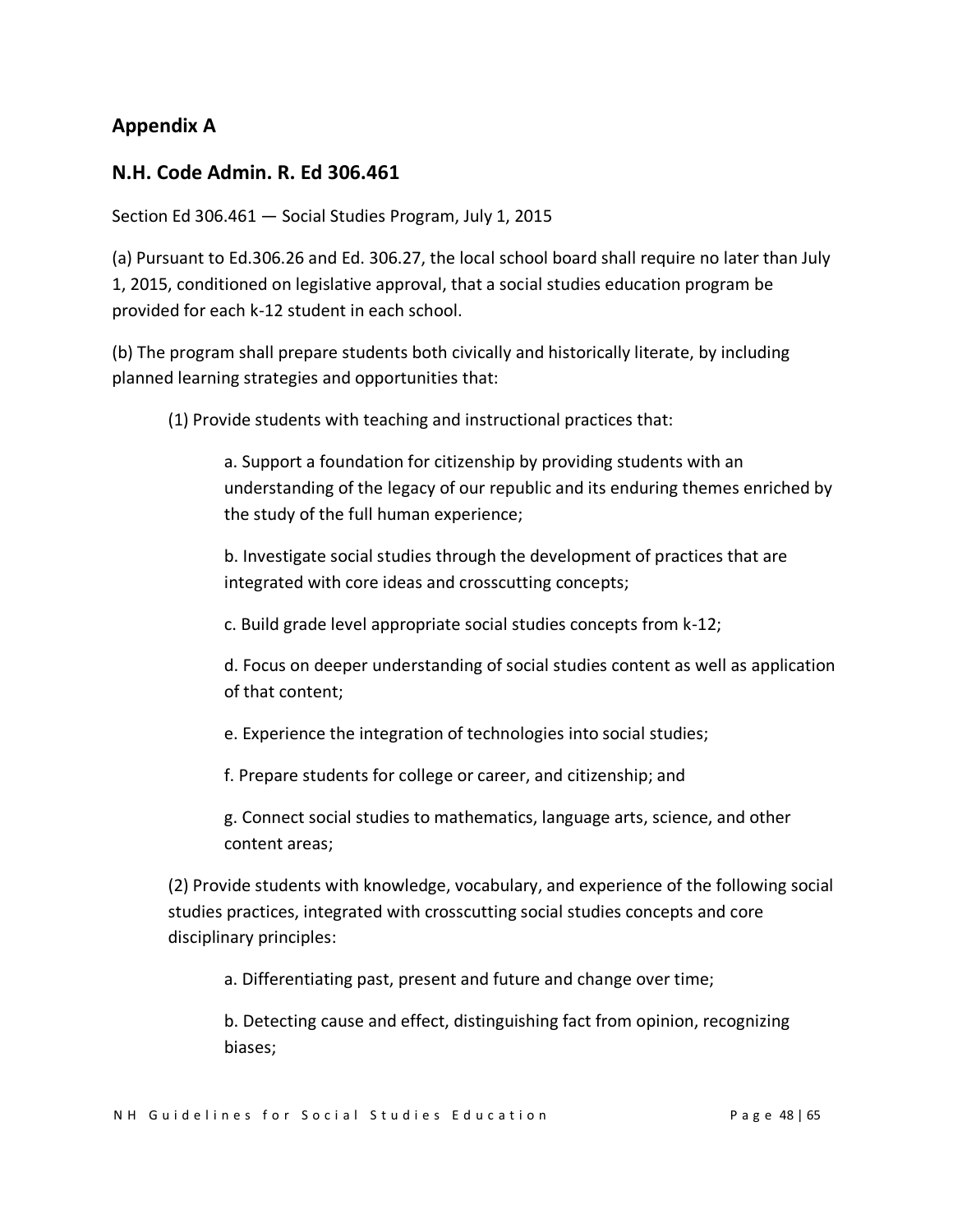## Appendix A

## N.H. Code Admin. R. Ed 306.461

Section Ed 306.461 — Social Studies Program, July 1, 2015

(a) Pursuant to Ed.306.26 and Ed. 306.27, the local school board shall require no later than July 1, 2015, conditioned on legislative approval, that a social studies education program be provided for each k-12 student in each school.

(b) The program shall prepare students both civically and historically literate, by including planned learning strategies and opportunities that:

(1) Provide students with teaching and instructional practices that:

a. Support a foundation for citizenship by providing students with an understanding of the legacy of our republic and its enduring themes enriched by the study of the full human experience;

b. Investigate social studies through the development of practices that are integrated with core ideas and crosscutting concepts;

c. Build grade level appropriate social studies concepts from k-12;

d. Focus on deeper understanding of social studies content as well as application of that content;

e. Experience the integration of technologies into social studies;

f. Prepare students for college or career, and citizenship; and

g. Connect social studies to mathematics, language arts, science, and other content areas;

(2) Provide students with knowledge, vocabulary, and experience of the following social studies practices, integrated with crosscutting social studies concepts and core disciplinary principles:

a. Differentiating past, present and future and change over time;

b. Detecting cause and effect, distinguishing fact from opinion, recognizing biases;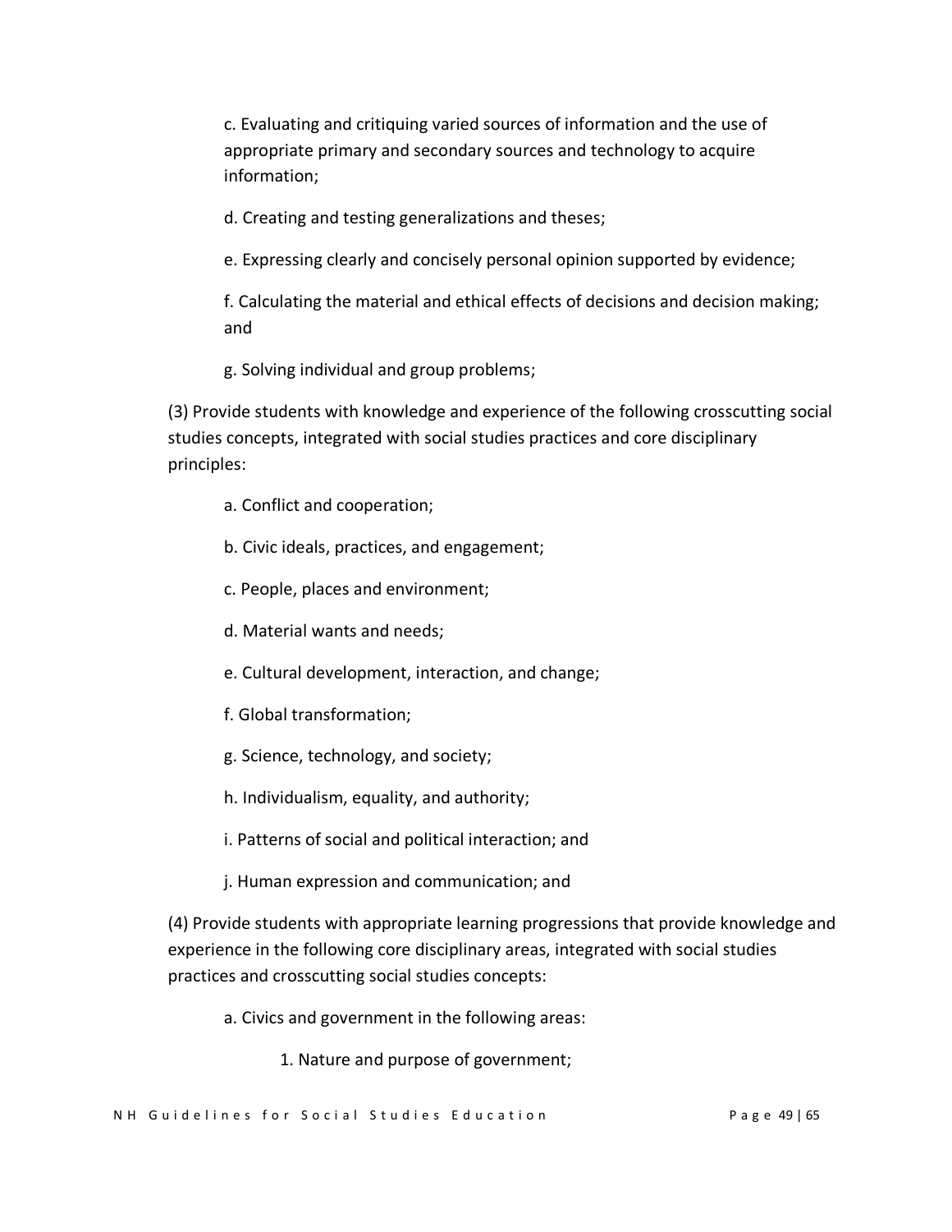c. Evaluating and critiquing varied sources of information and the use of appropriate primary and secondary sources and technology to acquire information;

d. Creating and testing generalizations and theses;

e. Expressing clearly and concisely personal opinion supported by evidence;

f. Calculating the material and ethical effects of decisions and decision making; and

g. Solving individual and group problems;

(3) Provide students with knowledge and experience of the following crosscutting social studies concepts, integrated with social studies practices and core disciplinary principles:

a. Conflict and cooperation;

b. Civic ideals, practices, and engagement;

c. People, places and environment;

d. Material wants and needs;

e. Cultural development, interaction, and change;

f. Global transformation;

g. Science, technology, and society;

h. Individualism, equality, and authority;

i. Patterns of social and political interaction; and

j. Human expression and communication; and

(4) Provide students with appropriate learning progressions that provide knowledge and experience in the following core disciplinary areas, integrated with social studies practices and crosscutting social studies concepts:

a. Civics and government in the following areas:

1. Nature and purpose of government;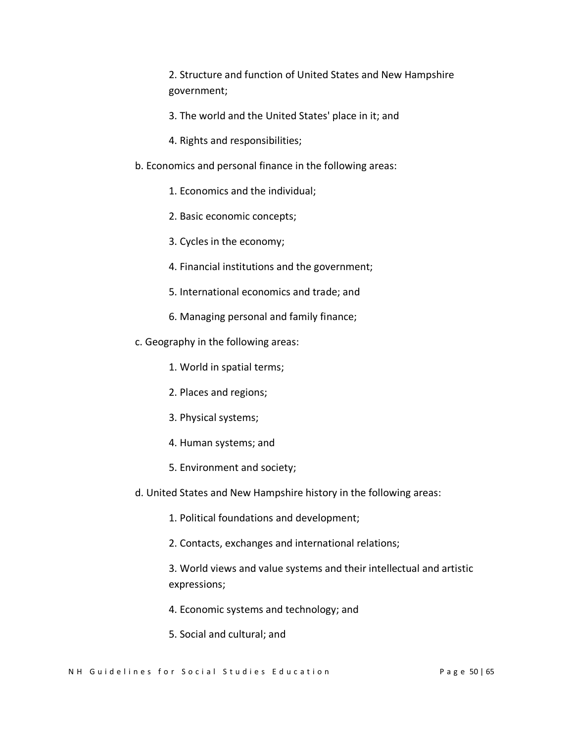2. Structure and function of United States and New Hampshire government;

3. The world and the United States' place in it; and

4. Rights and responsibilities;

b. Economics and personal finance in the following areas:

1. Economics and the individual;

2. Basic economic concepts;

3. Cycles in the economy;

4. Financial institutions and the government;

5. International economics and trade; and

6. Managing personal and family finance;

c. Geography in the following areas:

1. World in spatial terms;

2. Places and regions;

3. Physical systems;

4. Human systems; and

5. Environment and society;

d. United States and New Hampshire history in the following areas:

1. Political foundations and development;

2. Contacts, exchanges and international relations;

3. World views and value systems and their intellectual and artistic expressions;

4. Economic systems and technology; and

5. Social and cultural; and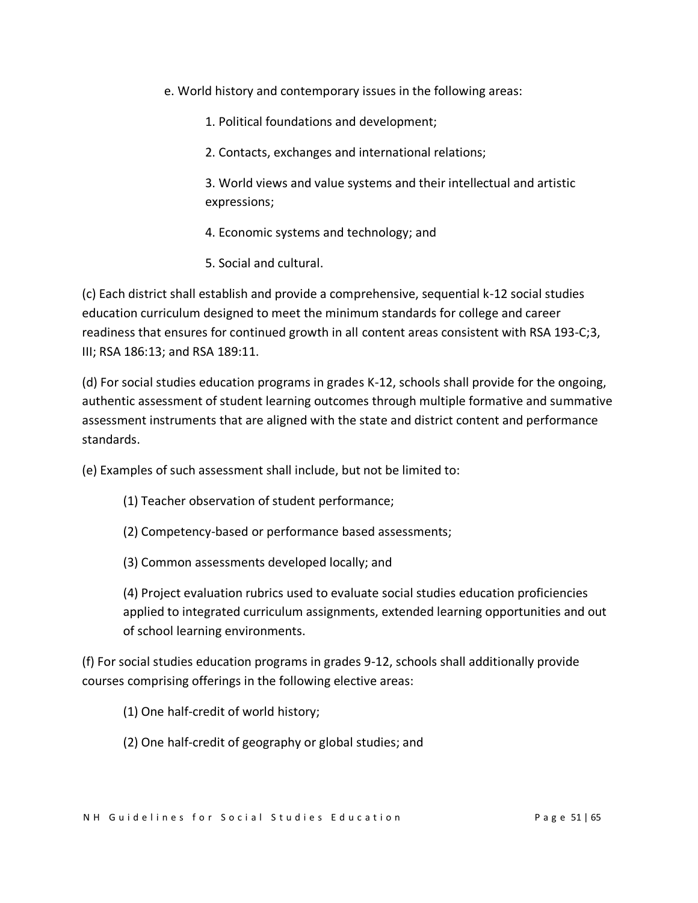e. World history and contemporary issues in the following areas:

1. Political foundations and development;

2. Contacts, exchanges and international relations;

3. World views and value systems and their intellectual and artistic expressions;

4. Economic systems and technology; and

5. Social and cultural.

(c) Each district shall establish and provide a comprehensive, sequential k-12 social studies education curriculum designed to meet the minimum standards for college and career readiness that ensures for continued growth in all content areas consistent with RSA 193-C;3, III; RSA 186:13; and RSA 189:11.

(d) For social studies education programs in grades K-12, schools shall provide for the ongoing, authentic assessment of student learning outcomes through multiple formative and summative assessment instruments that are aligned with the state and district content and performance standards.

(e) Examples of such assessment shall include, but not be limited to:

(1) Teacher observation of student performance;

(2) Competency-based or performance based assessments;

(3) Common assessments developed locally; and

(4) Project evaluation rubrics used to evaluate social studies education proficiencies applied to integrated curriculum assignments, extended learning opportunities and out of school learning environments.

(f) For social studies education programs in grades 9-12, schools shall additionally provide courses comprising offerings in the following elective areas:

(1) One half-credit of world history;

(2) One half-credit of geography or global studies; and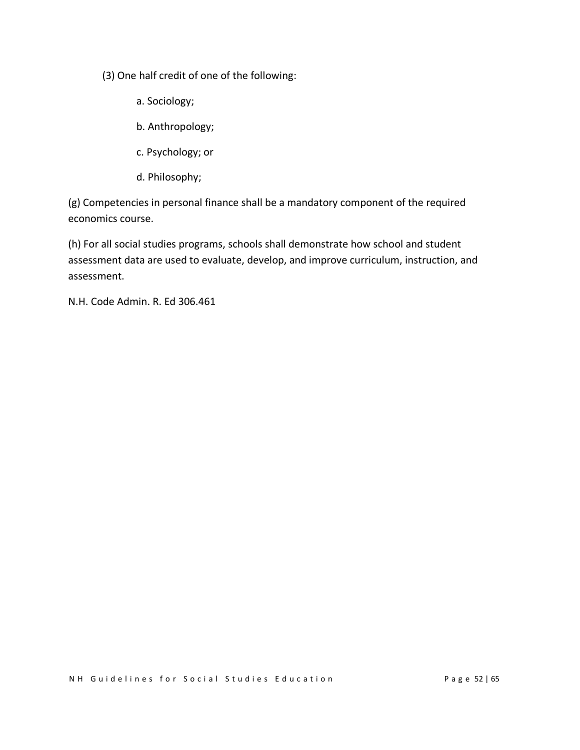(3) One half credit of one of the following:

a. Sociology;

b. Anthropology;

c. Psychology; or

d. Philosophy;

(g) Competencies in personal finance shall be a mandatory component of the required economics course.

(h) For all social studies programs, schools shall demonstrate how school and student assessment data are used to evaluate, develop, and improve curriculum, instruction, and assessment.

N.H. Code Admin. R. Ed 306.461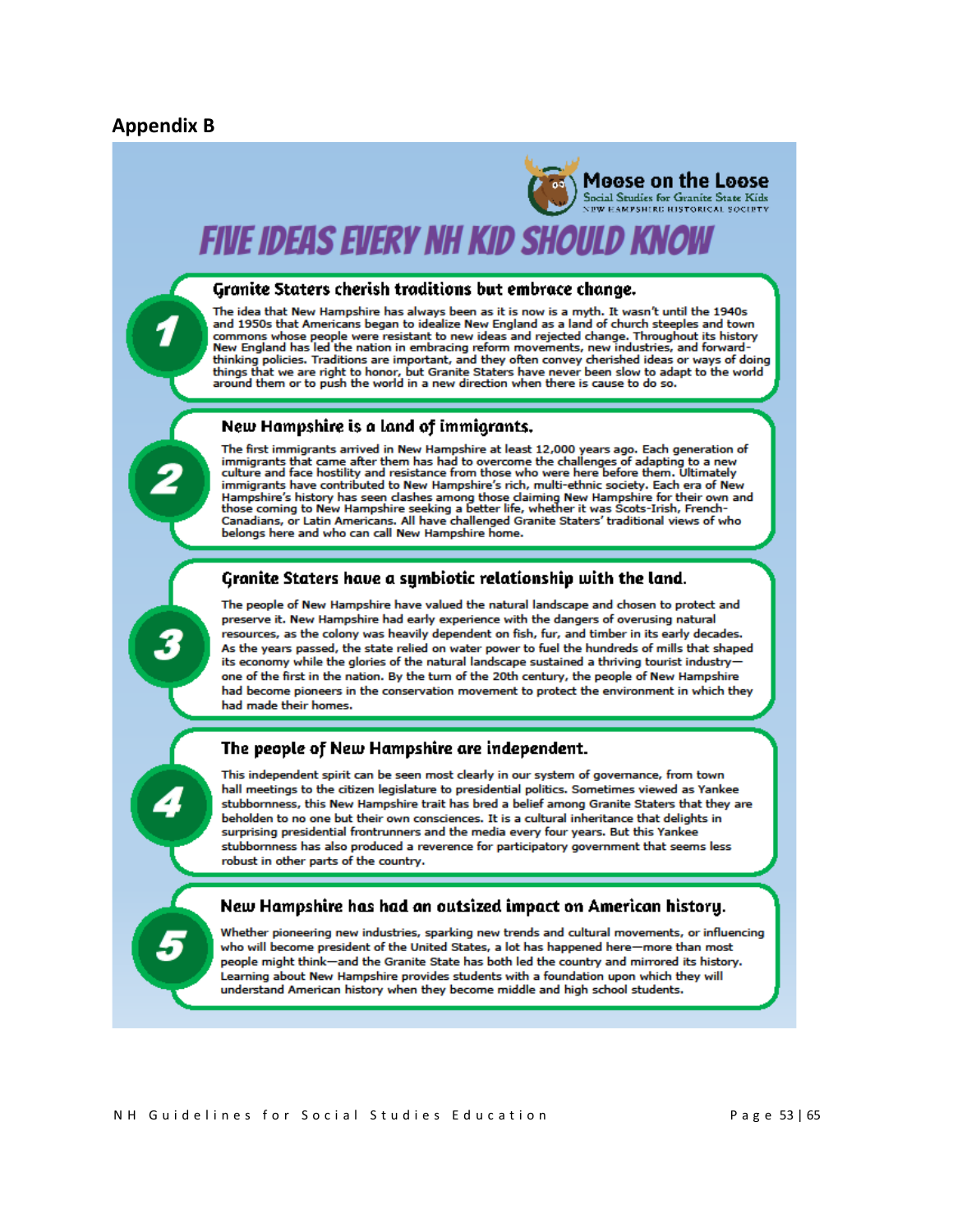## Appendix B

Moose on the Loose
Social Studies for Granite State Kids
NEW HAMPSHIRE HISTORICAL SOCIETY

# FIVE IDEAS EVERY NH KID SHOULD KNOW

### 1 Granite Staters cherish traditions but embrace change.

The idea that New Hampshire has always been as it is now is a myth. It wasn't until the 1940s and 1950s that Americans began to idealize New England as a land of church steeples and town commons whose people were resistant to new ideas and rejected change. Throughout its history New England has led the nation in embracing reform movements, new industries, and forward-thinking policies. Traditions are important, and they often convey cherished ideas or ways of doing things that we are right to honor, but Granite Staters have never been slow to adapt to the world around them or to push the world in a new direction when there is cause to do so.

### 2 New Hampshire is a land of immigrants.

The first immigrants arrived in New Hampshire at least 12,000 years ago. Each generation of immigrants that came after them has had to overcome the challenges of adapting to a new culture and face hostility and resistance from those who were here before them. Ultimately immigrants have contributed to New Hampshire's rich, multi-ethnic society. Each era of New Hampshire's history has seen clashes among those claiming New Hampshire for their own and those coming to New Hampshire seeking a better life, whether it was Scots-Irish, French-Canadians, or Latin Americans. All have challenged Granite Staters' traditional views of who belongs here and who can call New Hampshire home.

### 3 Granite Staters have a symbiotic relationship with the land.

The people of New Hampshire have valued the natural landscape and chosen to protect and preserve it. New Hampshire had early experience with the dangers of overusing natural resources, as the colony was heavily dependent on fish, fur, and timber in its early decades. As the years passed, the state relied on water power to fuel the hundreds of mills that shaped its economy while the glories of the natural landscape sustained a thriving tourist industry—one of the first in the nation. By the turn of the 20th century, the people of New Hampshire had become pioneers in the conservation movement to protect the environment in which they had made their homes.

### 4 The people of New Hampshire are independent.

This independent spirit can be seen most clearly in our system of governance, from town hall meetings to the citizen legislature to presidential politics. Sometimes viewed as Yankee stubbornness, this New Hampshire trait has bred a belief among Granite Staters that they are beholden to no one but their own consciences. It is a cultural inheritance that delights in surprising presidential frontrunners and the media every four years. But this Yankee stubbornness has also produced a reverence for participatory government that seems less robust in other parts of the country.

### 5 New Hampshire has had an outsized impact on American history.

Whether pioneering new industries, sparking new trends and cultural movements, or influencing who will become president of the United States, a lot has happened here—more than most people might think—and the Granite State has both led the country and mirrored its history. Learning about New Hampshire provides students with a foundation upon which they will understand American history when they become middle and high school students.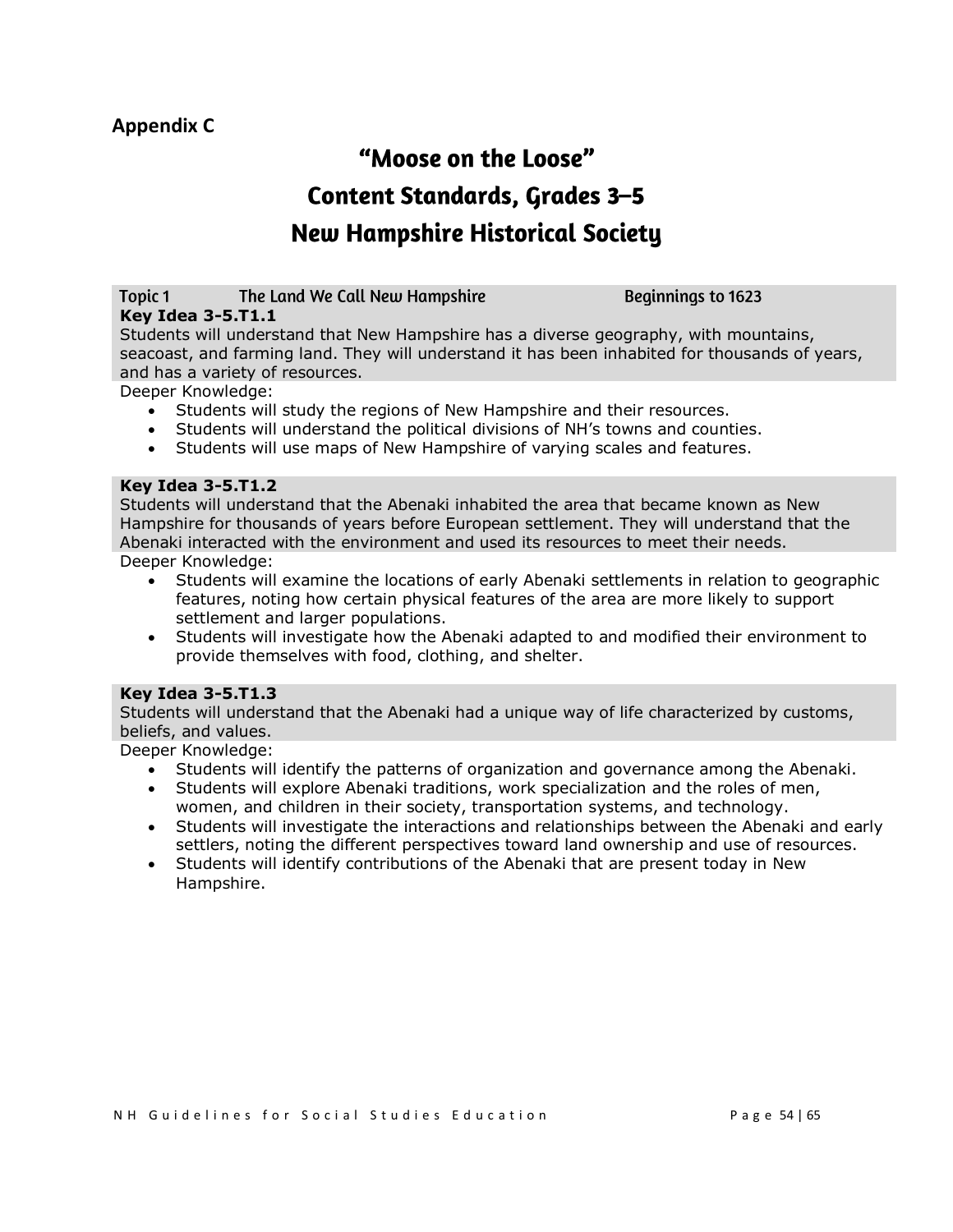**Appendix C**

# "Moose on the Loose"
# Content Standards, Grades 3–5
# New Hampshire Historical Society

**Topic 1 The Land We Call New Hampshire Beginnings to 1623**

**Key Idea 3-5.T1.1**

Students will understand that New Hampshire has a diverse geography, with mountains, seacoast, and farming land. They will understand it has been inhabited for thousands of years, and has a variety of resources.

Deeper Knowledge:

- Students will study the regions of New Hampshire and their resources.
- Students will understand the political divisions of NH's towns and counties.
- Students will use maps of New Hampshire of varying scales and features.

**Key Idea 3-5.T1.2**

Students will understand that the Abenaki inhabited the area that became known as New Hampshire for thousands of years before European settlement. They will understand that the Abenaki interacted with the environment and used its resources to meet their needs.

Deeper Knowledge:

- Students will examine the locations of early Abenaki settlements in relation to geographic features, noting how certain physical features of the area are more likely to support settlement and larger populations.
- Students will investigate how the Abenaki adapted to and modified their environment to provide themselves with food, clothing, and shelter.

**Key Idea 3-5.T1.3**

Students will understand that the Abenaki had a unique way of life characterized by customs, beliefs, and values.

Deeper Knowledge:

- Students will identify the patterns of organization and governance among the Abenaki.
- Students will explore Abenaki traditions, work specialization and the roles of men, women, and children in their society, transportation systems, and technology.
- Students will investigate the interactions and relationships between the Abenaki and early settlers, noting the different perspectives toward land ownership and use of resources.
- Students will identify contributions of the Abenaki that are present today in New Hampshire.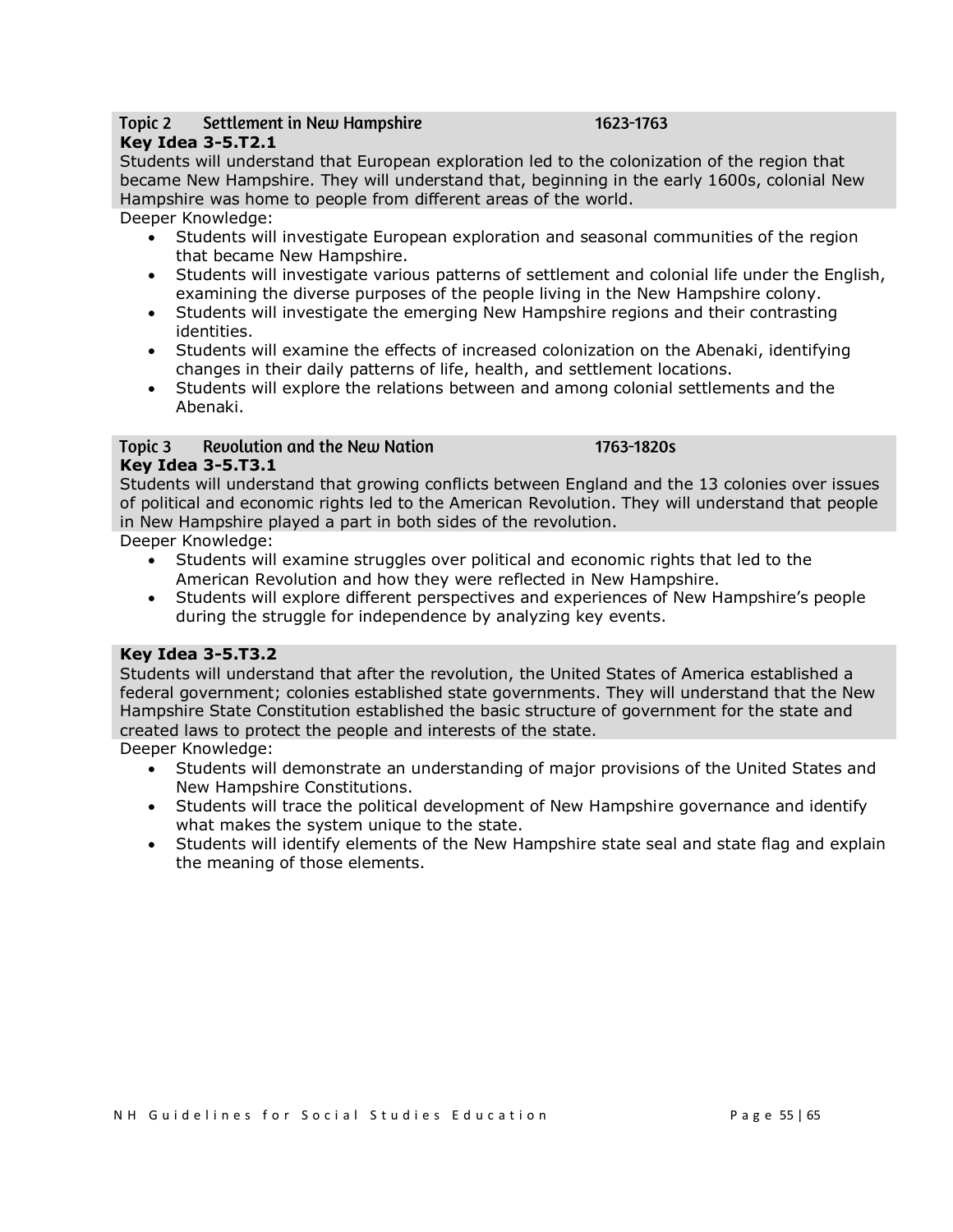### Topic 2 Settlement in New Hampshire 1623-1763

**Key Idea 3-5.T2.1**

Students will understand that European exploration led to the colonization of the region that became New Hampshire. They will understand that, beginning in the early 1600s, colonial New Hampshire was home to people from different areas of the world.

Deeper Knowledge:

- Students will investigate European exploration and seasonal communities of the region that became New Hampshire.
- Students will investigate various patterns of settlement and colonial life under the English, examining the diverse purposes of the people living in the New Hampshire colony.
- Students will investigate the emerging New Hampshire regions and their contrasting identities.
- Students will examine the effects of increased colonization on the Abenaki, identifying changes in their daily patterns of life, health, and settlement locations.
- Students will explore the relations between and among colonial settlements and the Abenaki.

### Topic 3 Revolution and the New Nation 1763-1820s

**Key Idea 3-5.T3.1**

Students will understand that growing conflicts between England and the 13 colonies over issues of political and economic rights led to the American Revolution. They will understand that people in New Hampshire played a part in both sides of the revolution.

Deeper Knowledge:

- Students will examine struggles over political and economic rights that led to the American Revolution and how they were reflected in New Hampshire.
- Students will explore different perspectives and experiences of New Hampshire's people during the struggle for independence by analyzing key events.

**Key Idea 3-5.T3.2**

Students will understand that after the revolution, the United States of America established a federal government; colonies established state governments. They will understand that the New Hampshire State Constitution established the basic structure of government for the state and created laws to protect the people and interests of the state.

Deeper Knowledge:

- Students will demonstrate an understanding of major provisions of the United States and New Hampshire Constitutions.
- Students will trace the political development of New Hampshire governance and identify what makes the system unique to the state.
- Students will identify elements of the New Hampshire state seal and state flag and explain the meaning of those elements.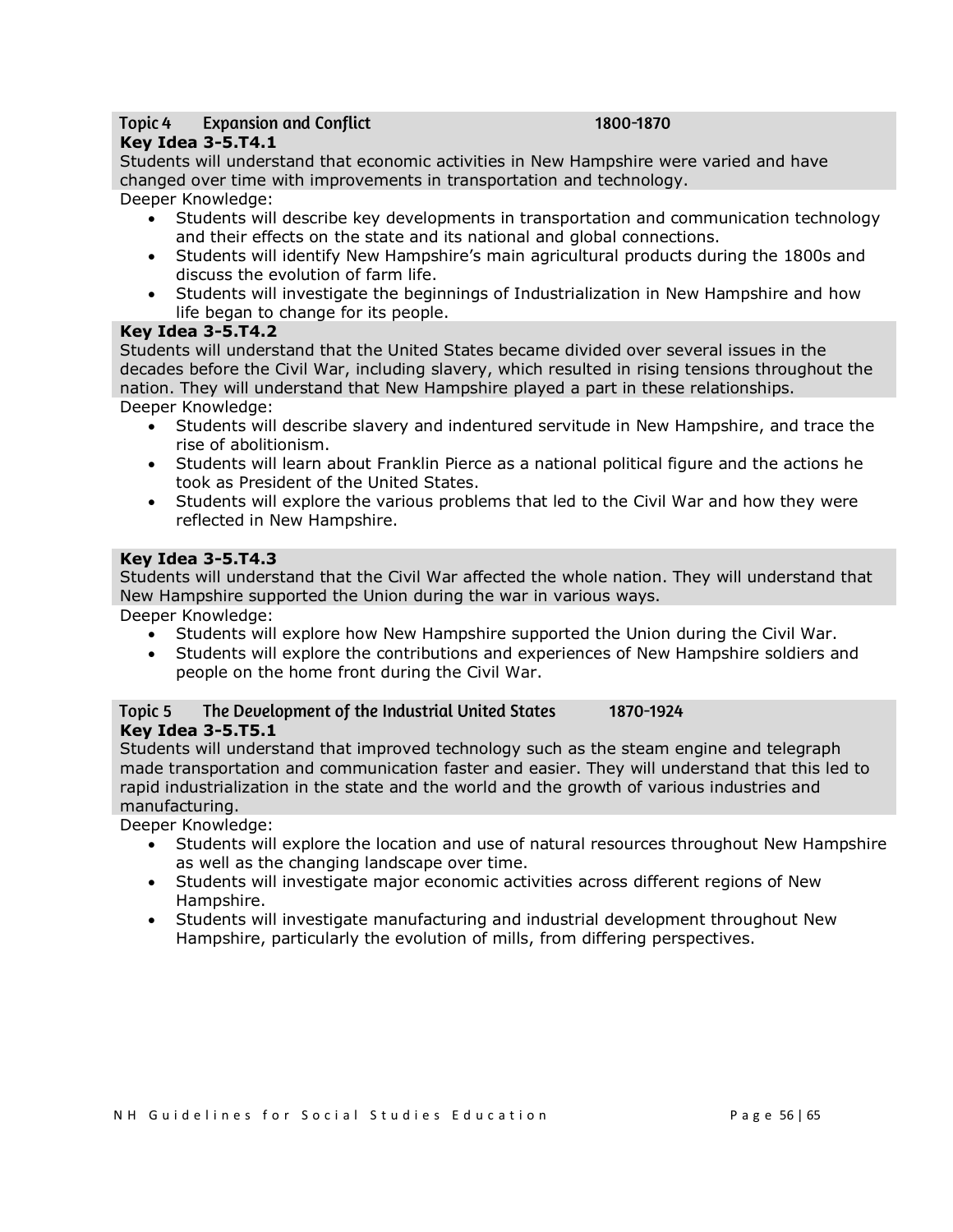## Topic 4 Expansion and Conflict 1800-1870

### Key Idea 3-5.T4.1

Students will understand that economic activities in New Hampshire were varied and have changed over time with improvements in transportation and technology.

Deeper Knowledge:

- Students will describe key developments in transportation and communication technology and their effects on the state and its national and global connections.
- Students will identify New Hampshire's main agricultural products during the 1800s and discuss the evolution of farm life.
- Students will investigate the beginnings of Industrialization in New Hampshire and how life began to change for its people.

### Key Idea 3-5.T4.2

Students will understand that the United States became divided over several issues in the decades before the Civil War, including slavery, which resulted in rising tensions throughout the nation. They will understand that New Hampshire played a part in these relationships.

Deeper Knowledge:

- Students will describe slavery and indentured servitude in New Hampshire, and trace the rise of abolitionism.
- Students will learn about Franklin Pierce as a national political figure and the actions he took as President of the United States.
- Students will explore the various problems that led to the Civil War and how they were reflected in New Hampshire.

### Key Idea 3-5.T4.3

Students will understand that the Civil War affected the whole nation. They will understand that New Hampshire supported the Union during the war in various ways.

Deeper Knowledge:

- Students will explore how New Hampshire supported the Union during the Civil War.
- Students will explore the contributions and experiences of New Hampshire soldiers and people on the home front during the Civil War.

## Topic 5 The Development of the Industrial United States 1870-1924

### Key Idea 3-5.T5.1

Students will understand that improved technology such as the steam engine and telegraph made transportation and communication faster and easier. They will understand that this led to rapid industrialization in the state and the world and the growth of various industries and manufacturing.

Deeper Knowledge:

- Students will explore the location and use of natural resources throughout New Hampshire as well as the changing landscape over time.
- Students will investigate major economic activities across different regions of New Hampshire.
- Students will investigate manufacturing and industrial development throughout New Hampshire, particularly the evolution of mills, from differing perspectives.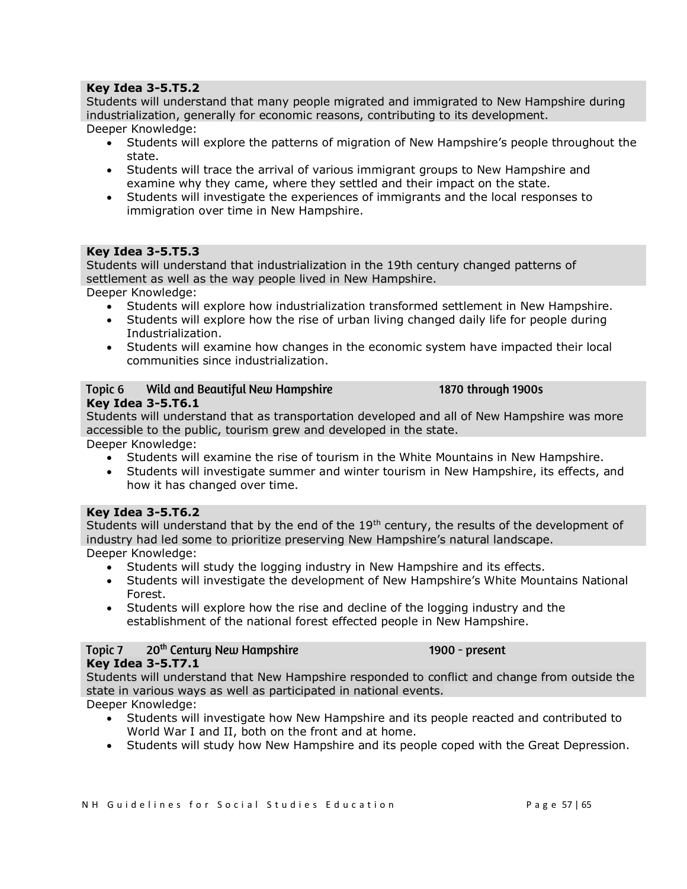**Key Idea 3-5.T5.2**
Students will understand that many people migrated and immigrated to New Hampshire during industrialization, generally for economic reasons, contributing to its development.
Deeper Knowledge:

- Students will explore the patterns of migration of New Hampshire's people throughout the state.
- Students will trace the arrival of various immigrant groups to New Hampshire and examine why they came, where they settled and their impact on the state.
- Students will investigate the experiences of immigrants and the local responses to immigration over time in New Hampshire.

**Key Idea 3-5.T5.3**
Students will understand that industrialization in the 19th century changed patterns of settlement as well as the way people lived in New Hampshire.
Deeper Knowledge:

- Students will explore how industrialization transformed settlement in New Hampshire.
- Students will explore how the rise of urban living changed daily life for people during Industrialization.
- Students will examine how changes in the economic system have impacted their local communities since industrialization.

## Topic 6 Wild and Beautiful New Hampshire 1870 through 1900s

**Key Idea 3-5.T6.1**
Students will understand that as transportation developed and all of New Hampshire was more accessible to the public, tourism grew and developed in the state.
Deeper Knowledge:

- Students will examine the rise of tourism in the White Mountains in New Hampshire.
- Students will investigate summer and winter tourism in New Hampshire, its effects, and how it has changed over time.

**Key Idea 3-5.T6.2**
Students will understand that by the end of the 19th century, the results of the development of industry had led some to prioritize preserving New Hampshire's natural landscape.
Deeper Knowledge:

- Students will study the logging industry in New Hampshire and its effects.
- Students will investigate the development of New Hampshire's White Mountains National Forest.
- Students will explore how the rise and decline of the logging industry and the establishment of the national forest effected people in New Hampshire.

## Topic 7 20th Century New Hampshire 1900 - present

**Key Idea 3-5.T7.1**
Students will understand that New Hampshire responded to conflict and change from outside the state in various ways as well as participated in national events.
Deeper Knowledge:

- Students will investigate how New Hampshire and its people reacted and contributed to World War I and II, both on the front and at home.
- Students will study how New Hampshire and its people coped with the Great Depression.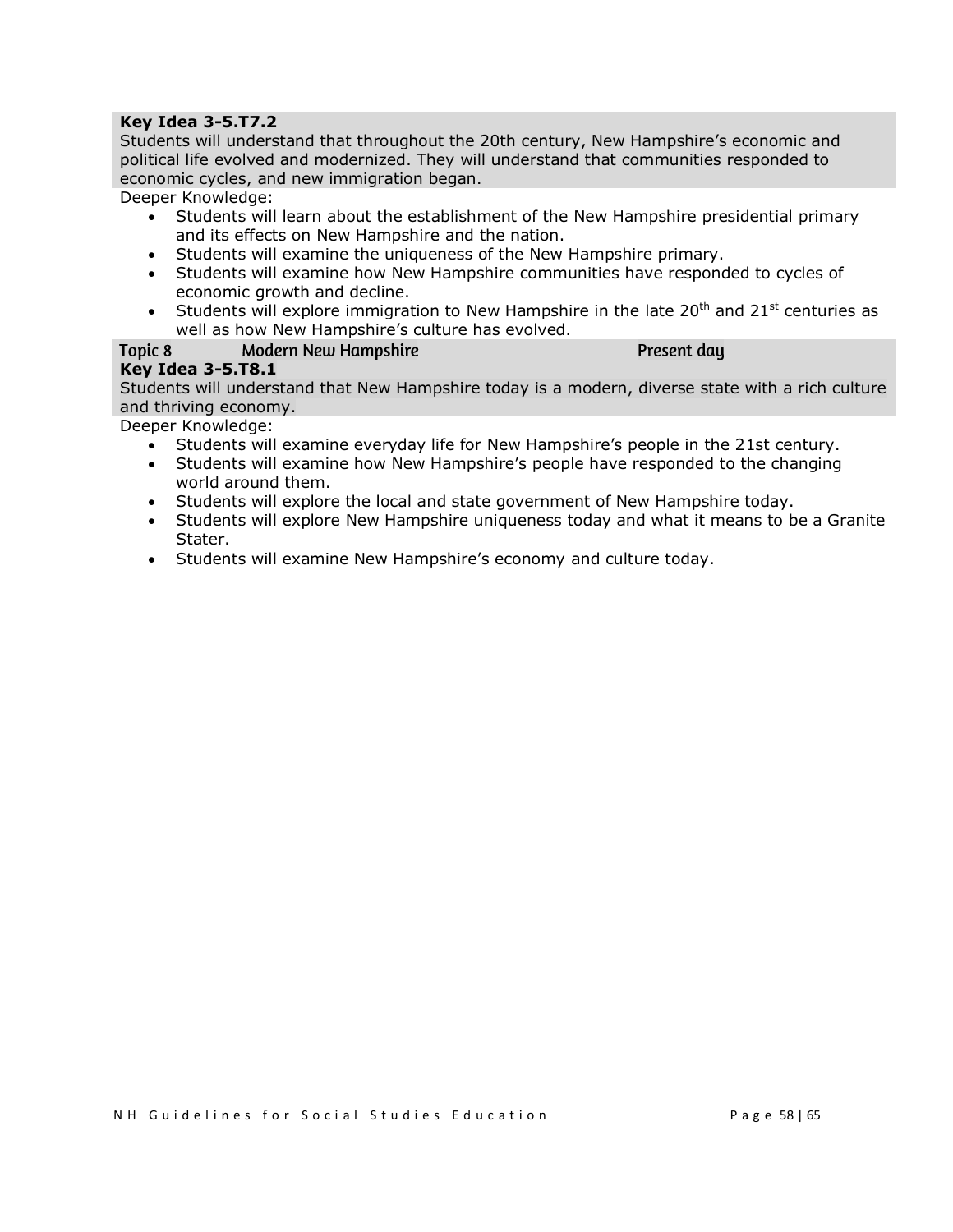**Key Idea 3-5.T7.2**

Students will understand that throughout the 20th century, New Hampshire's economic and political life evolved and modernized. They will understand that communities responded to economic cycles, and new immigration began.

Deeper Knowledge:

- Students will learn about the establishment of the New Hampshire presidential primary and its effects on New Hampshire and the nation.
- Students will examine the uniqueness of the New Hampshire primary.
- Students will examine how New Hampshire communities have responded to cycles of economic growth and decline.
- Students will explore immigration to New Hampshire in the late 20th and 21st centuries as well as how New Hampshire's culture has evolved.

**Topic 8 Modern New Hampshire Present day**

**Key Idea 3-5.T8.1**

Students will understand that New Hampshire today is a modern, diverse state with a rich culture and thriving economy.

Deeper Knowledge:

- Students will examine everyday life for New Hampshire's people in the 21st century.
- Students will examine how New Hampshire's people have responded to the changing world around them.
- Students will explore the local and state government of New Hampshire today.
- Students will explore New Hampshire uniqueness today and what it means to be a Granite Stater.
- Students will examine New Hampshire's economy and culture today.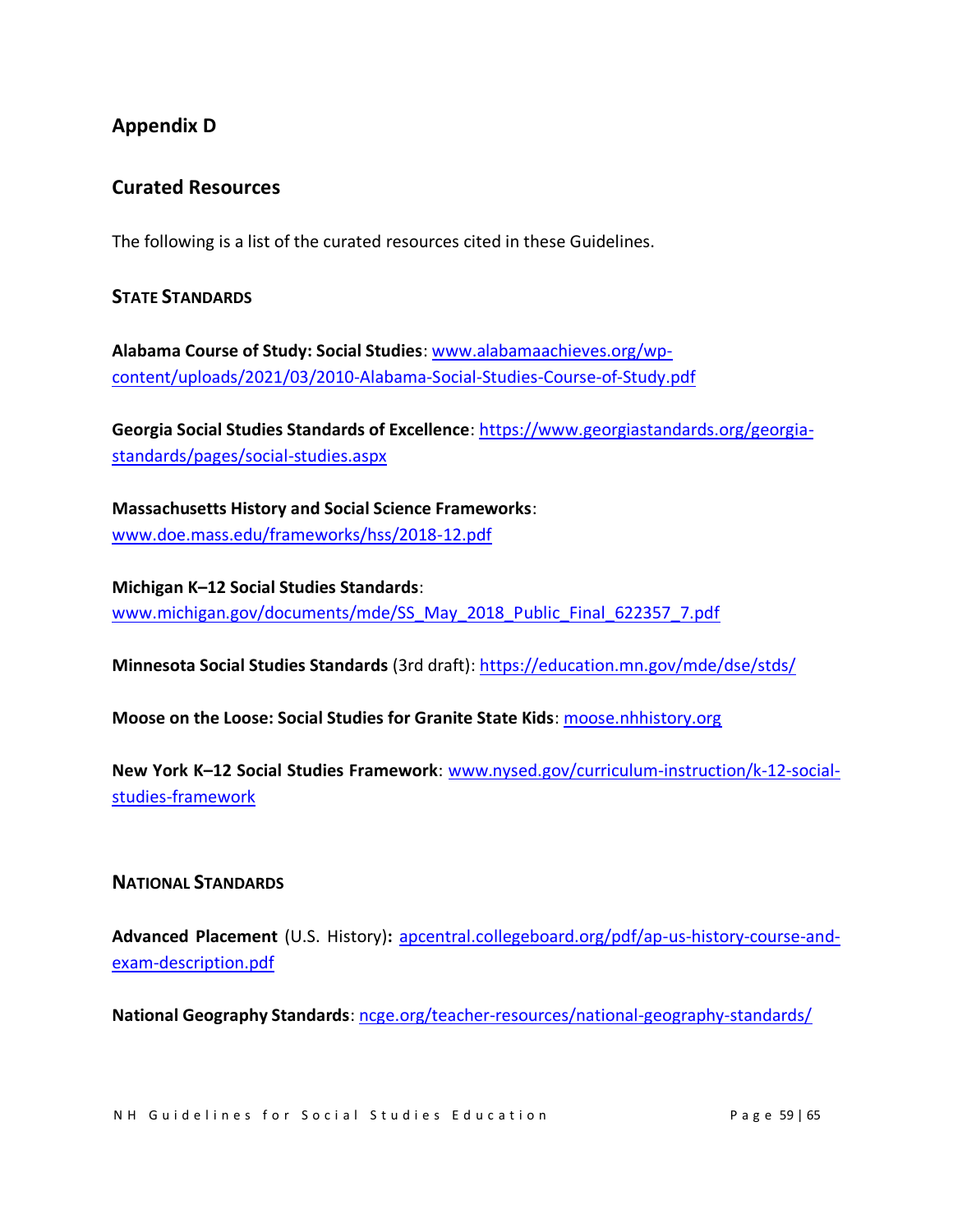## Appendix D

## Curated Resources

The following is a list of the curated resources cited in these Guidelines.

### STATE STANDARDS

**Alabama Course of Study: Social Studies**: www.alabamaachieves.org/wp-content/uploads/2021/03/2010-Alabama-Social-Studies-Course-of-Study.pdf

**Georgia Social Studies Standards of Excellence**: https://www.georgiastandards.org/georgia-standards/pages/social-studies.aspx

**Massachusetts History and Social Science Frameworks**: www.doe.mass.edu/frameworks/hss/2018-12.pdf

**Michigan K–12 Social Studies Standards**: www.michigan.gov/documents/mde/SS_May_2018_Public_Final_622357_7.pdf

**Minnesota Social Studies Standards** (3rd draft): https://education.mn.gov/mde/dse/stds/

**Moose on the Loose: Social Studies for Granite State Kids**: moose.nhhistory.org

**New York K–12 Social Studies Framework**: www.nysed.gov/curriculum-instruction/k-12-social-studies-framework

### NATIONAL STANDARDS

**Advanced Placement** (U.S. History)**:** apcentral.collegeboard.org/pdf/ap-us-history-course-and-exam-description.pdf

**National Geography Standards**: ncge.org/teacher-resources/national-geography-standards/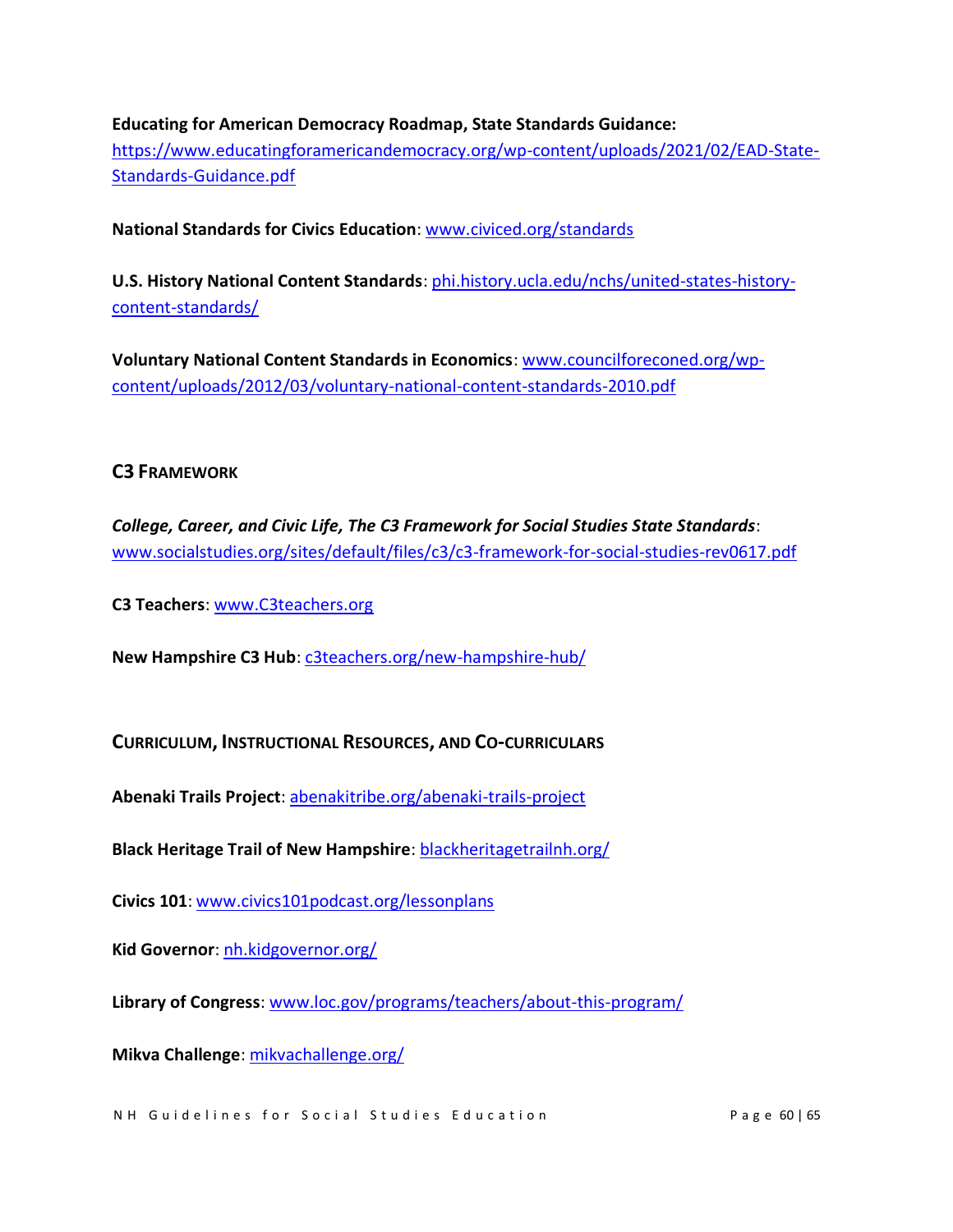**Educating for American Democracy Roadmap, State Standards Guidance:** https://www.educatingforamericandemocracy.org/wp-content/uploads/2021/02/EAD-State-Standards-Guidance.pdf

**National Standards for Civics Education**: www.civiced.org/standards

**U.S. History National Content Standards**: phi.history.ucla.edu/nchs/united-states-history-content-standards/

**Voluntary National Content Standards in Economics**: www.councilforeconed.org/wp-content/uploads/2012/03/voluntary-national-content-standards-2010.pdf

## C3 Framework

***College, Career, and Civic Life, The C3 Framework for Social Studies State Standards***: www.socialstudies.org/sites/default/files/c3/c3-framework-for-social-studies-rev0617.pdf

**C3 Teachers**: www.C3teachers.org

**New Hampshire C3 Hub**: c3teachers.org/new-hampshire-hub/

## Curriculum, Instructional Resources, and Co-curriculars

**Abenaki Trails Project**: abenakitribe.org/abenaki-trails-project

**Black Heritage Trail of New Hampshire**: blackheritagetrailnh.org/

**Civics 101**: www.civics101podcast.org/lessonplans

**Kid Governor**: nh.kidgovernor.org/

**Library of Congress**: www.loc.gov/programs/teachers/about-this-program/

**Mikva Challenge**: mikvachallenge.org/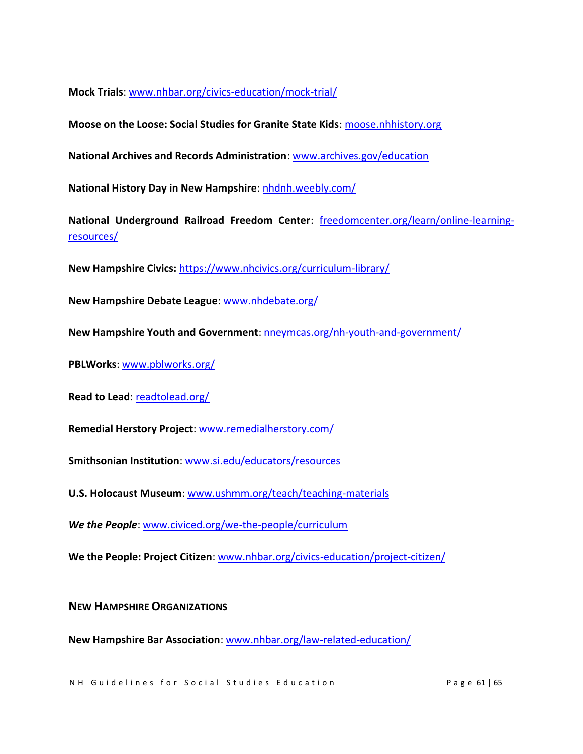**Mock Trials**: www.nhbar.org/civics-education/mock-trial/

**Moose on the Loose: Social Studies for Granite State Kids**: moose.nhhistory.org

**National Archives and Records Administration**: www.archives.gov/education

**National History Day in New Hampshire**: nhdnh.weebly.com/

**National Underground Railroad Freedom Center**: freedomcenter.org/learn/online-learning-resources/

**New Hampshire Civics:** https://www.nhcivics.org/curriculum-library/

**New Hampshire Debate League**: www.nhdebate.org/

**New Hampshire Youth and Government**: nneymcas.org/nh-youth-and-government/

**PBLWorks**: www.pblworks.org/

**Read to Lead**: readtolead.org/

**Remedial Herstory Project**: www.remedialherstory.com/

**Smithsonian Institution**: www.si.edu/educators/resources

**U.S. Holocaust Museum**: www.ushmm.org/teach/teaching-materials

***We the People***: www.civiced.org/we-the-people/curriculum

**We the People: Project Citizen**: www.nhbar.org/civics-education/project-citizen/

## New Hampshire Organizations

**New Hampshire Bar Association**: www.nhbar.org/law-related-education/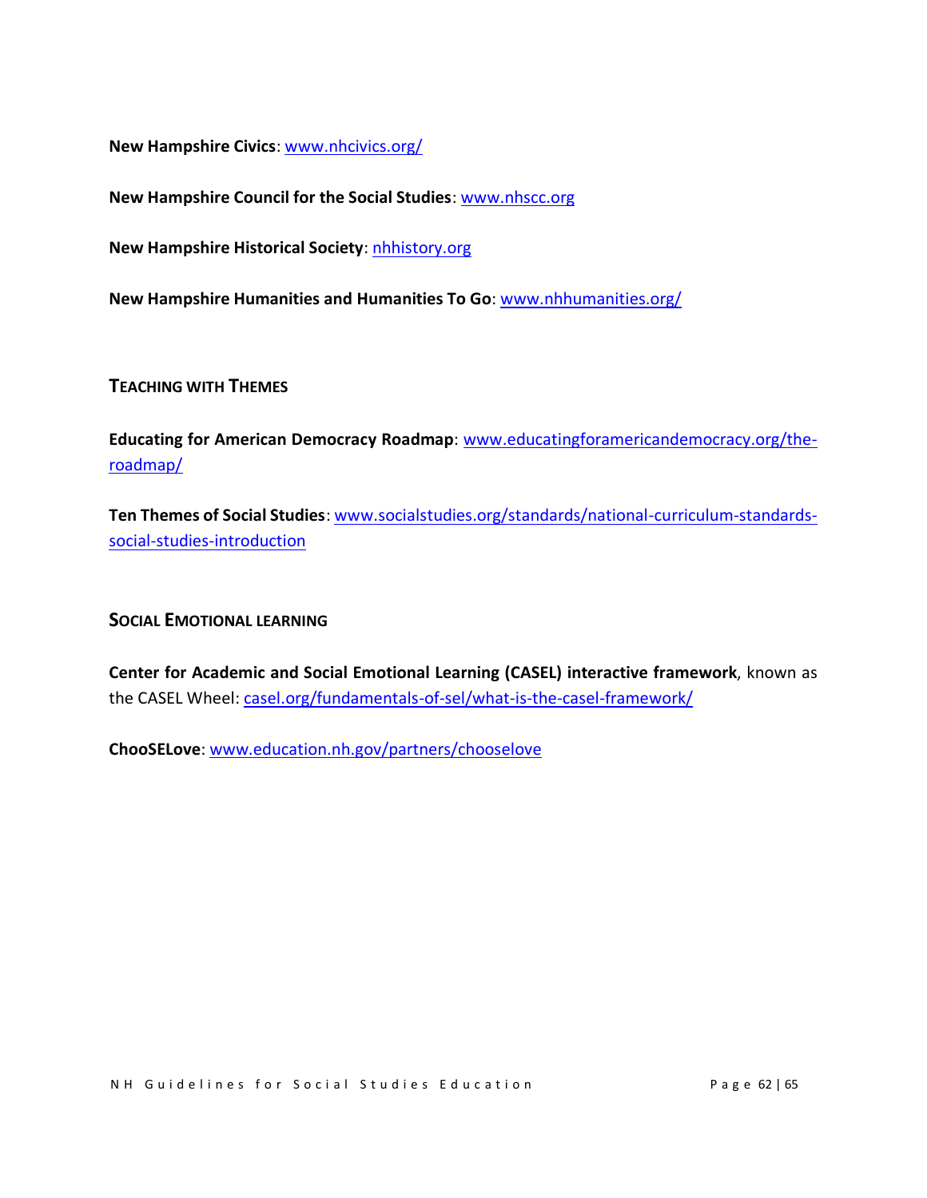**New Hampshire Civics**: www.nhcivics.org/

**New Hampshire Council for the Social Studies**: www.nhscc.org

**New Hampshire Historical Society**: nhhistory.org

**New Hampshire Humanities and Humanities To Go**: www.nhhumanities.org/

### Teaching with Themes

**Educating for American Democracy Roadmap**: www.educatingforamericandemocracy.org/the-roadmap/

**Ten Themes of Social Studies**: www.socialstudies.org/standards/national-curriculum-standards-social-studies-introduction

### Social Emotional Learning

**Center for Academic and Social Emotional Learning (CASEL) interactive framework**, known as the CASEL Wheel: casel.org/fundamentals-of-sel/what-is-the-casel-framework/

**ChooSELove**: www.education.nh.gov/partners/chooselove